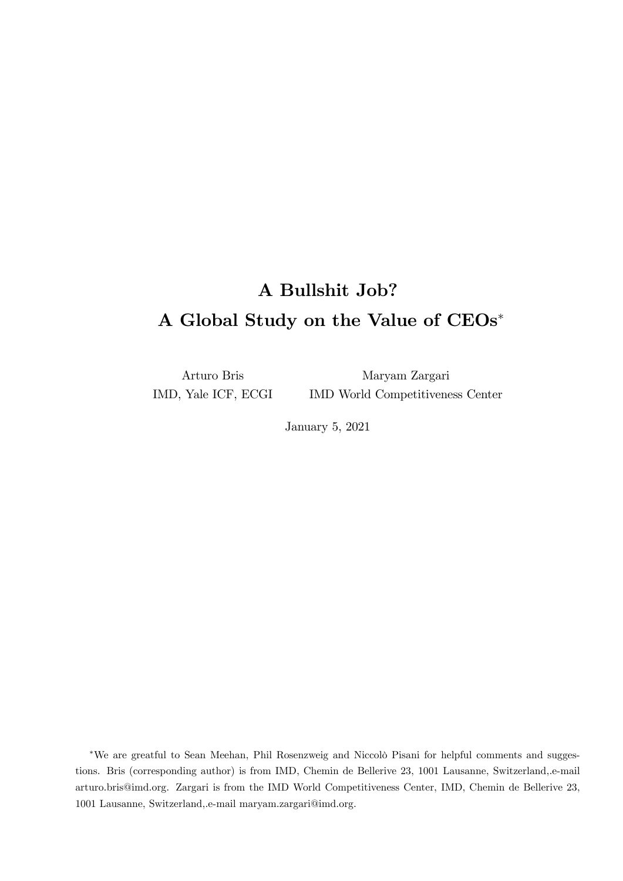# A Bullshit Job?

# A Global Study on the Value of CEOs*

Arturo Bris
IMD, Yale ICF, ECGI

Maryam Zargari
IMD World Competitiveness Center

January 5, 2021

*We are greatful to Sean Meehan, Phil Rosenzweig and Niccolò Pisani for helpful comments and suggestions. Bris (corresponding author) is from IMD, Chemin de Bellerive 23, 1001 Lausanne, Switzerland,.e-mail arturo.bris@imd.org. Zargari is from the IMD World Competitiveness Center, IMD, Chemin de Bellerive 23, 1001 Lausanne, Switzerland,.e-mail maryam.zargari@imd.org.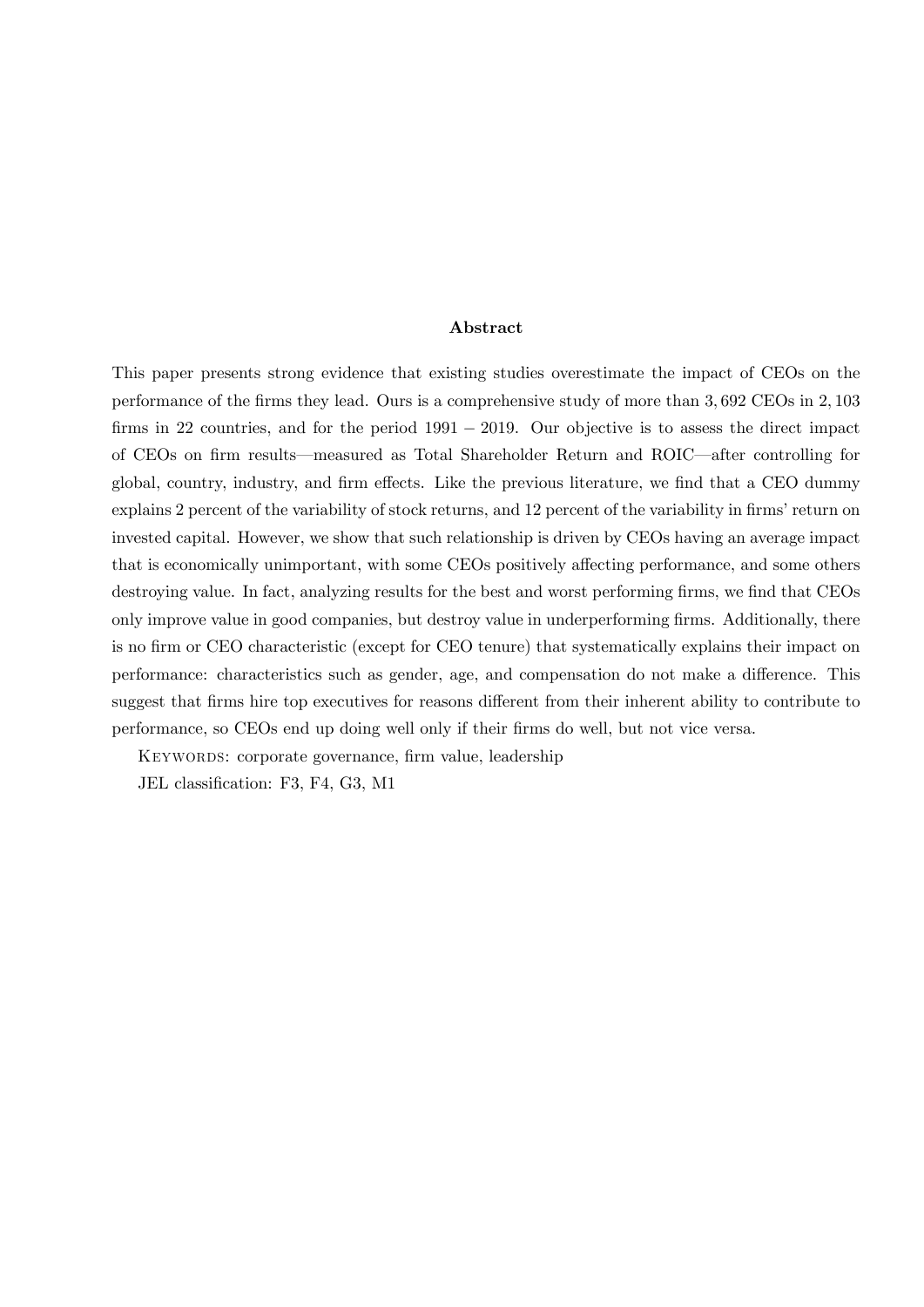**Abstract**

This paper presents strong evidence that existing studies overestimate the impact of CEOs on the performance of the firms they lead. Ours is a comprehensive study of more than $3,692$ CEOs in $2,103$ firms in 22 countries, and for the period $1991-2019$. Our objective is to assess the direct impact of CEOs on firm results—measured as Total Shareholder Return and ROIC—after controlling for global, country, industry, and firm effects. Like the previous literature, we find that a CEO dummy explains 2 percent of the variability of stock returns, and 12 percent of the variability in firms' return on invested capital. However, we show that such relationship is driven by CEOs having an average impact that is economically unimportant, with some CEOs positively affecting performance, and some others destroying value. In fact, analyzing results for the best and worst performing firms, we find that CEOs only improve value in good companies, but destroy value in underperforming firms. Additionally, there is no firm or CEO characteristic (except for CEO tenure) that systematically explains their impact on performance: characteristics such as gender, age, and compensation do not make a difference. This suggest that firms hire top executives for reasons different from their inherent ability to contribute to performance, so CEOs end up doing well only if their firms do well, but not vice versa.

Keywords: corporate governance, firm value, leadership

JEL classification: F3, F4, G3, M1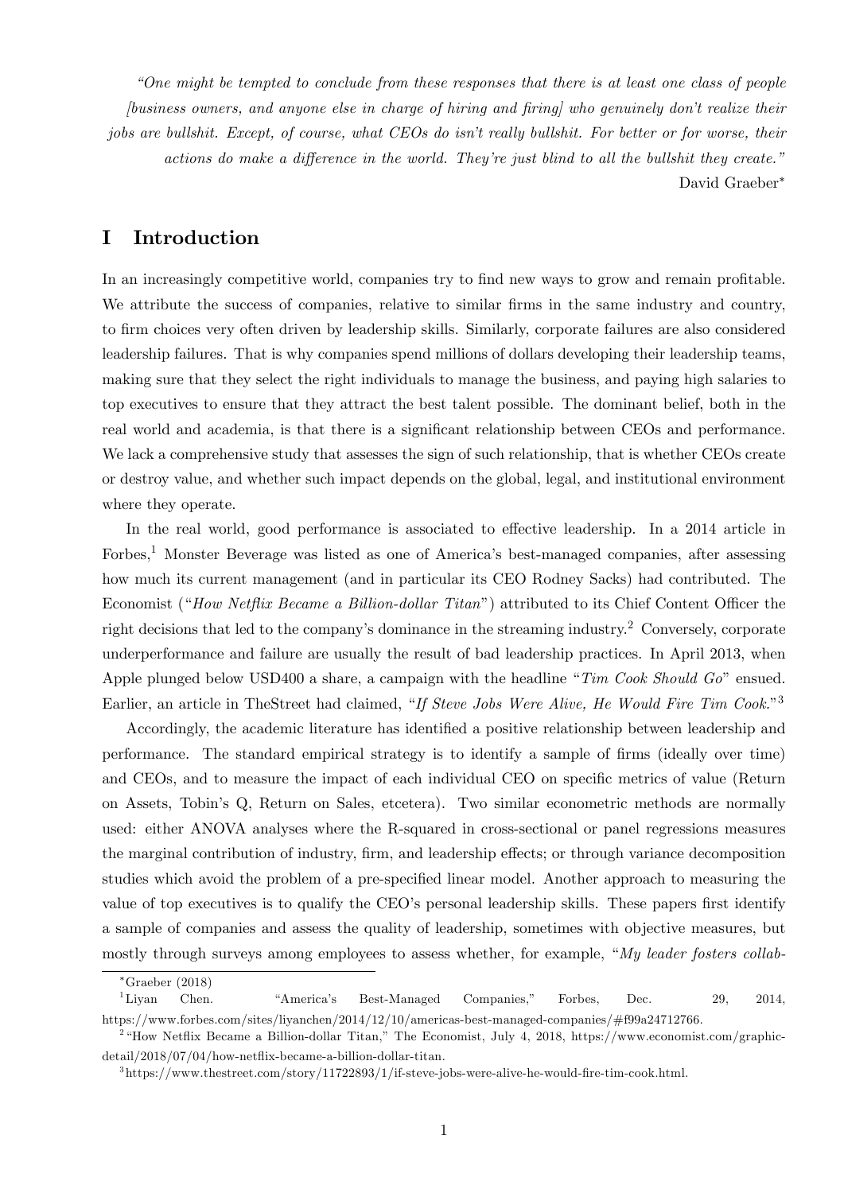*"One might be tempted to conclude from these responses that there is at least one class of people [business owners, and anyone else in charge of hiring and firing] who genuinely don't realize their jobs are bullshit. Except, of course, what CEOs do isn't really bullshit. For better or for worse, their actions do make a difference in the world. They're just blind to all the bullshit they create."*

David Graeber[*]

# I Introduction

In an increasingly competitive world, companies try to find new ways to grow and remain profitable. We attribute the success of companies, relative to similar firms in the same industry and country, to firm choices very often driven by leadership skills. Similarly, corporate failures are also considered leadership failures. That is why companies spend millions of dollars developing their leadership teams, making sure that they select the right individuals to manage the business, and paying high salaries to top executives to ensure that they attract the best talent possible. The dominant belief, both in the real world and academia, is that there is a significant relationship between CEOs and performance. We lack a comprehensive study that assesses the sign of such relationship, that is whether CEOs create or destroy value, and whether such impact depends on the global, legal, and institutional environment where they operate.

In the real world, good performance is associated to effective leadership. In a 2014 article in Forbes,[1] Monster Beverage was listed as one of America's best-managed companies, after assessing how much its current management (and in particular its CEO Rodney Sacks) had contributed. The Economist ("*How Netflix Became a Billion-dollar Titan*") attributed to its Chief Content Officer the right decisions that led to the company's dominance in the streaming industry.[2] Conversely, corporate underperformance and failure are usually the result of bad leadership practices. In April 2013, when Apple plunged below USD400 a share, a campaign with the headline "*Tim Cook Should Go*" ensued. Earlier, an article in TheStreet had claimed, "*If Steve Jobs Were Alive, He Would Fire Tim Cook.*"[3]

Accordingly, the academic literature has identified a positive relationship between leadership and performance. The standard empirical strategy is to identify a sample of firms (ideally over time) and CEOs, and to measure the impact of each individual CEO on specific metrics of value (Return on Assets, Tobin's Q, Return on Sales, etcetera). Two similar econometric methods are normally used: either ANOVA analyses where the R-squared in cross-sectional or panel regressions measures the marginal contribution of industry, firm, and leadership effects; or through variance decomposition studies which avoid the problem of a pre-specified linear model. Another approach to measuring the value of top executives is to qualify the CEO's personal leadership skills. These papers first identify a sample of companies and assess the quality of leadership, sometimes with objective measures, but mostly through surveys among employees to assess whether, for example, "*My leader fosters collab-*

---

[*] Graeber (2018)

[1] Liyan Chen. "America's Best-Managed Companies," Forbes, Dec. 29, 2014, https://www.forbes.com/sites/liyanchen/2014/12/10/americas-best-managed-companies/#f99a24712766.

[2] "How Netflix Became a Billion-dollar Titan," The Economist, July 4, 2018, https://www.economist.com/graphic-detail/2018/07/04/how-netflix-became-a-billion-dollar-titan.

[3] https://www.thestreet.com/story/11722893/1/if-steve-jobs-were-alive-he-would-fire-tim-cook.html.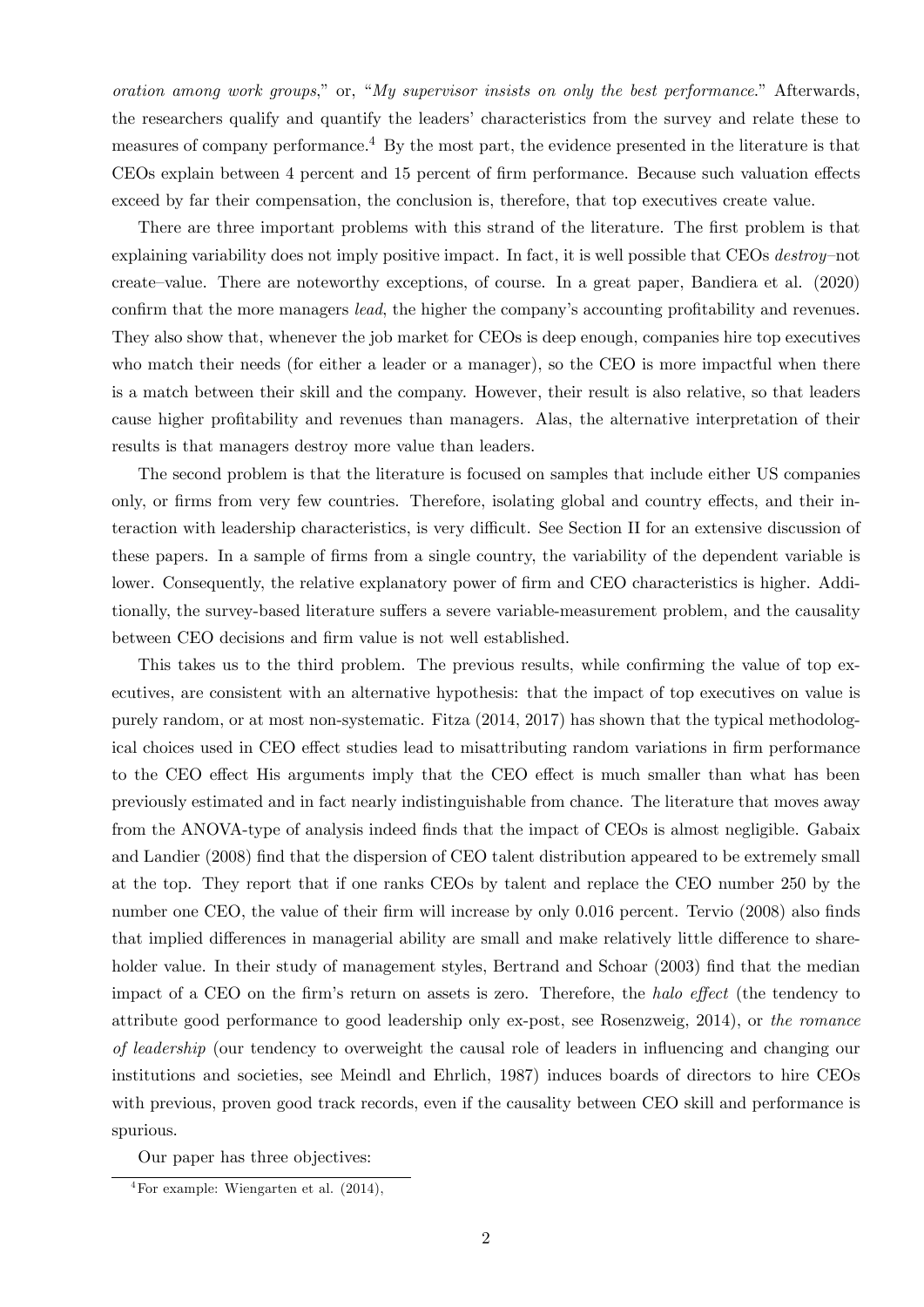*oration among work groups*," or, "*My supervisor insists on only the best performance.*" Afterwards, the researchers qualify and quantify the leaders' characteristics from the survey and relate these to measures of company performance.[4] By the most part, the evidence presented in the literature is that CEOs explain between 4 percent and 15 percent of firm performance. Because such valuation effects exceed by far their compensation, the conclusion is, therefore, that top executives create value.

There are three important problems with this strand of the literature. The first problem is that explaining variability does not imply positive impact. In fact, it is well possible that CEOs *destroy*–not create–value. There are noteworthy exceptions, of course. In a great paper, Bandiera et al. (2020) confirm that the more managers *lead*, the higher the company's accounting profitability and revenues. They also show that, whenever the job market for CEOs is deep enough, companies hire top executives who match their needs (for either a leader or a manager), so the CEO is more impactful when there is a match between their skill and the company. However, their result is also relative, so that leaders cause higher profitability and revenues than managers. Alas, the alternative interpretation of their results is that managers destroy more value than leaders.

The second problem is that the literature is focused on samples that include either US companies only, or firms from very few countries. Therefore, isolating global and country effects, and their interaction with leadership characteristics, is very difficult. See Section II for an extensive discussion of these papers. In a sample of firms from a single country, the variability of the dependent variable is lower. Consequently, the relative explanatory power of firm and CEO characteristics is higher. Additionally, the survey-based literature suffers a severe variable-measurement problem, and the causality between CEO decisions and firm value is not well established.

This takes us to the third problem. The previous results, while confirming the value of top executives, are consistent with an alternative hypothesis: that the impact of top executives on value is purely random, or at most non-systematic. Fitza (2014, 2017) has shown that the typical methodological choices used in CEO effect studies lead to misattributing random variations in firm performance to the CEO effect His arguments imply that the CEO effect is much smaller than what has been previously estimated and in fact nearly indistinguishable from chance. The literature that moves away from the ANOVA-type of analysis indeed finds that the impact of CEOs is almost negligible. Gabaix and Landier (2008) find that the dispersion of CEO talent distribution appeared to be extremely small at the top. They report that if one ranks CEOs by talent and replace the CEO number 250 by the number one CEO, the value of their firm will increase by only 0.016 percent. Tervio (2008) also finds that implied differences in managerial ability are small and make relatively little difference to shareholder value. In their study of management styles, Bertrand and Schoar (2003) find that the median impact of a CEO on the firm's return on assets is zero. Therefore, the *halo effect* (the tendency to attribute good performance to good leadership only ex-post, see Rosenzweig, 2014), or *the romance of leadership* (our tendency to overweight the causal role of leaders in influencing and changing our institutions and societies, see Meindl and Ehrlich, 1987) induces boards of directors to hire CEOs with previous, proven good track records, even if the causality between CEO skill and performance is spurious.

Our paper has three objectives:

[4] For example: Wiengarten et al. (2014),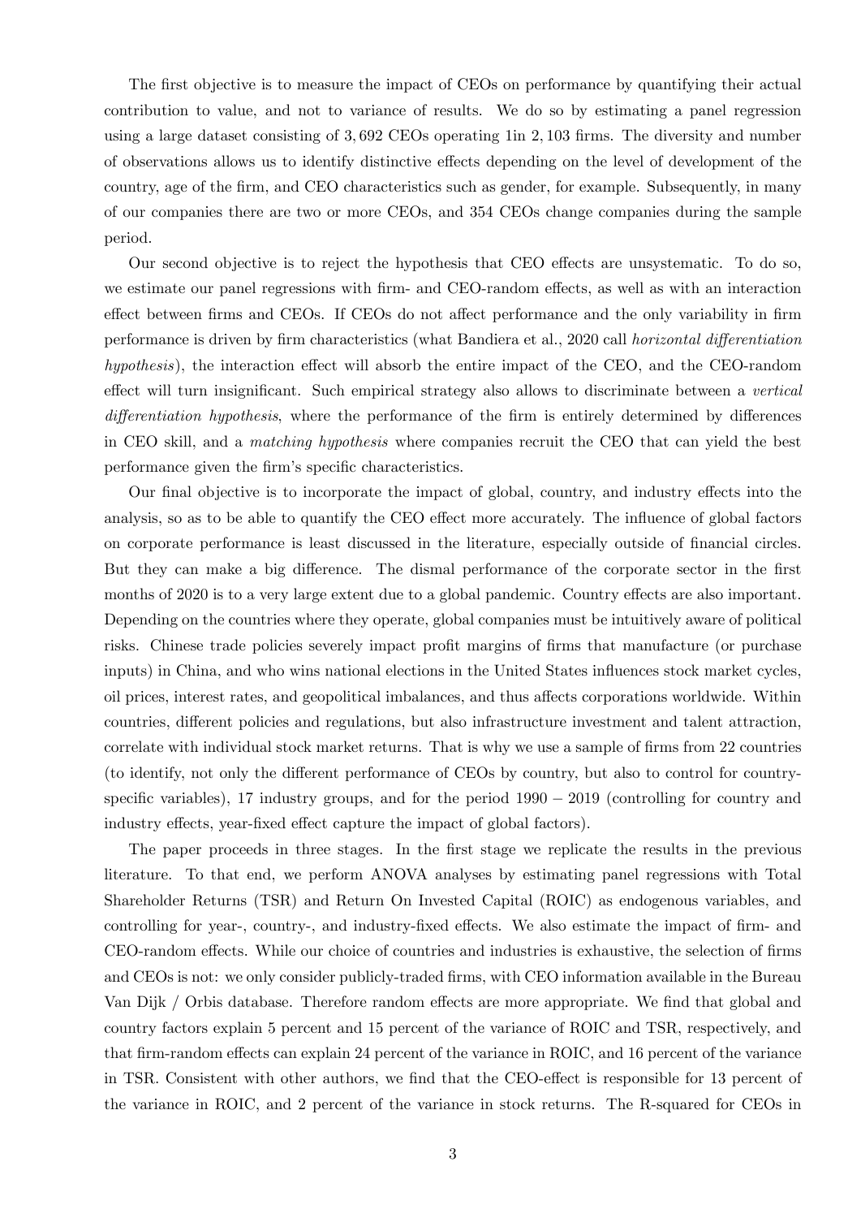The first objective is to measure the impact of CEOs on performance by quantifying their actual contribution to value, and not to variance of results. We do so by estimating a panel regression using a large dataset consisting of 3,692 CEOs operating 1in 2,103 firms. The diversity and number of observations allows us to identify distinctive effects depending on the level of development of the country, age of the firm, and CEO characteristics such as gender, for example. Subsequently, in many of our companies there are two or more CEOs, and 354 CEOs change companies during the sample period.

Our second objective is to reject the hypothesis that CEO effects are unsystematic. To do so, we estimate our panel regressions with firm- and CEO-random effects, as well as with an interaction effect between firms and CEOs. If CEOs do not affect performance and the only variability in firm performance is driven by firm characteristics (what Bandiera et al., 2020 call *horizontal differentiation hypothesis*), the interaction effect will absorb the entire impact of the CEO, and the CEO-random effect will turn insignificant. Such empirical strategy also allows to discriminate between a *vertical differentiation hypothesis*, where the performance of the firm is entirely determined by differences in CEO skill, and a *matching hypothesis* where companies recruit the CEO that can yield the best performance given the firm's specific characteristics.

Our final objective is to incorporate the impact of global, country, and industry effects into the analysis, so as to be able to quantify the CEO effect more accurately. The influence of global factors on corporate performance is least discussed in the literature, especially outside of financial circles. But they can make a big difference. The dismal performance of the corporate sector in the first months of 2020 is to a very large extent due to a global pandemic. Country effects are also important. Depending on the countries where they operate, global companies must be intuitively aware of political risks. Chinese trade policies severely impact profit margins of firms that manufacture (or purchase inputs) in China, and who wins national elections in the United States influences stock market cycles, oil prices, interest rates, and geopolitical imbalances, and thus affects corporations worldwide. Within countries, different policies and regulations, but also infrastructure investment and talent attraction, correlate with individual stock market returns. That is why we use a sample of firms from 22 countries (to identify, not only the different performance of CEOs by country, but also to control for country-specific variables), 17 industry groups, and for the period $1990 - 2019$ (controlling for country and industry effects, year-fixed effect capture the impact of global factors).

The paper proceeds in three stages. In the first stage we replicate the results in the previous literature. To that end, we perform ANOVA analyses by estimating panel regressions with Total Shareholder Returns (TSR) and Return On Invested Capital (ROIC) as endogenous variables, and controlling for year-, country-, and industry-fixed effects. We also estimate the impact of firm- and CEO-random effects. While our choice of countries and industries is exhaustive, the selection of firms and CEOs is not: we only consider publicly-traded firms, with CEO information available in the Bureau Van Dijk / Orbis database. Therefore random effects are more appropriate. We find that global and country factors explain 5 percent and 15 percent of the variance of ROIC and TSR, respectively, and that firm-random effects can explain 24 percent of the variance in ROIC, and 16 percent of the variance in TSR. Consistent with other authors, we find that the CEO-effect is responsible for 13 percent of the variance in ROIC, and 2 percent of the variance in stock returns. The R-squared for CEOs in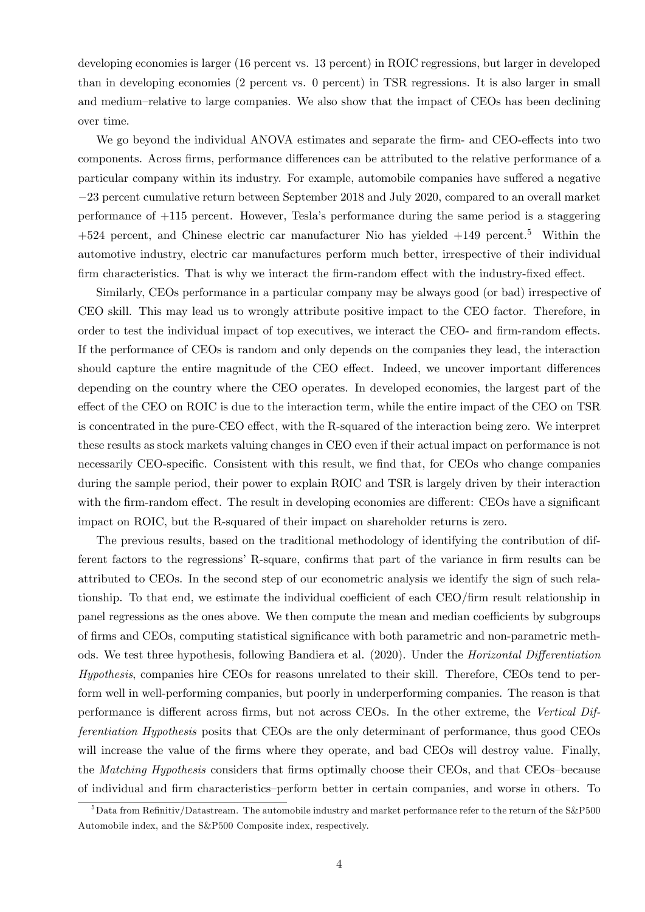developing economies is larger (16 percent vs. 13 percent) in ROIC regressions, but larger in developed than in developing economies (2 percent vs. 0 percent) in TSR regressions. It is also larger in small and medium–relative to large companies. We also show that the impact of CEOs has been declining over time.

We go beyond the individual ANOVA estimates and separate the firm- and CEO-effects into two components. Across firms, performance differences can be attributed to the relative performance of a particular company within its industry. For example, automobile companies have suffered a negative −23 percent cumulative return between September 2018 and July 2020, compared to an overall market performance of +115 percent. However, Tesla's performance during the same period is a staggering +524 percent, and Chinese electric car manufacturer Nio has yielded +149 percent.[5] Within the automotive industry, electric car manufactures perform much better, irrespective of their individual firm characteristics. That is why we interact the firm-random effect with the industry-fixed effect.

Similarly, CEOs performance in a particular company may be always good (or bad) irrespective of CEO skill. This may lead us to wrongly attribute positive impact to the CEO factor. Therefore, in order to test the individual impact of top executives, we interact the CEO- and firm-random effects. If the performance of CEOs is random and only depends on the companies they lead, the interaction should capture the entire magnitude of the CEO effect. Indeed, we uncover important differences depending on the country where the CEO operates. In developed economies, the largest part of the effect of the CEO on ROIC is due to the interaction term, while the entire impact of the CEO on TSR is concentrated in the pure-CEO effect, with the R-squared of the interaction being zero. We interpret these results as stock markets valuing changes in CEO even if their actual impact on performance is not necessarily CEO-specific. Consistent with this result, we find that, for CEOs who change companies during the sample period, their power to explain ROIC and TSR is largely driven by their interaction with the firm-random effect. The result in developing economies are different: CEOs have a significant impact on ROIC, but the R-squared of their impact on shareholder returns is zero.

The previous results, based on the traditional methodology of identifying the contribution of different factors to the regressions' R-square, confirms that part of the variance in firm results can be attributed to CEOs. In the second step of our econometric analysis we identify the sign of such relationship. To that end, we estimate the individual coefficient of each CEO/firm result relationship in panel regressions as the ones above. We then compute the mean and median coefficients by subgroups of firms and CEOs, computing statistical significance with both parametric and non-parametric methods. We test three hypothesis, following Bandiera et al. (2020). Under the *Horizontal Differentiation Hypothesis*, companies hire CEOs for reasons unrelated to their skill. Therefore, CEOs tend to perform well in well-performing companies, but poorly in underperforming companies. The reason is that performance is different across firms, but not across CEOs. In the other extreme, the *Vertical Differentiation Hypothesis* posits that CEOs are the only determinant of performance, thus good CEOs will increase the value of the firms where they operate, and bad CEOs will destroy value. Finally, the *Matching Hypothesis* considers that firms optimally choose their CEOs, and that CEOs–because of individual and firm characteristics–perform better in certain companies, and worse in others. To

[5] Data from Refinitiv/Datastream. The automobile industry and market performance refer to the return of the S&P500 Automobile index, and the S&P500 Composite index, respectively.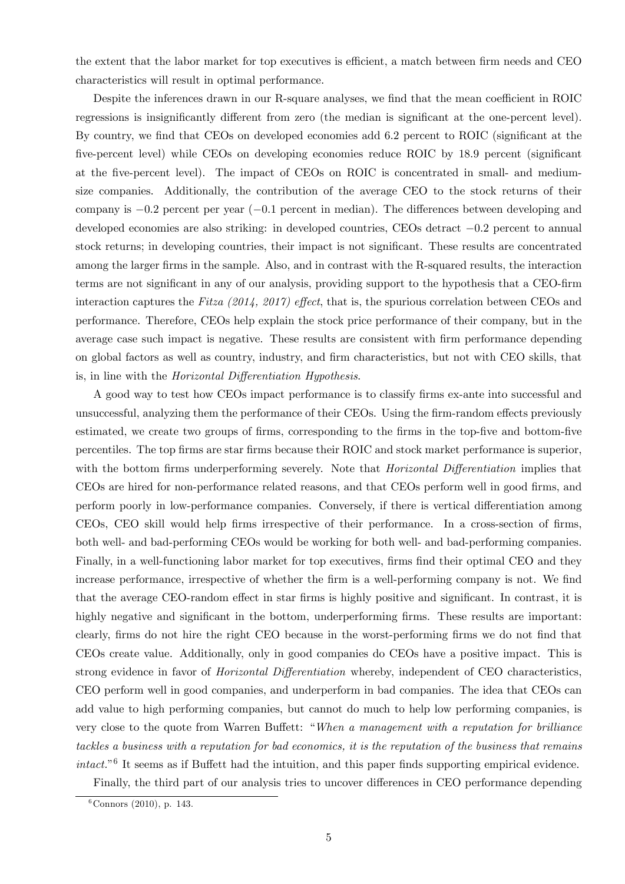the extent that the labor market for top executives is efficient, a match between firm needs and CEO characteristics will result in optimal performance.

Despite the inferences drawn in our R-square analyses, we find that the mean coefficient in ROIC regressions is insignificantly different from zero (the median is significant at the one-percent level). By country, we find that CEOs on developed economies add 6.2 percent to ROIC (significant at the five-percent level) while CEOs on developing economies reduce ROIC by 18.9 percent (significant at the five-percent level). The impact of CEOs on ROIC is concentrated in small- and medium-size companies. Additionally, the contribution of the average CEO to the stock returns of their company is $-0.2$ percent per year ($-0.1$ percent in median). The differences between developing and developed economies are also striking: in developed countries, CEOs detract $-0.2$ percent to annual stock returns; in developing countries, their impact is not significant. These results are concentrated among the larger firms in the sample. Also, and in contrast with the R-squared results, the interaction terms are not significant in any of our analysis, providing support to the hypothesis that a CEO-firm interaction captures the *Fitza (2014, 2017) effect*, that is, the spurious correlation between CEOs and performance. Therefore, CEOs help explain the stock price performance of their company, but in the average case such impact is negative. These results are consistent with firm performance depending on global factors as well as country, industry, and firm characteristics, but not with CEO skills, that is, in line with the *Horizontal Differentiation Hypothesis*.

A good way to test how CEOs impact performance is to classify firms ex-ante into successful and unsuccessful, analyzing them the performance of their CEOs. Using the firm-random effects previously estimated, we create two groups of firms, corresponding to the firms in the top-five and bottom-five percentiles. The top firms are star firms because their ROIC and stock market performance is superior, with the bottom firms underperforming severely. Note that *Horizontal Differentiation* implies that CEOs are hired for non-performance related reasons, and that CEOs perform well in good firms, and perform poorly in low-performance companies. Conversely, if there is vertical differentiation among CEOs, CEO skill would help firms irrespective of their performance. In a cross-section of firms, both well- and bad-performing CEOs would be working for both well- and bad-performing companies. Finally, in a well-functioning labor market for top executives, firms find their optimal CEO and they increase performance, irrespective of whether the firm is a well-performing company is not. We find that the average CEO-random effect in star firms is highly positive and significant. In contrast, it is highly negative and significant in the bottom, underperforming firms. These results are important: clearly, firms do not hire the right CEO because in the worst-performing firms we do not find that CEOs create value. Additionally, only in good companies do CEOs have a positive impact. This is strong evidence in favor of *Horizontal Differentiation* whereby, independent of CEO characteristics, CEO perform well in good companies, and underperform in bad companies. The idea that CEOs can add value to high performing companies, but cannot do much to help low performing companies, is very close to the quote from Warren Buffett: "*When a management with a reputation for brilliance tackles a business with a reputation for bad economics, it is the reputation of the business that remains intact.*"[6] It seems as if Buffett had the intuition, and this paper finds supporting empirical evidence.

Finally, the third part of our analysis tries to uncover differences in CEO performance depending

[6] Connors (2010), p. 143.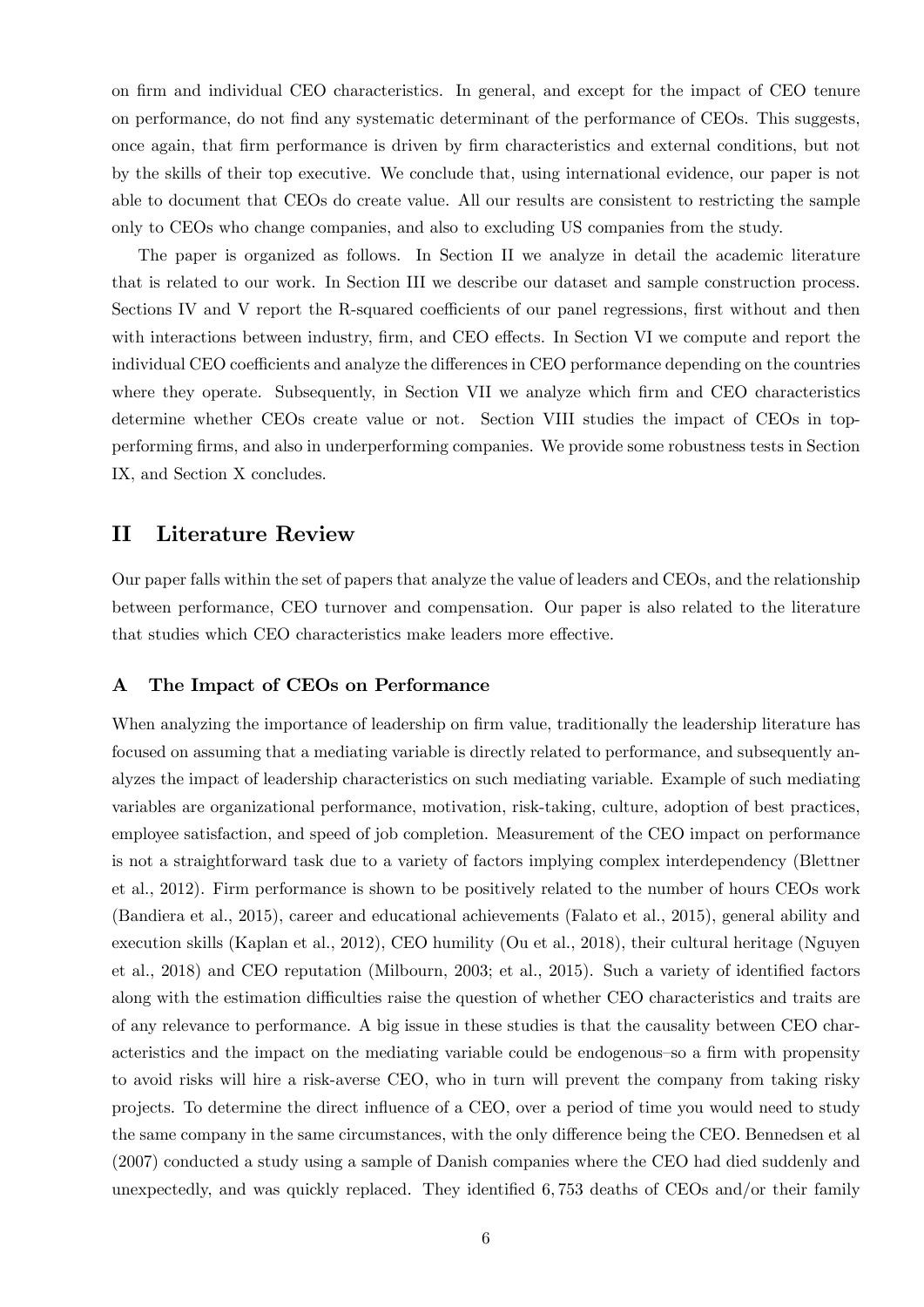on firm and individual CEO characteristics. In general, and except for the impact of CEO tenure on performance, do not find any systematic determinant of the performance of CEOs. This suggests, once again, that firm performance is driven by firm characteristics and external conditions, but not by the skills of their top executive. We conclude that, using international evidence, our paper is not able to document that CEOs do create value. All our results are consistent to restricting the sample only to CEOs who change companies, and also to excluding US companies from the study.

The paper is organized as follows. In Section II we analyze in detail the academic literature that is related to our work. In Section III we describe our dataset and sample construction process. Sections IV and V report the R-squared coefficients of our panel regressions, first without and then with interactions between industry, firm, and CEO effects. In Section VI we compute and report the individual CEO coefficients and analyze the differences in CEO performance depending on the countries where they operate. Subsequently, in Section VII we analyze which firm and CEO characteristics determine whether CEOs create value or not. Section VIII studies the impact of CEOs in top-performing firms, and also in underperforming companies. We provide some robustness tests in Section IX, and Section X concludes.

## II Literature Review

Our paper falls within the set of papers that analyze the value of leaders and CEOs, and the relationship between performance, CEO turnover and compensation. Our paper is also related to the literature that studies which CEO characteristics make leaders more effective.

### A The Impact of CEOs on Performance

When analyzing the importance of leadership on firm value, traditionally the leadership literature has focused on assuming that a mediating variable is directly related to performance, and subsequently analyzes the impact of leadership characteristics on such mediating variable. Example of such mediating variables are organizational performance, motivation, risk-taking, culture, adoption of best practices, employee satisfaction, and speed of job completion. Measurement of the CEO impact on performance is not a straightforward task due to a variety of factors implying complex interdependency (Blettner et al., 2012). Firm performance is shown to be positively related to the number of hours CEOs work (Bandiera et al., 2015), career and educational achievements (Falato et al., 2015), general ability and execution skills (Kaplan et al., 2012), CEO humility (Ou et al., 2018), their cultural heritage (Nguyen et al., 2018) and CEO reputation (Milbourn, 2003; et al., 2015). Such a variety of identified factors along with the estimation difficulties raise the question of whether CEO characteristics and traits are of any relevance to performance. A big issue in these studies is that the causality between CEO characteristics and the impact on the mediating variable could be endogenous–so a firm with propensity to avoid risks will hire a risk-averse CEO, who in turn will prevent the company from taking risky projects. To determine the direct influence of a CEO, over a period of time you would need to study the same company in the same circumstances, with the only difference being the CEO. Bennedsen et al (2007) conducted a study using a sample of Danish companies where the CEO had died suddenly and unexpectedly, and was quickly replaced. They identified 6,753 deaths of CEOs and/or their family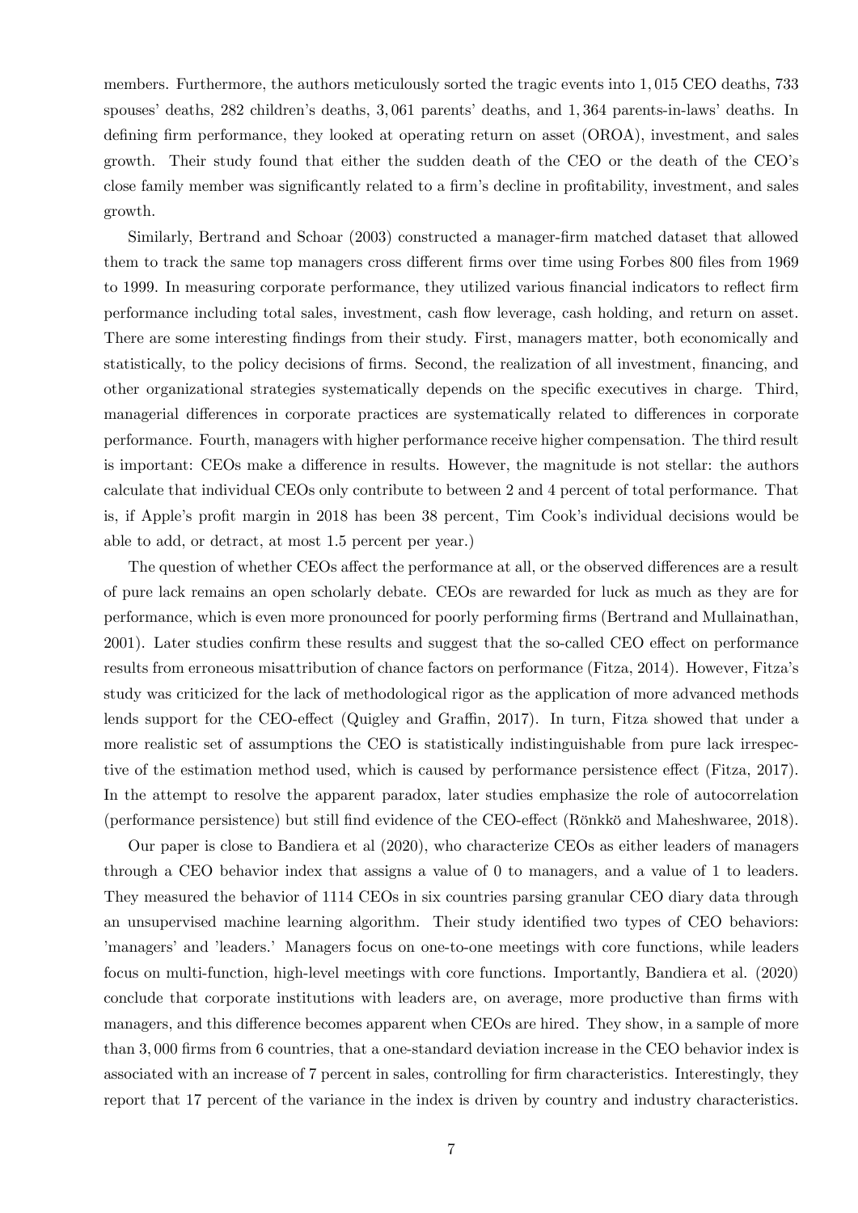members. Furthermore, the authors meticulously sorted the tragic events into 1,015 CEO deaths, 733 spouses' deaths, 282 children's deaths, 3,061 parents' deaths, and 1,364 parents-in-laws' deaths. In defining firm performance, they looked at operating return on asset (OROA), investment, and sales growth. Their study found that either the sudden death of the CEO or the death of the CEO's close family member was significantly related to a firm's decline in profitability, investment, and sales growth.

Similarly, Bertrand and Schoar (2003) constructed a manager-firm matched dataset that allowed them to track the same top managers cross different firms over time using Forbes 800 files from 1969 to 1999. In measuring corporate performance, they utilized various financial indicators to reflect firm performance including total sales, investment, cash flow leverage, cash holding, and return on asset. There are some interesting findings from their study. First, managers matter, both economically and statistically, to the policy decisions of firms. Second, the realization of all investment, financing, and other organizational strategies systematically depends on the specific executives in charge. Third, managerial differences in corporate practices are systematically related to differences in corporate performance. Fourth, managers with higher performance receive higher compensation. The third result is important: CEOs make a difference in results. However, the magnitude is not stellar: the authors calculate that individual CEOs only contribute to between 2 and 4 percent of total performance. That is, if Apple's profit margin in 2018 has been 38 percent, Tim Cook's individual decisions would be able to add, or detract, at most 1.5 percent per year.)

The question of whether CEOs affect the performance at all, or the observed differences are a result of pure lack remains an open scholarly debate. CEOs are rewarded for luck as much as they are for performance, which is even more pronounced for poorly performing firms (Bertrand and Mullainathan, 2001). Later studies confirm these results and suggest that the so-called CEO effect on performance results from erroneous misattribution of chance factors on performance (Fitza, 2014). However, Fitza's study was criticized for the lack of methodological rigor as the application of more advanced methods lends support for the CEO-effect (Quigley and Graffin, 2017). In turn, Fitza showed that under a more realistic set of assumptions the CEO is statistically indistinguishable from pure lack irrespective of the estimation method used, which is caused by performance persistence effect (Fitza, 2017). In the attempt to resolve the apparent paradox, later studies emphasize the role of autocorrelation (performance persistence) but still find evidence of the CEO-effect (Rönkkö and Maheshwaree, 2018).

Our paper is close to Bandiera et al (2020), who characterize CEOs as either leaders of managers through a CEO behavior index that assigns a value of 0 to managers, and a value of 1 to leaders. They measured the behavior of 1114 CEOs in six countries parsing granular CEO diary data through an unsupervised machine learning algorithm. Their study identified two types of CEO behaviors: 'managers' and 'leaders.' Managers focus on one-to-one meetings with core functions, while leaders focus on multi-function, high-level meetings with core functions. Importantly, Bandiera et al. (2020) conclude that corporate institutions with leaders are, on average, more productive than firms with managers, and this difference becomes apparent when CEOs are hired. They show, in a sample of more than 3,000 firms from 6 countries, that a one-standard deviation increase in the CEO behavior index is associated with an increase of 7 percent in sales, controlling for firm characteristics. Interestingly, they report that 17 percent of the variance in the index is driven by country and industry characteristics.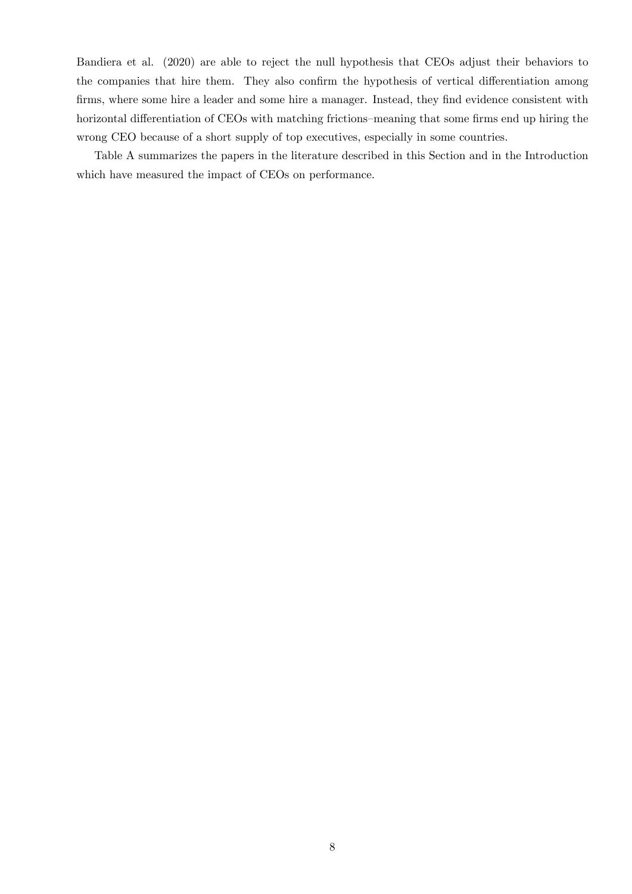Bandiera et al. (2020) are able to reject the null hypothesis that CEOs adjust their behaviors to the companies that hire them. They also confirm the hypothesis of vertical differentiation among firms, where some hire a leader and some hire a manager. Instead, they find evidence consistent with horizontal differentiation of CEOs with matching frictions–meaning that some firms end up hiring the wrong CEO because of a short supply of top executives, especially in some countries.

Table A summarizes the papers in the literature described in this Section and in the Introduction which have measured the impact of CEOs on performance.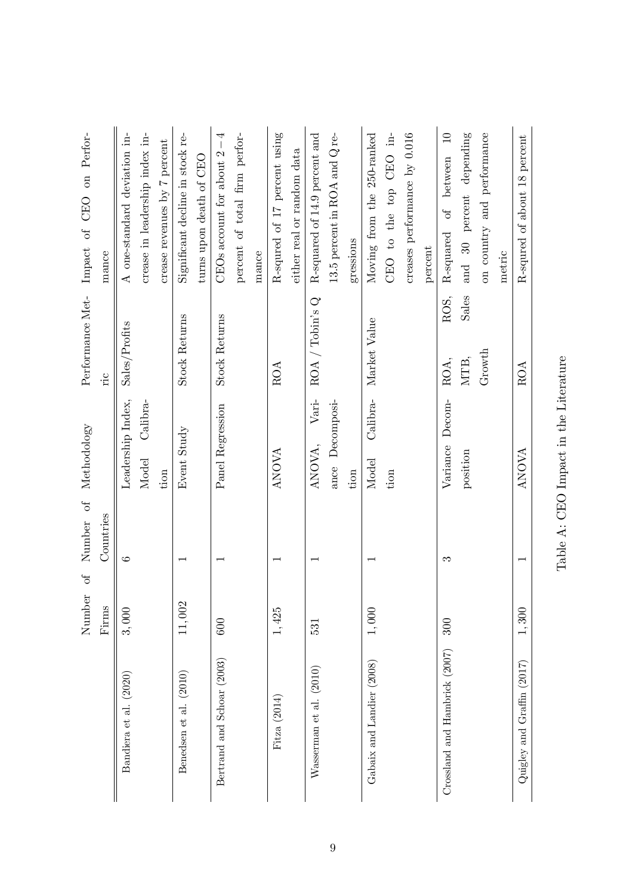| | Number of Firms | Number of Countries | Methodology | Performance Metric | Impact of CEO on Performance |
|---|---|---|---|---|---|
| Bandiera et al. (2020) | 3,000 | 6 | Leadership Index, Model Calibration | Sales/Profits | A one-standard deviation increase in leadership index increase revenues by 7 percent |
| Benedsen et al. (2010) | 11,002 | 1 | Event Study | Stock Returns | Significant decline in stock returns upon death of CEO |
| Bertrand and Schoar (2003) | 600 | 1 | Panel Regression | Stock Returns | CEOs account for about $2-4$ percent of total firm performance |
| Fitza (2014) | 1,425 | 1 | ANOVA | ROA | R-squred of 17 percent using either real or random data |
| Wasserman et al. (2010) | 531 | 1 | ANOVA, Variance Decomposition | ROA / Tobin's Q | R-squared of 14.9 percent and 13.5 percent in ROA and Q regressions |
| Gabaix and Landier (2008) | 1,000 | 1 | Model Calibration | Market Value | Moving from the 250-ranked CEO to the top CEO increases performance by 0.016 percent |
| Crossland and Hambrick (2007) | 300 | 3 | Variance Decomposition | ROA, ROS, MTB, Sales Growth | R-squared of between 10 and 30 percent depending on country and performance metric |
| Quigley and Graffin (2017) | 1,300 | 1 | ANOVA | ROA | R-squred of about 18 percent |

Table A: CEO Impact in the Literature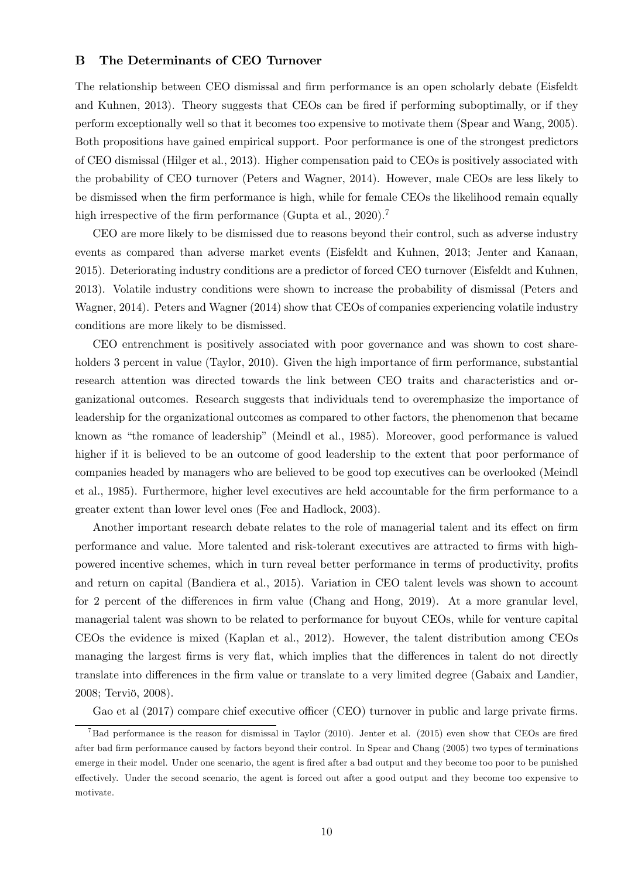## B The Determinants of CEO Turnover

The relationship between CEO dismissal and firm performance is an open scholarly debate (Eisfeldt and Kuhnen, 2013). Theory suggests that CEOs can be fired if performing suboptimally, or if they perform exceptionally well so that it becomes too expensive to motivate them (Spear and Wang, 2005). Both propositions have gained empirical support. Poor performance is one of the strongest predictors of CEO dismissal (Hilger et al., 2013). Higher compensation paid to CEOs is positively associated with the probability of CEO turnover (Peters and Wagner, 2014). However, male CEOs are less likely to be dismissed when the firm performance is high, while for female CEOs the likelihood remain equally high irrespective of the firm performance (Gupta et al., 2020).[7]

CEO are more likely to be dismissed due to reasons beyond their control, such as adverse industry events as compared than adverse market events (Eisfeldt and Kuhnen, 2013; Jenter and Kanaan, 2015). Deteriorating industry conditions are a predictor of forced CEO turnover (Eisfeldt and Kuhnen, 2013). Volatile industry conditions were shown to increase the probability of dismissal (Peters and Wagner, 2014). Peters and Wagner (2014) show that CEOs of companies experiencing volatile industry conditions are more likely to be dismissed.

CEO entrenchment is positively associated with poor governance and was shown to cost shareholders 3 percent in value (Taylor, 2010). Given the high importance of firm performance, substantial research attention was directed towards the link between CEO traits and characteristics and organizational outcomes. Research suggests that individuals tend to overemphasize the importance of leadership for the organizational outcomes as compared to other factors, the phenomenon that became known as "the romance of leadership" (Meindl et al., 1985). Moreover, good performance is valued higher if it is believed to be an outcome of good leadership to the extent that poor performance of companies headed by managers who are believed to be good top executives can be overlooked (Meindl et al., 1985). Furthermore, higher level executives are held accountable for the firm performance to a greater extent than lower level ones (Fee and Hadlock, 2003).

Another important research debate relates to the role of managerial talent and its effect on firm performance and value. More talented and risk-tolerant executives are attracted to firms with high-powered incentive schemes, which in turn reveal better performance in terms of productivity, profits and return on capital (Bandiera et al., 2015). Variation in CEO talent levels was shown to account for 2 percent of the differences in firm value (Chang and Hong, 2019). At a more granular level, managerial talent was shown to be related to performance for buyout CEOs, while for venture capital CEOs the evidence is mixed (Kaplan et al., 2012). However, the talent distribution among CEOs managing the largest firms is very flat, which implies that the differences in talent do not directly translate into differences in the firm value or translate to a very limited degree (Gabaix and Landier, 2008; Terviö, 2008).

Gao et al (2017) compare chief executive officer (CEO) turnover in public and large private firms.

[7] Bad performance is the reason for dismissal in Taylor (2010). Jenter et al. (2015) even show that CEOs are fired after bad firm performance caused by factors beyond their control. In Spear and Chang (2005) two types of terminations emerge in their model. Under one scenario, the agent is fired after a bad output and they become too poor to be punished effectively. Under the second scenario, the agent is forced out after a good output and they become too expensive to motivate.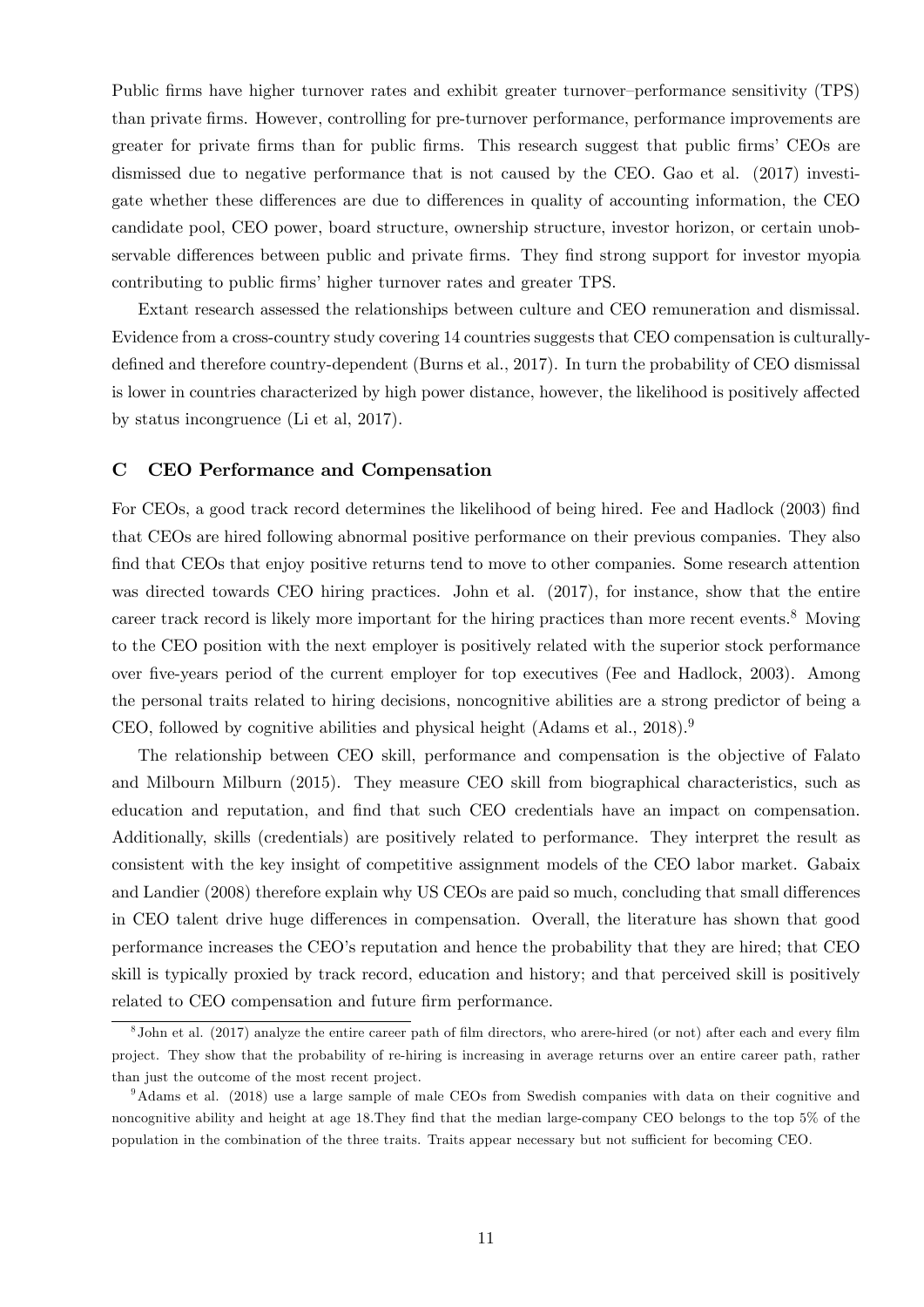Public firms have higher turnover rates and exhibit greater turnover–performance sensitivity (TPS) than private firms. However, controlling for pre-turnover performance, performance improvements are greater for private firms than for public firms. This research suggest that public firms' CEOs are dismissed due to negative performance that is not caused by the CEO. Gao et al. (2017) investigate whether these differences are due to differences in quality of accounting information, the CEO candidate pool, CEO power, board structure, ownership structure, investor horizon, or certain unobservable differences between public and private firms. They find strong support for investor myopia contributing to public firms' higher turnover rates and greater TPS.

Extant research assessed the relationships between culture and CEO remuneration and dismissal. Evidence from a cross-country study covering 14 countries suggests that CEO compensation is culturally-defined and therefore country-dependent (Burns et al., 2017). In turn the probability of CEO dismissal is lower in countries characterized by high power distance, however, the likelihood is positively affected by status incongruence (Li et al, 2017).

## C CEO Performance and Compensation

For CEOs, a good track record determines the likelihood of being hired. Fee and Hadlock (2003) find that CEOs are hired following abnormal positive performance on their previous companies. They also find that CEOs that enjoy positive returns tend to move to other companies. Some research attention was directed towards CEO hiring practices. John et al. (2017), for instance, show that the entire career track record is likely more important for the hiring practices than more recent events.[8] Moving to the CEO position with the next employer is positively related with the superior stock performance over five-years period of the current employer for top executives (Fee and Hadlock, 2003). Among the personal traits related to hiring decisions, noncognitive abilities are a strong predictor of being a CEO, followed by cognitive abilities and physical height (Adams et al., 2018).[9]

The relationship between CEO skill, performance and compensation is the objective of Falato and Milbourn Milburn (2015). They measure CEO skill from biographical characteristics, such as education and reputation, and find that such CEO credentials have an impact on compensation. Additionally, skills (credentials) are positively related to performance. They interpret the result as consistent with the key insight of competitive assignment models of the CEO labor market. Gabaix and Landier (2008) therefore explain why US CEOs are paid so much, concluding that small differences in CEO talent drive huge differences in compensation. Overall, the literature has shown that good performance increases the CEO's reputation and hence the probability that they are hired; that CEO skill is typically proxied by track record, education and history; and that perceived skill is positively related to CEO compensation and future firm performance.

[8] John et al. (2017) analyze the entire career path of film directors, who arere-hired (or not) after each and every film project. They show that the probability of re-hiring is increasing in average returns over an entire career path, rather than just the outcome of the most recent project.

[9] Adams et al. (2018) use a large sample of male CEOs from Swedish companies with data on their cognitive and noncognitive ability and height at age 18.They find that the median large-company CEO belongs to the top 5% of the population in the combination of the three traits. Traits appear necessary but not sufficient for becoming CEO.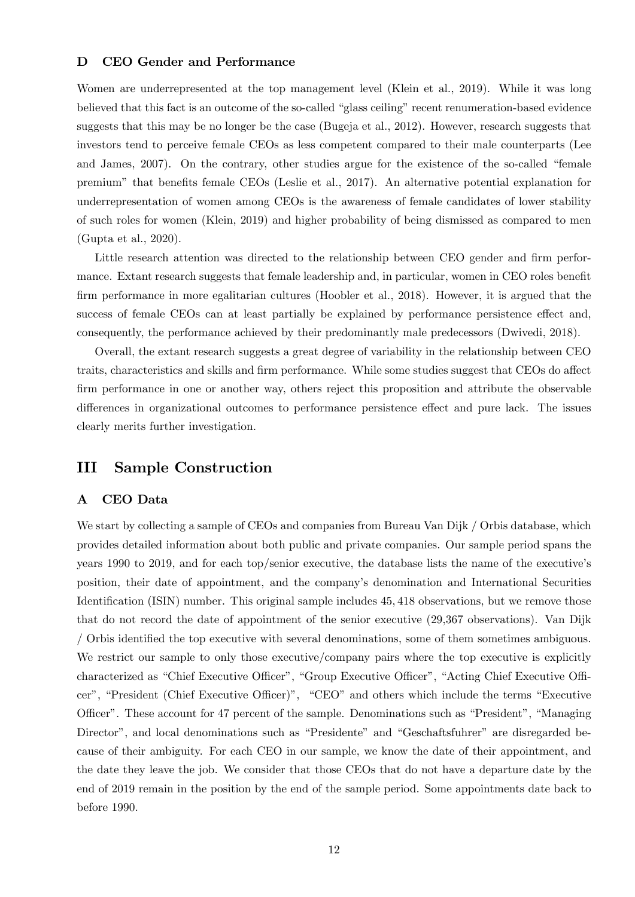### D CEO Gender and Performance

Women are underrepresented at the top management level (Klein et al., 2019). While it was long believed that this fact is an outcome of the so-called "glass ceiling" recent renumeration-based evidence suggests that this may be no longer be the case (Bugeja et al., 2012). However, research suggests that investors tend to perceive female CEOs as less competent compared to their male counterparts (Lee and James, 2007). On the contrary, other studies argue for the existence of the so-called "female premium" that benefits female CEOs (Leslie et al., 2017). An alternative potential explanation for underrepresentation of women among CEOs is the awareness of female candidates of lower stability of such roles for women (Klein, 2019) and higher probability of being dismissed as compared to men (Gupta et al., 2020).

Little research attention was directed to the relationship between CEO gender and firm performance. Extant research suggests that female leadership and, in particular, women in CEO roles benefit firm performance in more egalitarian cultures (Hoobler et al., 2018). However, it is argued that the success of female CEOs can at least partially be explained by performance persistence effect and, consequently, the performance achieved by their predominantly male predecessors (Dwivedi, 2018).

Overall, the extant research suggests a great degree of variability in the relationship between CEO traits, characteristics and skills and firm performance. While some studies suggest that CEOs do affect firm performance in one or another way, others reject this proposition and attribute the observable differences in organizational outcomes to performance persistence effect and pure lack. The issues clearly merits further investigation.

## III Sample Construction

### A CEO Data

We start by collecting a sample of CEOs and companies from Bureau Van Dijk / Orbis database, which provides detailed information about both public and private companies. Our sample period spans the years 1990 to 2019, and for each top/senior executive, the database lists the name of the executive's position, their date of appointment, and the company's denomination and International Securities Identification (ISIN) number. This original sample includes 45,418 observations, but we remove those that do not record the date of appointment of the senior executive (29,367 observations). Van Dijk / Orbis identified the top executive with several denominations, some of them sometimes ambiguous. We restrict our sample to only those executive/company pairs where the top executive is explicitly characterized as "Chief Executive Officer", "Group Executive Officer", "Acting Chief Executive Officer", "President (Chief Executive Officer)", "CEO" and others which include the terms "Executive Officer". These account for 47 percent of the sample. Denominations such as "President", "Managing Director", and local denominations such as "Presidente" and "Geschaftsfuhrer" are disregarded because of their ambiguity. For each CEO in our sample, we know the date of their appointment, and the date they leave the job. We consider that those CEOs that do not have a departure date by the end of 2019 remain in the position by the end of the sample period. Some appointments date back to before 1990.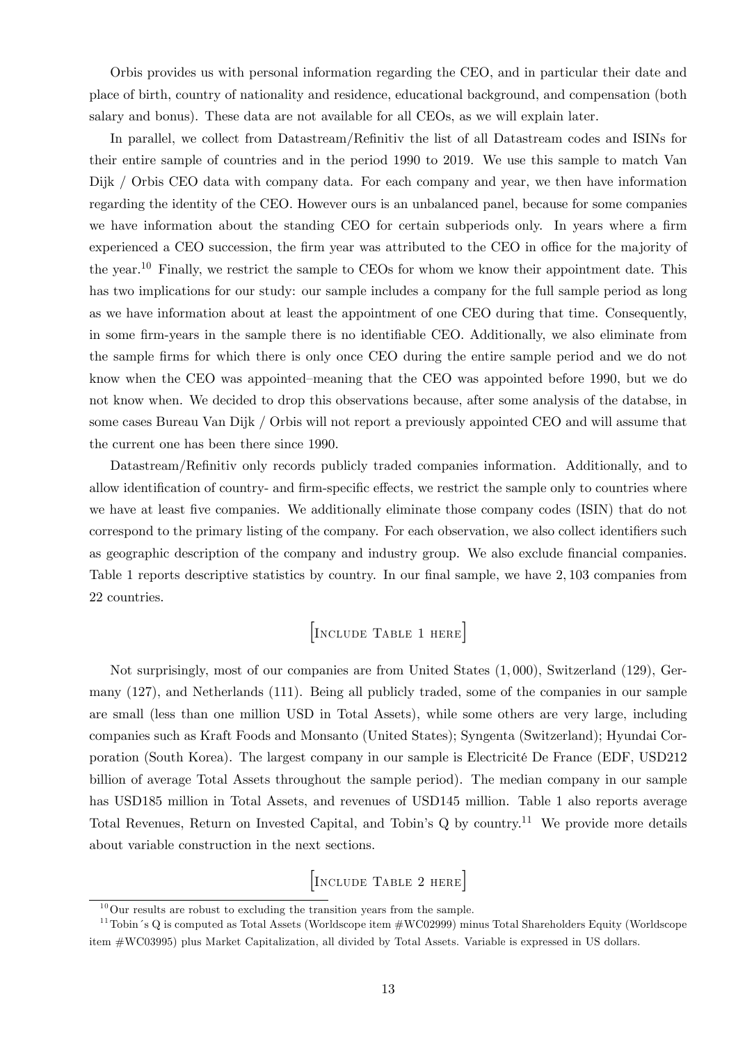Orbis provides us with personal information regarding the CEO, and in particular their date and place of birth, country of nationality and residence, educational background, and compensation (both salary and bonus). These data are not available for all CEOs, as we will explain later.

In parallel, we collect from Datastream/Refinitiv the list of all Datastream codes and ISINs for their entire sample of countries and in the period 1990 to 2019. We use this sample to match Van Dijk / Orbis CEO data with company data. For each company and year, we then have information regarding the identity of the CEO. However ours is an unbalanced panel, because for some companies we have information about the standing CEO for certain subperiods only. In years where a firm experienced a CEO succession, the firm year was attributed to the CEO in office for the majority of the year.[10] Finally, we restrict the sample to CEOs for whom we know their appointment date. This has two implications for our study: our sample includes a company for the full sample period as long as we have information about at least the appointment of one CEO during that time. Consequently, in some firm-years in the sample there is no identifiable CEO. Additionally, we also eliminate from the sample firms for which there is only once CEO during the entire sample period and we do not know when the CEO was appointed–meaning that the CEO was appointed before 1990, but we do not know when. We decided to drop this observations because, after some analysis of the databse, in some cases Bureau Van Dijk / Orbis will not report a previously appointed CEO and will assume that the current one has been there since 1990.

Datastream/Refinitiv only records publicly traded companies information. Additionally, and to allow identification of country- and firm-specific effects, we restrict the sample only to countries where we have at least five companies. We additionally eliminate those company codes (ISIN) that do not correspond to the primary listing of the company. For each observation, we also collect identifiers such as geographic description of the company and industry group. We also exclude financial companies. Table 1 reports descriptive statistics by country. In our final sample, we have 2,103 companies from 22 countries.

[Include Table 1 here]

Not surprisingly, most of our companies are from United States (1,000), Switzerland (129), Germany (127), and Netherlands (111). Being all publicly traded, some of the companies in our sample are small (less than one million USD in Total Assets), while some others are very large, including companies such as Kraft Foods and Monsanto (United States); Syngenta (Switzerland); Hyundai Corporation (South Korea). The largest company in our sample is Electricité De France (EDF, USD212 billion of average Total Assets throughout the sample period). The median company in our sample has USD185 million in Total Assets, and revenues of USD145 million. Table 1 also reports average Total Revenues, Return on Invested Capital, and Tobin's Q by country.[11] We provide more details about variable construction in the next sections.

[Include Table 2 here]

[10] Our results are robust to excluding the transition years from the sample.

[11] Tobin´s Q is computed as Total Assets (Worldscope item #WC02999) minus Total Shareholders Equity (Worldscope item #WC03995) plus Market Capitalization, all divided by Total Assets. Variable is expressed in US dollars.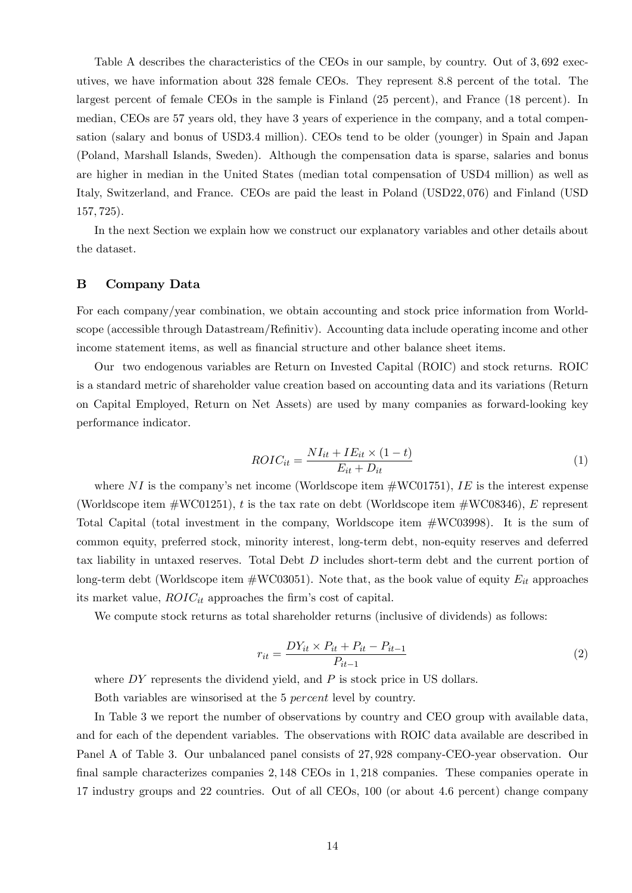Table A describes the characteristics of the CEOs in our sample, by country. Out of 3,692 executives, we have information about 328 female CEOs. They represent 8.8 percent of the total. The largest percent of female CEOs in the sample is Finland (25 percent), and France (18 percent). In median, CEOs are 57 years old, they have 3 years of experience in the company, and a total compensation (salary and bonus of USD3.4 million). CEOs tend to be older (younger) in Spain and Japan (Poland, Marshall Islands, Sweden). Although the compensation data is sparse, salaries and bonus are higher in median in the United States (median total compensation of USD4 million) as well as Italy, Switzerland, and France. CEOs are paid the least in Poland (USD22,076) and Finland (USD 157,725).

In the next Section we explain how we construct our explanatory variables and other details about the dataset.

## B Company Data

For each company/year combination, we obtain accounting and stock price information from Worldscope (accessible through Datastream/Refinitiv). Accounting data include operating income and other income statement items, as well as financial structure and other balance sheet items.

Our two endogenous variables are Return on Invested Capital (ROIC) and stock returns. ROIC is a standard metric of shareholder value creation based on accounting data and its variations (Return on Capital Employed, Return on Net Assets) are used by many companies as forward-looking key performance indicator.

$$ROIC_{it} = \frac{NI_{it} + IE_{it} \times (1 - t)}{E_{it} + D_{it}} \tag{1}$$

where $NI$ is the company's net income (Worldscope item #WC01751), $IE$ is the interest expense (Worldscope item #WC01251), $t$ is the tax rate on debt (Worldscope item #WC08346), $E$ represent Total Capital (total investment in the company, Worldscope item #WC03998). It is the sum of common equity, preferred stock, minority interest, long-term debt, non-equity reserves and deferred tax liability in untaxed reserves. Total Debt $D$ includes short-term debt and the current portion of long-term debt (Worldscope item #WC03051). Note that, as the book value of equity $E_{it}$ approaches its market value, $ROIC_{it}$ approaches the firm's cost of capital.

We compute stock returns as total shareholder returns (inclusive of dividends) as follows:

$$r_{it} = \frac{DY_{it} \times P_{it} + P_{it} - P_{it-1}}{P_{it-1}} \tag{2}$$

where $DY$ represents the dividend yield, and $P$ is stock price in US dollars.

Both variables are winsorised at the 5 *percent* level by country.

In Table 3 we report the number of observations by country and CEO group with available data, and for each of the dependent variables. The observations with ROIC data available are described in Panel A of Table 3. Our unbalanced panel consists of 27,928 company-CEO-year observation. Our final sample characterizes companies 2,148 CEOs in 1,218 companies. These companies operate in 17 industry groups and 22 countries. Out of all CEOs, 100 (or about 4.6 percent) change company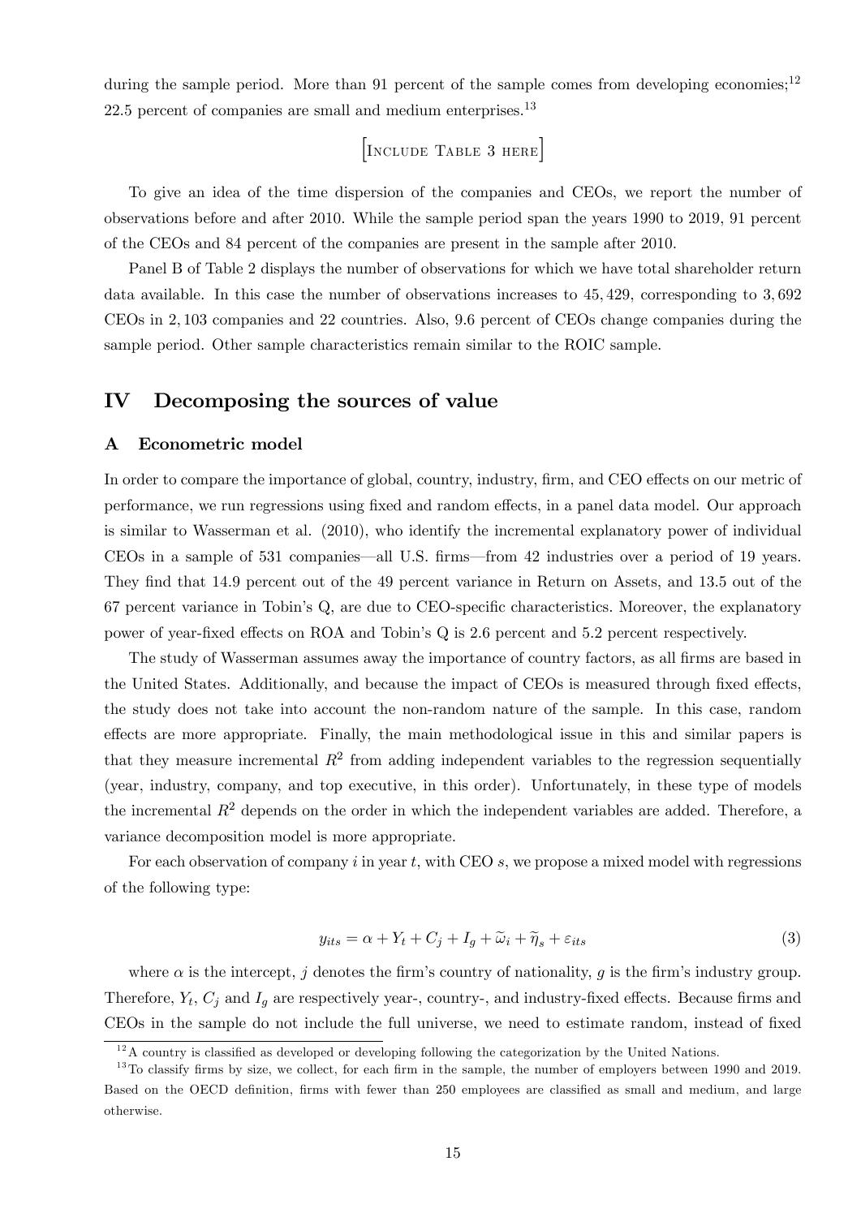during the sample period. More than 91 percent of the sample comes from developing economies;[12] 22.5 percent of companies are small and medium enterprises.[13]

[Include Table 3 here]

To give an idea of the time dispersion of the companies and CEOs, we report the number of observations before and after 2010. While the sample period span the years 1990 to 2019, 91 percent of the CEOs and 84 percent of the companies are present in the sample after 2010.

Panel B of Table 2 displays the number of observations for which we have total shareholder return data available. In this case the number of observations increases to 45,429, corresponding to 3,692 CEOs in 2,103 companies and 22 countries. Also, 9.6 percent of CEOs change companies during the sample period. Other sample characteristics remain similar to the ROIC sample.

## IV Decomposing the sources of value

### A Econometric model

In order to compare the importance of global, country, industry, firm, and CEO effects on our metric of performance, we run regressions using fixed and random effects, in a panel data model. Our approach is similar to Wasserman et al. (2010), who identify the incremental explanatory power of individual CEOs in a sample of 531 companies—all U.S. firms—from 42 industries over a period of 19 years. They find that 14.9 percent out of the 49 percent variance in Return on Assets, and 13.5 out of the 67 percent variance in Tobin's Q, are due to CEO-specific characteristics. Moreover, the explanatory power of year-fixed effects on ROA and Tobin's Q is 2.6 percent and 5.2 percent respectively.

The study of Wasserman assumes away the importance of country factors, as all firms are based in the United States. Additionally, and because the impact of CEOs is measured through fixed effects, the study does not take into account the non-random nature of the sample. In this case, random effects are more appropriate. Finally, the main methodological issue in this and similar papers is that they measure incremental $R^2$ from adding independent variables to the regression sequentially (year, industry, company, and top executive, in this order). Unfortunately, in these type of models the incremental $R^2$ depends on the order in which the independent variables are added. Therefore, a variance decomposition model is more appropriate.

For each observation of company $i$ in year $t$, with CEO $s$, we propose a mixed model with regressions of the following type:

$$y_{its} = \alpha + Y_t + C_j + I_g + \widetilde{\omega}_i + \widetilde{\eta}_s + \varepsilon_{its} \tag{3}$$

where $\alpha$ is the intercept, $j$ denotes the firm's country of nationality, $g$ is the firm's industry group. Therefore, $Y_t$, $C_j$ and $I_g$ are respectively year-, country-, and industry-fixed effects. Because firms and CEOs in the sample do not include the full universe, we need to estimate random, instead of fixed

[12] A country is classified as developed or developing following the categorization by the United Nations.

[13] To classify firms by size, we collect, for each firm in the sample, the number of employers between 1990 and 2019. Based on the OECD definition, firms with fewer than 250 employees are classified as small and medium, and large otherwise.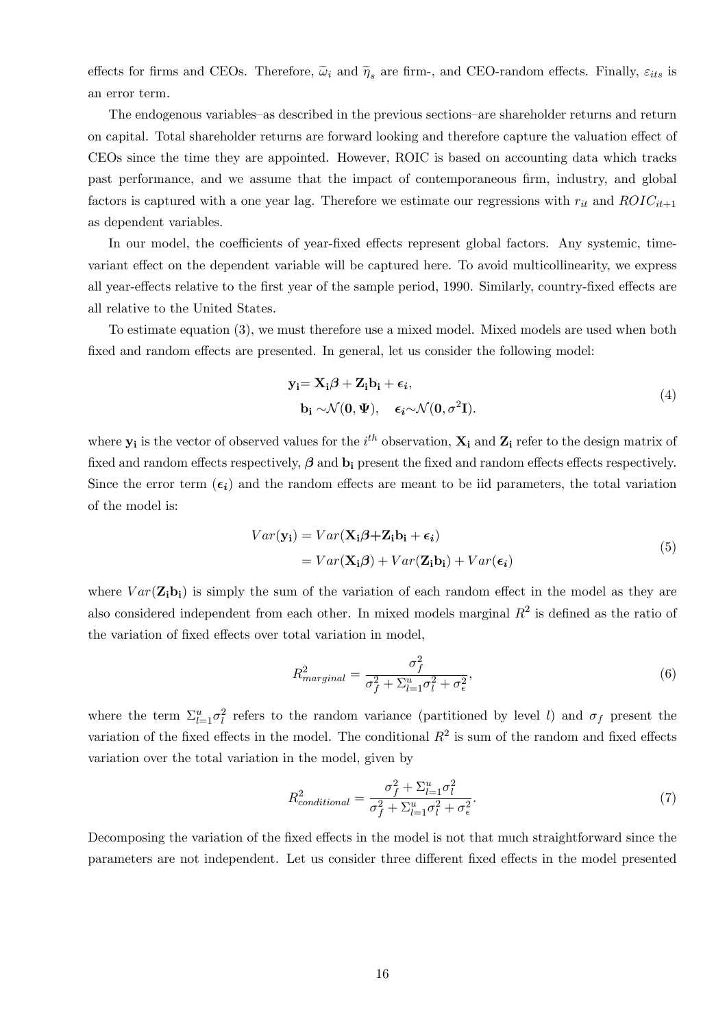effects for firms and CEOs. Therefore, $\widetilde{\omega}_i$ and $\widetilde{\eta}_s$ are firm-, and CEO-random effects. Finally, $\varepsilon_{its}$ is an error term.

The endogenous variables–as described in the previous sections–are shareholder returns and return on capital. Total shareholder returns are forward looking and therefore capture the valuation effect of CEOs since the time they are appointed. However, ROIC is based on accounting data which tracks past performance, and we assume that the impact of contemporaneous firm, industry, and global factors is captured with a one year lag. Therefore we estimate our regressions with $r_{it}$ and $ROIC_{it+1}$ as dependent variables.

In our model, the coefficients of year-fixed effects represent global factors. Any systemic, time-variant effect on the dependent variable will be captured here. To avoid multicollinearity, we express all year-effects relative to the first year of the sample period, 1990. Similarly, country-fixed effects are all relative to the United States.

To estimate equation (3), we must therefore use a mixed model. Mixed models are used when both fixed and random effects are presented. In general, let us consider the following model:

$$\begin{aligned} \mathbf{y_i} &= \mathbf{X_i}\boldsymbol{\beta} + \mathbf{Z_i}\mathbf{b_i} + \boldsymbol{\epsilon_i}, \\ \mathbf{b_i} &\sim \mathcal{N}(\mathbf{0}, \boldsymbol{\Psi}), \quad \boldsymbol{\epsilon_i} \sim \mathcal{N}(\mathbf{0}, \sigma^2\mathbf{I}). \end{aligned} \tag{4}$$

where $\mathbf{y_i}$ is the vector of observed values for the $i^{th}$ observation, $\mathbf{X_i}$ and $\mathbf{Z_i}$ refer to the design matrix of fixed and random effects respectively, $\boldsymbol{\beta}$ and $\mathbf{b_i}$ present the fixed and random effects effects respectively. Since the error term ($\boldsymbol{\epsilon_i}$) and the random effects are meant to be iid parameters, the total variation of the model is:

$$\begin{aligned} Var(\mathbf{y_i}) &= Var(\mathbf{X_i}\boldsymbol{\beta} + \mathbf{Z_i}\mathbf{b_i} + \boldsymbol{\epsilon_i}) \\ &= Var(\mathbf{X_i}\boldsymbol{\beta}) + Var(\mathbf{Z_i}\mathbf{b_i}) + Var(\boldsymbol{\epsilon_i}) \end{aligned} \tag{5}$$

where $Var(\mathbf{Z_i}\mathbf{b_i})$ is simply the sum of the variation of each random effect in the model as they are also considered independent from each other. In mixed models marginal $R^2$ is defined as the ratio of the variation of fixed effects over total variation in model,

$$R^2_{marginal} = \frac{\sigma_f^2}{\sigma_f^2 + \Sigma_{l=1}^{u}\sigma_l^2 + \sigma_\epsilon^2}, \tag{6}$$

where the term $\Sigma_{l=1}^{u}\sigma_l^2$ refers to the random variance (partitioned by level $l$) and $\sigma_f$ present the variation of the fixed effects in the model. The conditional $R^2$ is sum of the random and fixed effects variation over the total variation in the model, given by

$$R^2_{conditional} = \frac{\sigma_f^2 + \Sigma_{l=1}^{u}\sigma_l^2}{\sigma_f^2 + \Sigma_{l=1}^{u}\sigma_l^2 + \sigma_\epsilon^2}. \tag{7}$$

Decomposing the variation of the fixed effects in the model is not that much straightforward since the parameters are not independent. Let us consider three different fixed effects in the model presented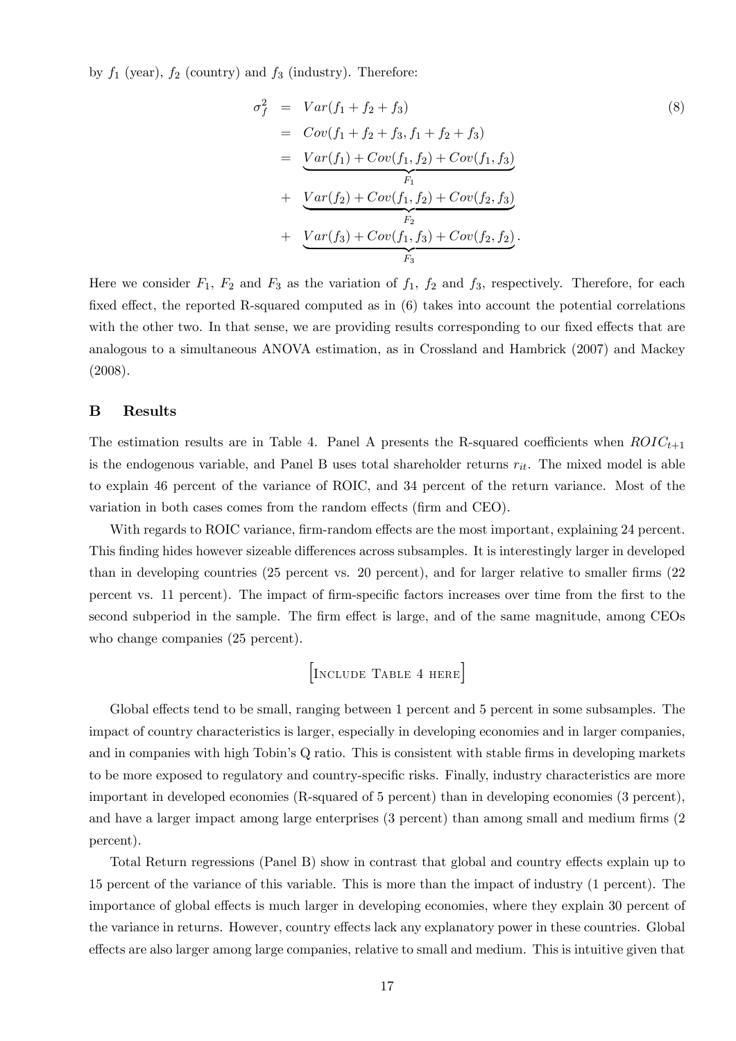by $f_1$ (year), $f_2$ (country) and $f_3$ (industry). Therefore:

$$
\begin{aligned}
\sigma_f^2 &= Var(f_1 + f_2 + f_3) \\
&= Cov(f_1 + f_2 + f_3, f_1 + f_2 + f_3) \\
&= \underbrace{Var(f_1) + Cov(f_1, f_2) + Cov(f_1, f_3)}_{F_1} \\
&+ \underbrace{Var(f_2) + Cov(f_1, f_2) + Cov(f_2, f_3)}_{F_2} \\
&+ \underbrace{Var(f_3) + Cov(f_1, f_3) + Cov(f_2, f_2)}_{F_3}.
\end{aligned}
\tag{8}
$$

Here we consider $F_1$, $F_2$ and $F_3$ as the variation of $f_1$, $f_2$ and $f_3$, respectively. Therefore, for each fixed effect, the reported R-squared computed as in (6) takes into account the potential correlations with the other two. In that sense, we are providing results corresponding to our fixed effects that are analogous to a simultaneous ANOVA estimation, as in Crossland and Hambrick (2007) and Mackey (2008).

## B Results

The estimation results are in Table 4. Panel A presents the R-squared coefficients when $ROIC_{t+1}$ is the endogenous variable, and Panel B uses total shareholder returns $r_{it}$. The mixed model is able to explain 46 percent of the variance of ROIC, and 34 percent of the return variance. Most of the variation in both cases comes from the random effects (firm and CEO).

With regards to ROIC variance, firm-random effects are the most important, explaining 24 percent. This finding hides however sizeable differences across subsamples. It is interestingly larger in developed than in developing countries (25 percent vs. 20 percent), and for larger relative to smaller firms (22 percent vs. 11 percent). The impact of firm-specific factors increases over time from the first to the second subperiod in the sample. The firm effect is large, and of the same magnitude, among CEOs who change companies (25 percent).

[Include Table 4 here]

Global effects tend to be small, ranging between 1 percent and 5 percent in some subsamples. The impact of country characteristics is larger, especially in developing economies and in larger companies, and in companies with high Tobin's Q ratio. This is consistent with stable firms in developing markets to be more exposed to regulatory and country-specific risks. Finally, industry characteristics are more important in developed economies (R-squared of 5 percent) than in developing economies (3 percent), and have a larger impact among large enterprises (3 percent) than among small and medium firms (2 percent).

Total Return regressions (Panel B) show in contrast that global and country effects explain up to 15 percent of the variance of this variable. This is more than the impact of industry (1 percent). The importance of global effects is much larger in developing economies, where they explain 30 percent of the variance in returns. However, country effects lack any explanatory power in these countries. Global effects are also larger among large companies, relative to small and medium. This is intuitive given that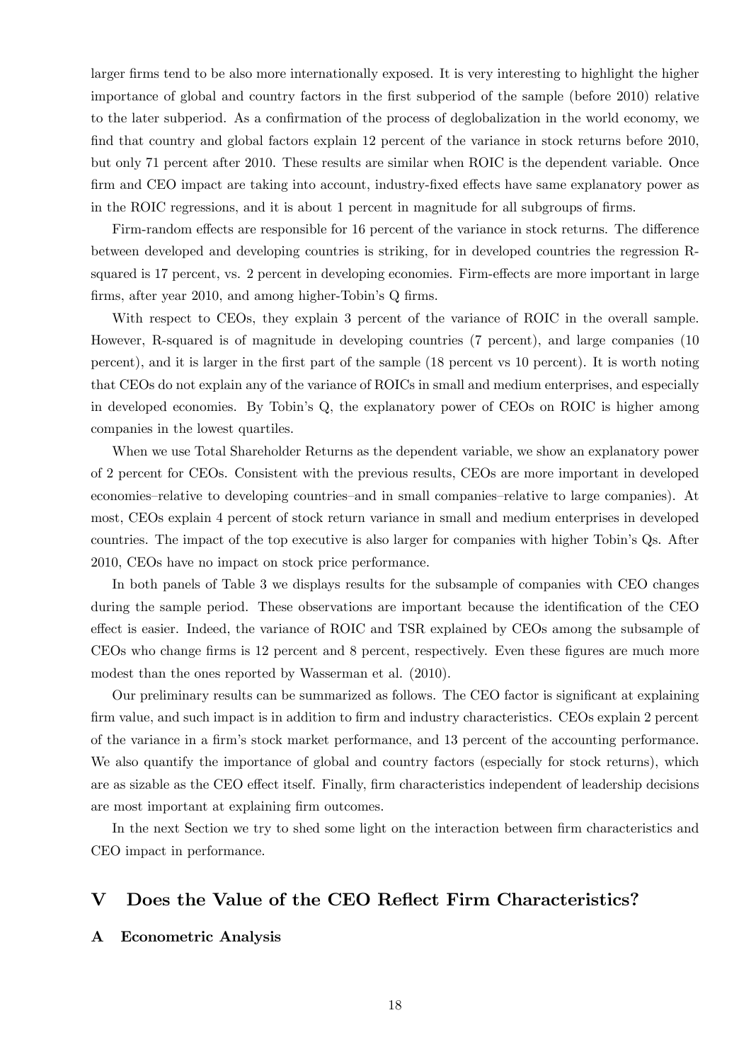larger firms tend to be also more internationally exposed. It is very interesting to highlight the higher importance of global and country factors in the first subperiod of the sample (before 2010) relative to the later subperiod. As a confirmation of the process of deglobalization in the world economy, we find that country and global factors explain 12 percent of the variance in stock returns before 2010, but only 71 percent after 2010. These results are similar when ROIC is the dependent variable. Once firm and CEO impact are taking into account, industry-fixed effects have same explanatory power as in the ROIC regressions, and it is about 1 percent in magnitude for all subgroups of firms.

Firm-random effects are responsible for 16 percent of the variance in stock returns. The difference between developed and developing countries is striking, for in developed countries the regression R-squared is 17 percent, vs. 2 percent in developing economies. Firm-effects are more important in large firms, after year 2010, and among higher-Tobin's Q firms.

With respect to CEOs, they explain 3 percent of the variance of ROIC in the overall sample. However, R-squared is of magnitude in developing countries (7 percent), and large companies (10 percent), and it is larger in the first part of the sample (18 percent vs 10 percent). It is worth noting that CEOs do not explain any of the variance of ROICs in small and medium enterprises, and especially in developed economies. By Tobin's Q, the explanatory power of CEOs on ROIC is higher among companies in the lowest quartiles.

When we use Total Shareholder Returns as the dependent variable, we show an explanatory power of 2 percent for CEOs. Consistent with the previous results, CEOs are more important in developed economies–relative to developing countries–and in small companies–relative to large companies). At most, CEOs explain 4 percent of stock return variance in small and medium enterprises in developed countries. The impact of the top executive is also larger for companies with higher Tobin's Qs. After 2010, CEOs have no impact on stock price performance.

In both panels of Table 3 we displays results for the subsample of companies with CEO changes during the sample period. These observations are important because the identification of the CEO effect is easier. Indeed, the variance of ROIC and TSR explained by CEOs among the subsample of CEOs who change firms is 12 percent and 8 percent, respectively. Even these figures are much more modest than the ones reported by Wasserman et al. (2010).

Our preliminary results can be summarized as follows. The CEO factor is significant at explaining firm value, and such impact is in addition to firm and industry characteristics. CEOs explain 2 percent of the variance in a firm's stock market performance, and 13 percent of the accounting performance. We also quantify the importance of global and country factors (especially for stock returns), which are as sizable as the CEO effect itself. Finally, firm characteristics independent of leadership decisions are most important at explaining firm outcomes.

In the next Section we try to shed some light on the interaction between firm characteristics and CEO impact in performance.

# V Does the Value of the CEO Reflect Firm Characteristics?

## A Econometric Analysis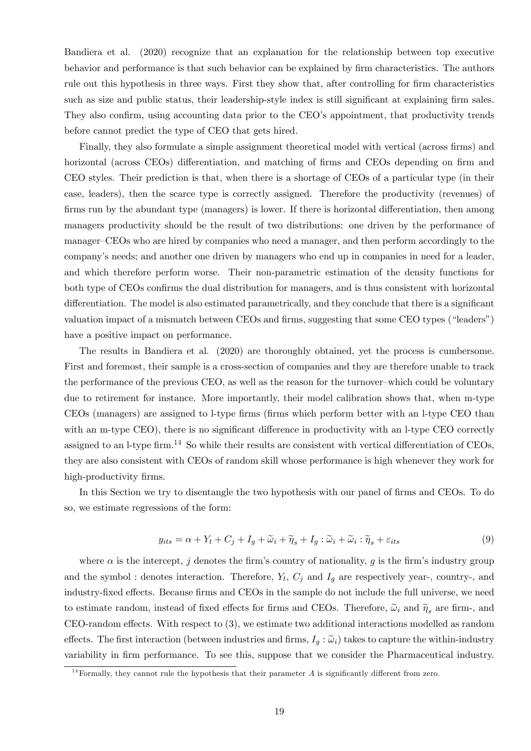Bandiera et al. (2020) recognize that an explanation for the relationship between top executive behavior and performance is that such behavior can be explained by firm characteristics. The authors rule out this hypothesis in three ways. First they show that, after controlling for firm characteristics such as size and public status, their leadership-style index is still significant at explaining firm sales. They also confirm, using accounting data prior to the CEO's appointment, that productivity trends before cannot predict the type of CEO that gets hired.

Finally, they also formulate a simple assignment theoretical model with vertical (across firms) and horizontal (across CEOs) differentiation, and matching of firms and CEOs depending on firm and CEO styles. Their prediction is that, when there is a shortage of CEOs of a particular type (in their case, leaders), then the scarce type is correctly assigned. Therefore the productivity (revenues) of firms run by the abundant type (managers) is lower. If there is horizontal differentiation, then among managers productivity should be the result of two distributions: one driven by the performance of manager–CEOs who are hired by companies who need a manager, and then perform accordingly to the company's needs; and another one driven by managers who end up in companies in need for a leader, and which therefore perform worse. Their non-parametric estimation of the density functions for both type of CEOs confirms the dual distribution for managers, and is thus consistent with horizontal differentiation. The model is also estimated parametrically, and they conclude that there is a significant valuation impact of a mismatch between CEOs and firms, suggesting that some CEO types ("leaders") have a positive impact on performance.

The results in Bandiera et al. (2020) are thoroughly obtained, yet the process is cumbersome. First and foremost, their sample is a cross-section of companies and they are therefore unable to track the performance of the previous CEO, as well as the reason for the turnover–which could be voluntary due to retirement for instance. More importantly, their model calibration shows that, when m-type CEOs (managers) are assigned to l-type firms (firms which perform better with an l-type CEO than with an m-type CEO), there is no significant difference in productivity with an l-type CEO correctly assigned to an l-type firm.[14] So while their results are consistent with vertical differentiation of CEOs, they are also consistent with CEOs of random skill whose performance is high whenever they work for high-productivity firms.

In this Section we try to disentangle the two hypothesis with our panel of firms and CEOs. To do so, we estimate regressions of the form:

$$y_{its} = \alpha + Y_t + C_j + I_g + \widetilde{\omega}_i + \widetilde{\eta}_s + I_g : \widetilde{\omega}_i + \widetilde{\omega}_i : \widetilde{\eta}_s + \varepsilon_{its} \tag{9}$$

where $\alpha$ is the intercept, $j$ denotes the firm's country of nationality, $g$ is the firm's industry group and the symbol : denotes interaction. Therefore, $Y_t$, $C_j$ and $I_g$ are respectively year-, country-, and industry-fixed effects. Because firms and CEOs in the sample do not include the full universe, we need to estimate random, instead of fixed effects for firms and CEOs. Therefore, $\widetilde{\omega}_i$ and $\widetilde{\eta}_s$ are firm-, and CEO-random effects. With respect to (3), we estimate two additional interactions modelled as random effects. The first interaction (between industries and firms, $I_g : \widetilde{\omega}_i$) takes to capture the within-industry variability in firm performance. To see this, suppose that we consider the Pharmaceutical industry.

[14] Formally, they cannot rule the hypothesis that their parameter $A$ is significantly different from zero.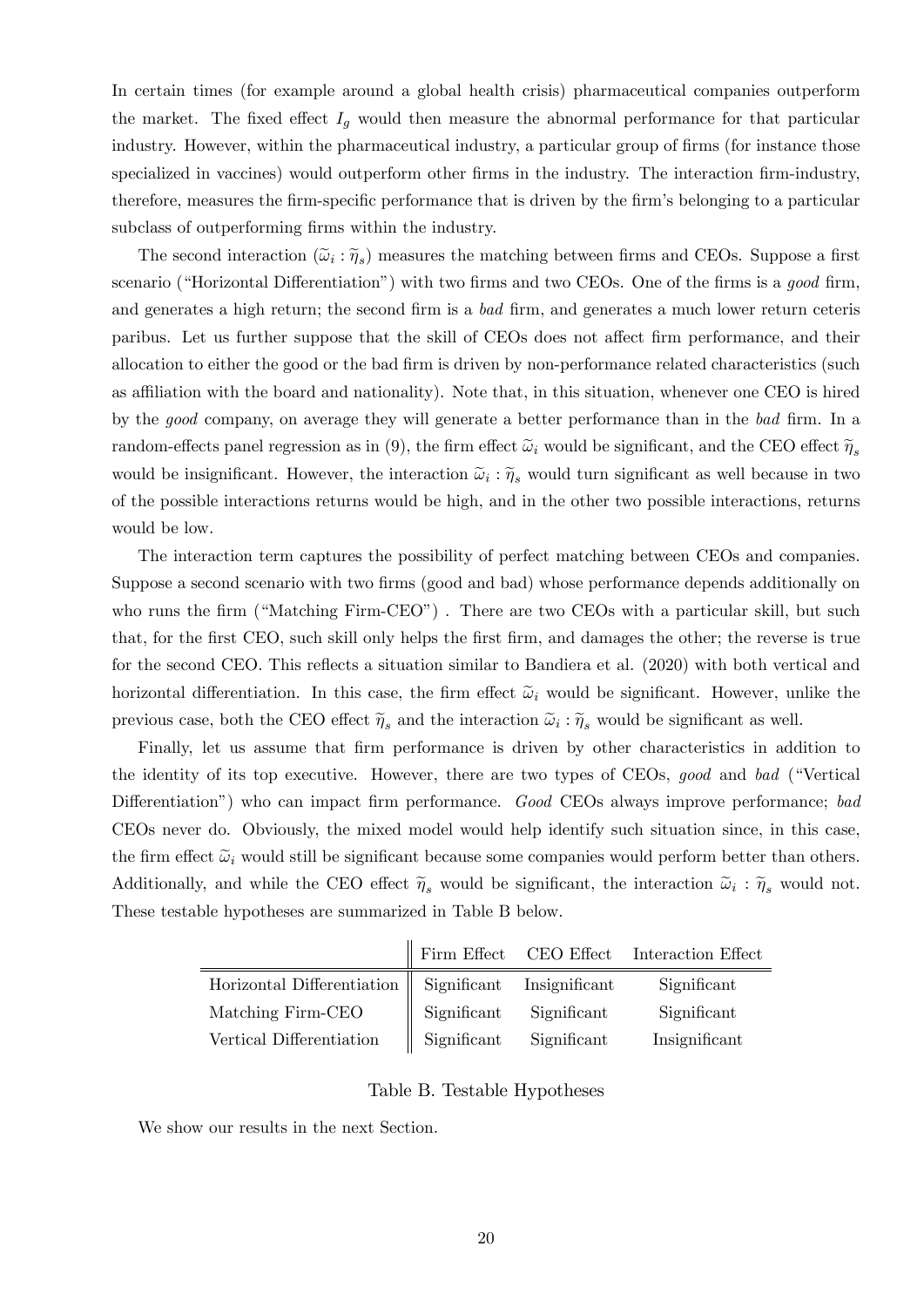In certain times (for example around a global health crisis) pharmaceutical companies outperform the market. The fixed effect $I_g$ would then measure the abnormal performance for that particular industry. However, within the pharmaceutical industry, a particular group of firms (for instance those specialized in vaccines) would outperform other firms in the industry. The interaction firm-industry, therefore, measures the firm-specific performance that is driven by the firm's belonging to a particular subclass of outperforming firms within the industry.

The second interaction ($\widetilde{\omega}_i : \widetilde{\eta}_s$) measures the matching between firms and CEOs. Suppose a first scenario ("Horizontal Differentiation") with two firms and two CEOs. One of the firms is a *good* firm, and generates a high return; the second firm is a *bad* firm, and generates a much lower return ceteris paribus. Let us further suppose that the skill of CEOs does not affect firm performance, and their allocation to either the good or the bad firm is driven by non-performance related characteristics (such as affiliation with the board and nationality). Note that, in this situation, whenever one CEO is hired by the *good* company, on average they will generate a better performance than in the *bad* firm. In a random-effects panel regression as in (9), the firm effect $\widetilde{\omega}_i$ would be significant, and the CEO effect $\widetilde{\eta}_s$ would be insignificant. However, the interaction $\widetilde{\omega}_i : \widetilde{\eta}_s$ would turn significant as well because in two of the possible interactions returns would be high, and in the other two possible interactions, returns would be low.

The interaction term captures the possibility of perfect matching between CEOs and companies. Suppose a second scenario with two firms (good and bad) whose performance depends additionally on who runs the firm ("Matching Firm-CEO") . There are two CEOs with a particular skill, but such that, for the first CEO, such skill only helps the first firm, and damages the other; the reverse is true for the second CEO. This reflects a situation similar to Bandiera et al. (2020) with both vertical and horizontal differentiation. In this case, the firm effect $\widetilde{\omega}_i$ would be significant. However, unlike the previous case, both the CEO effect $\widetilde{\eta}_s$ and the interaction $\widetilde{\omega}_i : \widetilde{\eta}_s$ would be significant as well.

Finally, let us assume that firm performance is driven by other characteristics in addition to the identity of its top executive. However, there are two types of CEOs, *good* and *bad* ("Vertical Differentiation") who can impact firm performance. *Good* CEOs always improve performance; *bad* CEOs never do. Obviously, the mixed model would help identify such situation since, in this case, the firm effect $\widetilde{\omega}_i$ would still be significant because some companies would perform better than others. Additionally, and while the CEO effect $\widetilde{\eta}_s$ would be significant, the interaction $\widetilde{\omega}_i : \widetilde{\eta}_s$ would not. These testable hypotheses are summarized in Table B below.

| | Firm Effect | CEO Effect | Interaction Effect |
|---|---|---|---|
| Horizontal Differentiation | Significant | Insignificant | Significant |
| Matching Firm-CEO | Significant | Significant | Significant |
| Vertical Differentiation | Significant | Significant | Insignificant |

Table B. Testable Hypotheses

We show our results in the next Section.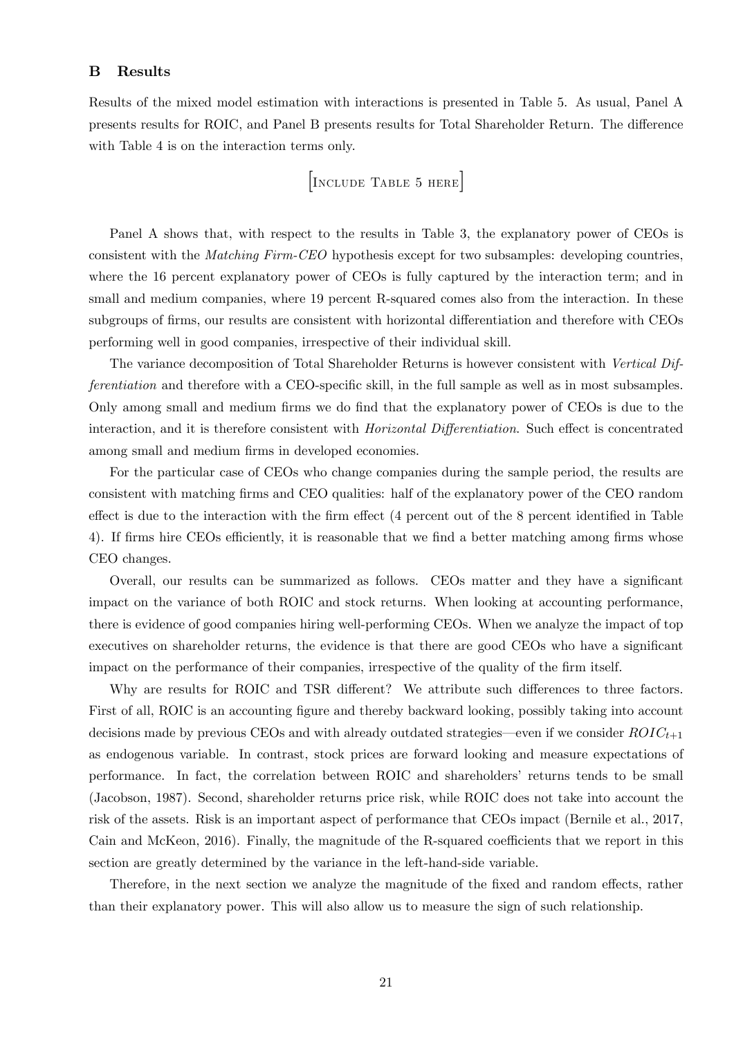## B Results

Results of the mixed model estimation with interactions is presented in Table 5. As usual, Panel A presents results for ROIC, and Panel B presents results for Total Shareholder Return. The difference with Table 4 is on the interaction terms only.

[Include Table 5 here]

Panel A shows that, with respect to the results in Table 3, the explanatory power of CEOs is consistent with the *Matching Firm-CEO* hypothesis except for two subsamples: developing countries, where the 16 percent explanatory power of CEOs is fully captured by the interaction term; and in small and medium companies, where 19 percent R-squared comes also from the interaction. In these subgroups of firms, our results are consistent with horizontal differentiation and therefore with CEOs performing well in good companies, irrespective of their individual skill.

The variance decomposition of Total Shareholder Returns is however consistent with *Vertical Differentiation* and therefore with a CEO-specific skill, in the full sample as well as in most subsamples. Only among small and medium firms we do find that the explanatory power of CEOs is due to the interaction, and it is therefore consistent with *Horizontal Differentiation*. Such effect is concentrated among small and medium firms in developed economies.

For the particular case of CEOs who change companies during the sample period, the results are consistent with matching firms and CEO qualities: half of the explanatory power of the CEO random effect is due to the interaction with the firm effect (4 percent out of the 8 percent identified in Table 4). If firms hire CEOs efficiently, it is reasonable that we find a better matching among firms whose CEO changes.

Overall, our results can be summarized as follows. CEOs matter and they have a significant impact on the variance of both ROIC and stock returns. When looking at accounting performance, there is evidence of good companies hiring well-performing CEOs. When we analyze the impact of top executives on shareholder returns, the evidence is that there are good CEOs who have a significant impact on the performance of their companies, irrespective of the quality of the firm itself.

Why are results for ROIC and TSR different? We attribute such differences to three factors. First of all, ROIC is an accounting figure and thereby backward looking, possibly taking into account decisions made by previous CEOs and with already outdated strategies—even if we consider $ROIC_{t+1}$ as endogenous variable. In contrast, stock prices are forward looking and measure expectations of performance. In fact, the correlation between ROIC and shareholders' returns tends to be small (Jacobson, 1987). Second, shareholder returns price risk, while ROIC does not take into account the risk of the assets. Risk is an important aspect of performance that CEOs impact (Bernile et al., 2017, Cain and McKeon, 2016). Finally, the magnitude of the R-squared coefficients that we report in this section are greatly determined by the variance in the left-hand-side variable.

Therefore, in the next section we analyze the magnitude of the fixed and random effects, rather than their explanatory power. This will also allow us to measure the sign of such relationship.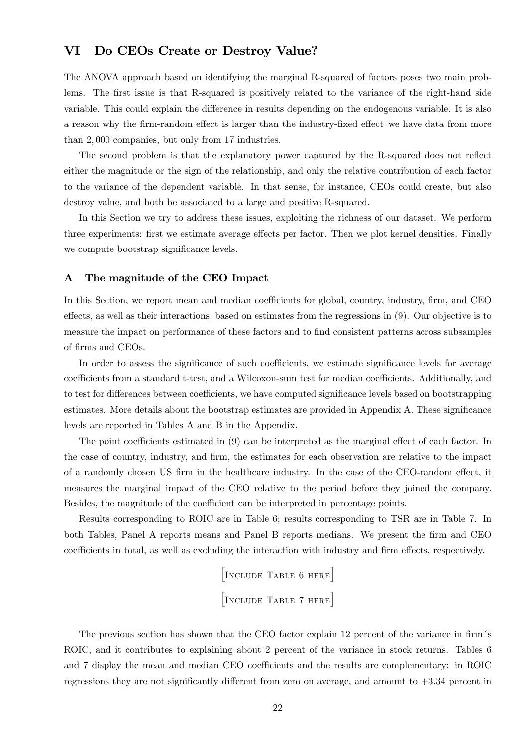# VI Do CEOs Create or Destroy Value?

The ANOVA approach based on identifying the marginal R-squared of factors poses two main problems. The first issue is that R-squared is positively related to the variance of the right-hand side variable. This could explain the difference in results depending on the endogenous variable. It is also a reason why the firm-random effect is larger than the industry-fixed effect–we have data from more than 2,000 companies, but only from 17 industries.

The second problem is that the explanatory power captured by the R-squared does not reflect either the magnitude or the sign of the relationship, and only the relative contribution of each factor to the variance of the dependent variable. In that sense, for instance, CEOs could create, but also destroy value, and both be associated to a large and positive R-squared.

In this Section we try to address these issues, exploiting the richness of our dataset. We perform three experiments: first we estimate average effects per factor. Then we plot kernel densities. Finally we compute bootstrap significance levels.

## A The magnitude of the CEO Impact

In this Section, we report mean and median coefficients for global, country, industry, firm, and CEO effects, as well as their interactions, based on estimates from the regressions in (9). Our objective is to measure the impact on performance of these factors and to find consistent patterns across subsamples of firms and CEOs.

In order to assess the significance of such coefficients, we estimate significance levels for average coefficients from a standard t-test, and a Wilcoxon-sum test for median coefficients. Additionally, and to test for differences between coefficients, we have computed significance levels based on bootstrapping estimates. More details about the bootstrap estimates are provided in Appendix A. These significance levels are reported in Tables A and B in the Appendix.

The point coefficients estimated in (9) can be interpreted as the marginal effect of each factor. In the case of country, industry, and firm, the estimates for each observation are relative to the impact of a randomly chosen US firm in the healthcare industry. In the case of the CEO-random effect, it measures the marginal impact of the CEO relative to the period before they joined the company. Besides, the magnitude of the coefficient can be interpreted in percentage points.

Results corresponding to ROIC are in Table 6; results corresponding to TSR are in Table 7. In both Tables, Panel A reports means and Panel B reports medians. We present the firm and CEO coefficients in total, as well as excluding the interaction with industry and firm effects, respectively.

[Include Table 6 here]

[Include Table 7 here]

The previous section has shown that the CEO factor explain 12 percent of the variance in firm´s ROIC, and it contributes to explaining about 2 percent of the variance in stock returns. Tables 6 and 7 display the mean and median CEO coefficients and the results are complementary: in ROIC regressions they are not significantly different from zero on average, and amount to +3.34 percent in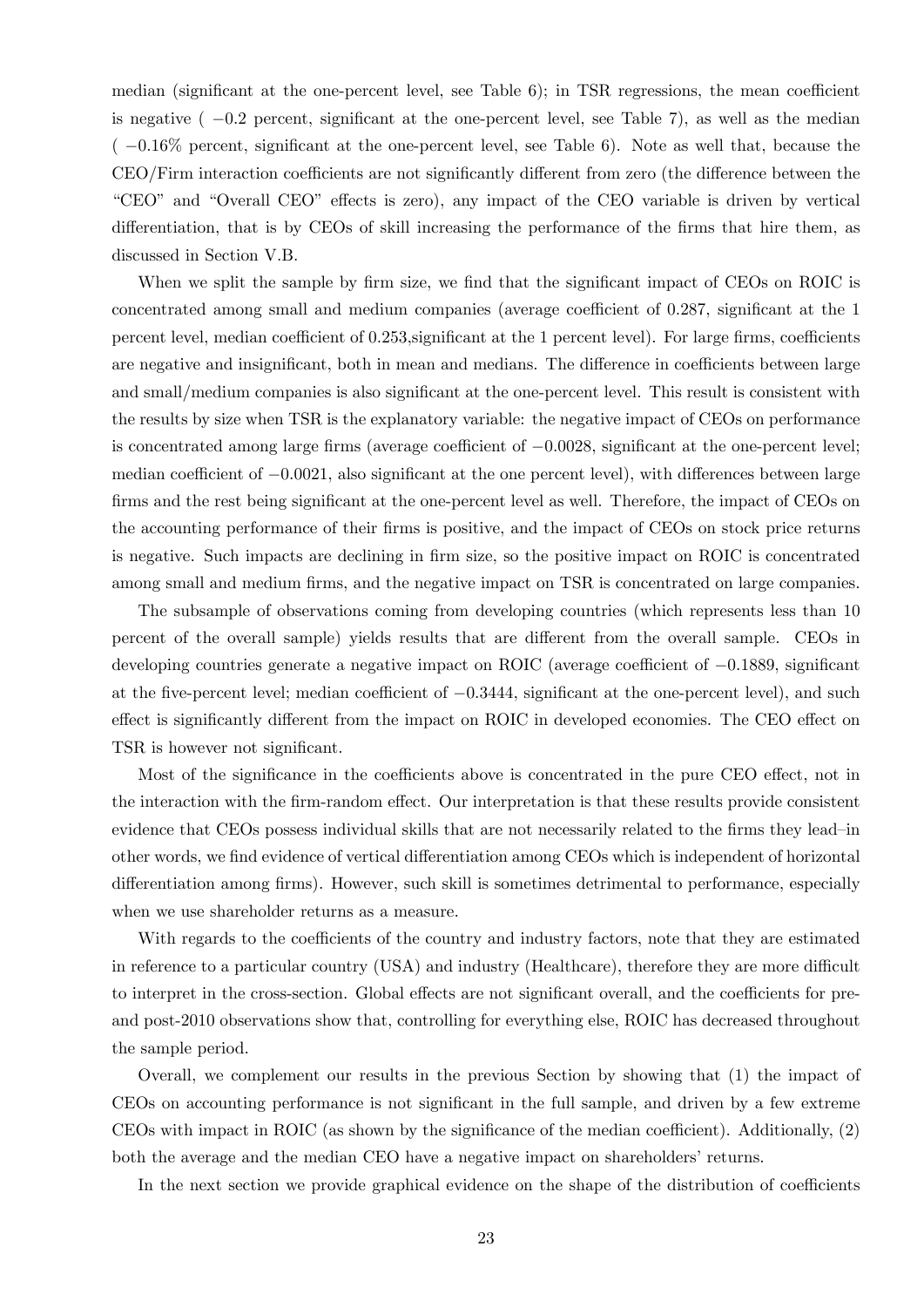median (significant at the one-percent level, see Table 6); in TSR regressions, the mean coefficient is negative ( $-0.2$ percent, significant at the one-percent level, see Table 7), as well as the median ( $-0.16\%$ percent, significant at the one-percent level, see Table 6). Note as well that, because the CEO/Firm interaction coefficients are not significantly different from zero (the difference between the "CEO" and "Overall CEO" effects is zero), any impact of the CEO variable is driven by vertical differentiation, that is by CEOs of skill increasing the performance of the firms that hire them, as discussed in Section V.B.

When we split the sample by firm size, we find that the significant impact of CEOs on ROIC is concentrated among small and medium companies (average coefficient of 0.287, significant at the 1 percent level, median coefficient of 0.253,significant at the 1 percent level). For large firms, coefficients are negative and insignificant, both in mean and medians. The difference in coefficients between large and small/medium companies is also significant at the one-percent level. This result is consistent with the results by size when TSR is the explanatory variable: the negative impact of CEOs on performance is concentrated among large firms (average coefficient of $-0.0028$, significant at the one-percent level; median coefficient of $-0.0021$, also significant at the one percent level), with differences between large firms and the rest being significant at the one-percent level as well. Therefore, the impact of CEOs on the accounting performance of their firms is positive, and the impact of CEOs on stock price returns is negative. Such impacts are declining in firm size, so the positive impact on ROIC is concentrated among small and medium firms, and the negative impact on TSR is concentrated on large companies.

The subsample of observations coming from developing countries (which represents less than 10 percent of the overall sample) yields results that are different from the overall sample. CEOs in developing countries generate a negative impact on ROIC (average coefficient of $-0.1889$, significant at the five-percent level; median coefficient of $-0.3444$, significant at the one-percent level), and such effect is significantly different from the impact on ROIC in developed economies. The CEO effect on TSR is however not significant.

Most of the significance in the coefficients above is concentrated in the pure CEO effect, not in the interaction with the firm-random effect. Our interpretation is that these results provide consistent evidence that CEOs possess individual skills that are not necessarily related to the firms they lead–in other words, we find evidence of vertical differentiation among CEOs which is independent of horizontal differentiation among firms). However, such skill is sometimes detrimental to performance, especially when we use shareholder returns as a measure.

With regards to the coefficients of the country and industry factors, note that they are estimated in reference to a particular country (USA) and industry (Healthcare), therefore they are more difficult to interpret in the cross-section. Global effects are not significant overall, and the coefficients for pre- and post-2010 observations show that, controlling for everything else, ROIC has decreased throughout the sample period.

Overall, we complement our results in the previous Section by showing that (1) the impact of CEOs on accounting performance is not significant in the full sample, and driven by a few extreme CEOs with impact in ROIC (as shown by the significance of the median coefficient). Additionally, (2) both the average and the median CEO have a negative impact on shareholders' returns.

In the next section we provide graphical evidence on the shape of the distribution of coefficients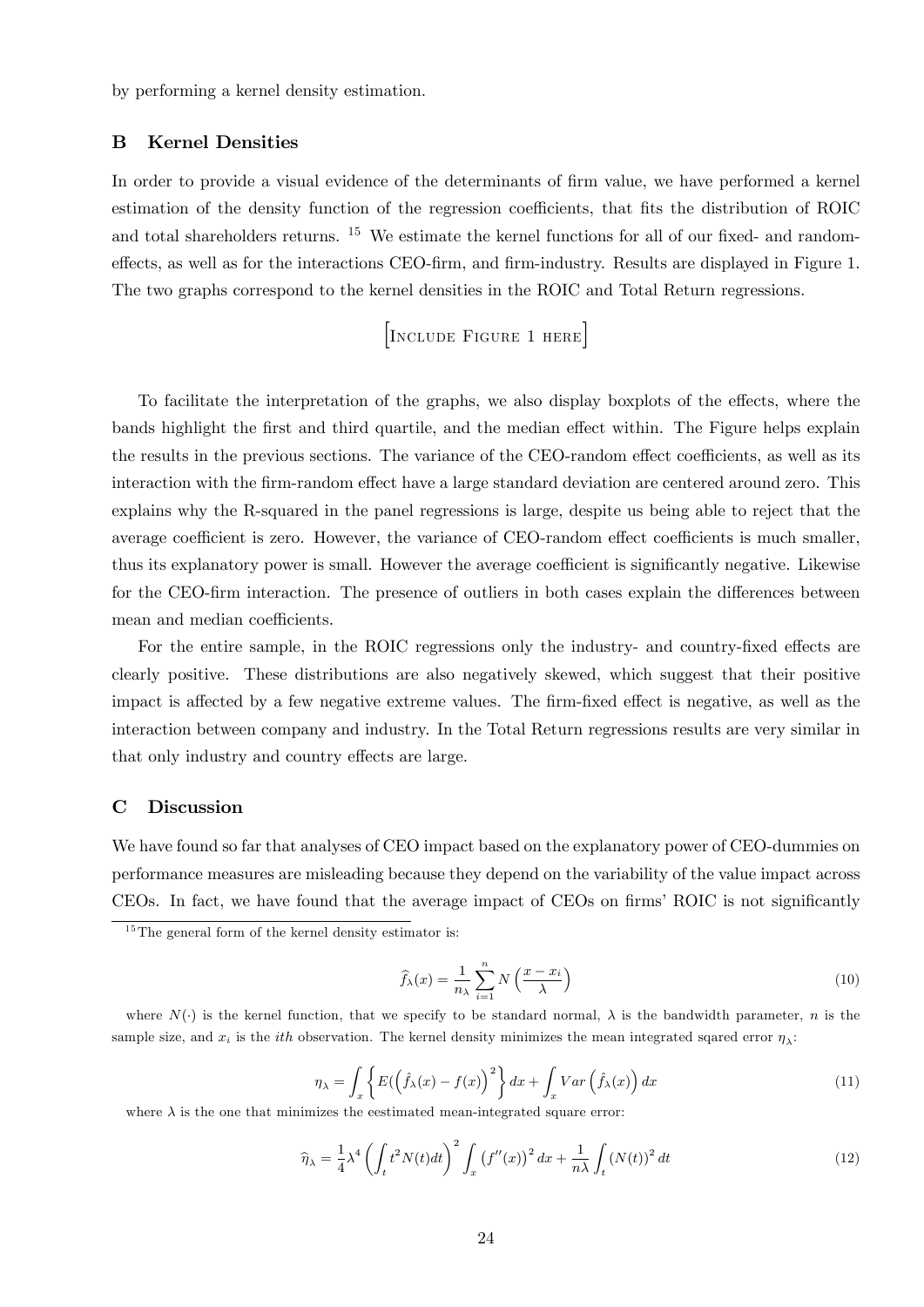by performing a kernel density estimation.

## B Kernel Densities

In order to provide a visual evidence of the determinants of firm value, we have performed a kernel estimation of the density function of the regression coefficients, that fits the distribution of ROIC and total shareholders returns. [15] We estimate the kernel functions for all of our fixed- and random-effects, as well as for the interactions CEO-firm, and firm-industry. Results are displayed in Figure 1. The two graphs correspond to the kernel densities in the ROIC and Total Return regressions.

[Include Figure 1 here]

To facilitate the interpretation of the graphs, we also display boxplots of the effects, where the bands highlight the first and third quartile, and the median effect within. The Figure helps explain the results in the previous sections. The variance of the CEO-random effect coefficients, as well as its interaction with the firm-random effect have a large standard deviation are centered around zero. This explains why the R-squared in the panel regressions is large, despite us being able to reject that the average coefficient is zero. However, the variance of CEO-random effect coefficients is much smaller, thus its explanatory power is small. However the average coefficient is significantly negative. Likewise for the CEO-firm interaction. The presence of outliers in both cases explain the differences between mean and median coefficients.

For the entire sample, in the ROIC regressions only the industry- and country-fixed effects are clearly positive. These distributions are also negatively skewed, which suggest that their positive impact is affected by a few negative extreme values. The firm-fixed effect is negative, as well as the interaction between company and industry. In the Total Return regressions results are very similar in that only industry and country effects are large.

## C Discussion

We have found so far that analyses of CEO impact based on the explanatory power of CEO-dummies on performance measures are misleading because they depend on the variability of the value impact across CEOs. In fact, we have found that the average impact of CEOs on firms' ROIC is not significantly

---

[15] The general form of the kernel density estimator is:

$$\widehat{f}_\lambda(x) = \frac{1}{n_\lambda}\sum_{i=1}^{n} N\left(\frac{x - x_i}{\lambda}\right) \tag{10}$$

where $N(\cdot)$ is the kernel function, that we specify to be standard normal, $\lambda$ is the bandwidth parameter, $n$ is the sample size, and $x_i$ is the $ith$ observation. The kernel density minimizes the mean integrated sqared error $\eta_\lambda$:

$$\eta_\lambda = \int_x \left\{ E\left(\left(\hat{f}_\lambda(x) - f(x)\right)^2\right\} dx + \int_x Var\left(\hat{f}_\lambda(x)\right) dx \tag{11}$$

where $\lambda$ is the one that minimizes the eestimated mean-integrated square error:

$$\widehat{\eta}_\lambda = \frac{1}{4}\lambda^4 \left(\int_t t^2 N(t) dt\right)^2 \int_x \left(f''(x)\right)^2 dx + \frac{1}{n\lambda}\int_t \left(N(t)\right)^2 dt \tag{12}$$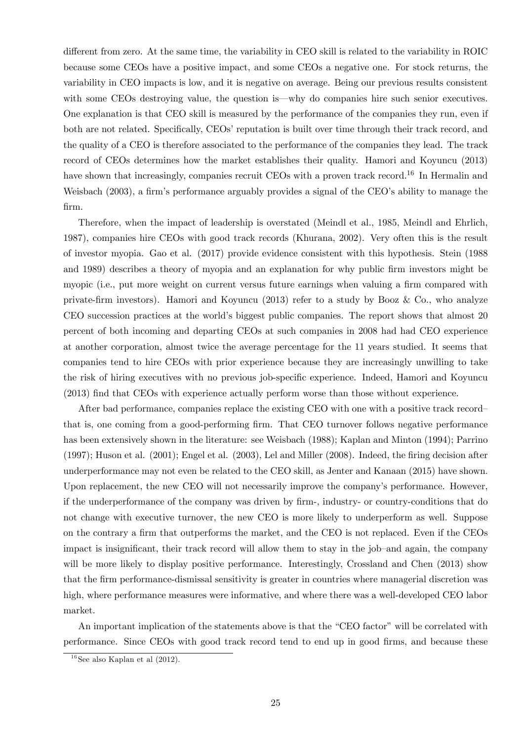different from zero. At the same time, the variability in CEO skill is related to the variability in ROIC because some CEOs have a positive impact, and some CEOs a negative one. For stock returns, the variability in CEO impacts is low, and it is negative on average. Being our previous results consistent with some CEOs destroying value, the question is—why do companies hire such senior executives. One explanation is that CEO skill is measured by the performance of the companies they run, even if both are not related. Specifically, CEOs' reputation is built over time through their track record, and the quality of a CEO is therefore associated to the performance of the companies they lead. The track record of CEOs determines how the market establishes their quality. Hamori and Koyuncu (2013) have shown that increasingly, companies recruit CEOs with a proven track record.[16] In Hermalin and Weisbach (2003), a firm's performance arguably provides a signal of the CEO's ability to manage the firm.

Therefore, when the impact of leadership is overstated (Meindl et al., 1985, Meindl and Ehrlich, 1987), companies hire CEOs with good track records (Khurana, 2002). Very often this is the result of investor myopia. Gao et al. (2017) provide evidence consistent with this hypothesis. Stein (1988 and 1989) describes a theory of myopia and an explanation for why public firm investors might be myopic (i.e., put more weight on current versus future earnings when valuing a firm compared with private-firm investors). Hamori and Koyuncu (2013) refer to a study by Booz & Co., who analyze CEO succession practices at the world's biggest public companies. The report shows that almost 20 percent of both incoming and departing CEOs at such companies in 2008 had had CEO experience at another corporation, almost twice the average percentage for the 11 years studied. It seems that companies tend to hire CEOs with prior experience because they are increasingly unwilling to take the risk of hiring executives with no previous job-specific experience. Indeed, Hamori and Koyuncu (2013) find that CEOs with experience actually perform worse than those without experience.

After bad performance, companies replace the existing CEO with one with a positive track record–that is, one coming from a good-performing firm. That CEO turnover follows negative performance has been extensively shown in the literature: see Weisbach (1988); Kaplan and Minton (1994); Parrino (1997); Huson et al. (2001); Engel et al. (2003), Lel and Miller (2008). Indeed, the firing decision after underperformance may not even be related to the CEO skill, as Jenter and Kanaan (2015) have shown. Upon replacement, the new CEO will not necessarily improve the company's performance. However, if the underperformance of the company was driven by firm-, industry- or country-conditions that do not change with executive turnover, the new CEO is more likely to underperform as well. Suppose on the contrary a firm that outperforms the market, and the CEO is not replaced. Even if the CEOs impact is insignificant, their track record will allow them to stay in the job–and again, the company will be more likely to display positive performance. Interestingly, Crossland and Chen (2013) show that the firm performance-dismissal sensitivity is greater in countries where managerial discretion was high, where performance measures were informative, and where there was a well-developed CEO labor market.

An important implication of the statements above is that the "CEO factor" will be correlated with performance. Since CEOs with good track record tend to end up in good firms, and because these

[16] See also Kaplan et al (2012).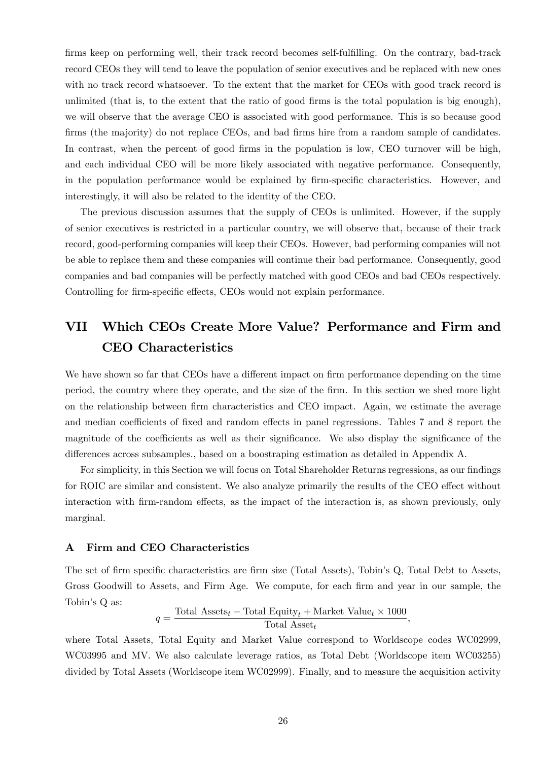firms keep on performing well, their track record becomes self-fulfilling. On the contrary, bad-track record CEOs they will tend to leave the population of senior executives and be replaced with new ones with no track record whatsoever. To the extent that the market for CEOs with good track record is unlimited (that is, to the extent that the ratio of good firms is the total population is big enough), we will observe that the average CEO is associated with good performance. This is so because good firms (the majority) do not replace CEOs, and bad firms hire from a random sample of candidates. In contrast, when the percent of good firms in the population is low, CEO turnover will be high, and each individual CEO will be more likely associated with negative performance. Consequently, in the population performance would be explained by firm-specific characteristics. However, and interestingly, it will also be related to the identity of the CEO.

The previous discussion assumes that the supply of CEOs is unlimited. However, if the supply of senior executives is restricted in a particular country, we will observe that, because of their track record, good-performing companies will keep their CEOs. However, bad performing companies will not be able to replace them and these companies will continue their bad performance. Consequently, good companies and bad companies will be perfectly matched with good CEOs and bad CEOs respectively. Controlling for firm-specific effects, CEOs would not explain performance.

# VII Which CEOs Create More Value? Performance and Firm and CEO Characteristics

We have shown so far that CEOs have a different impact on firm performance depending on the time period, the country where they operate, and the size of the firm. In this section we shed more light on the relationship between firm characteristics and CEO impact. Again, we estimate the average and median coefficients of fixed and random effects in panel regressions. Tables 7 and 8 report the magnitude of the coefficients as well as their significance. We also display the significance of the differences across subsamples., based on a boostraping estimation as detailed in Appendix A.

For simplicity, in this Section we will focus on Total Shareholder Returns regressions, as our findings for ROIC are similar and consistent. We also analyze primarily the results of the CEO effect without interaction with firm-random effects, as the impact of the interaction is, as shown previously, only marginal.

## A Firm and CEO Characteristics

The set of firm specific characteristics are firm size (Total Assets), Tobin's Q, Total Debt to Assets, Gross Goodwill to Assets, and Firm Age. We compute, for each firm and year in our sample, the Tobin's Q as:

$$q = \frac{\text{Total Assets}_t - \text{Total Equity}_t + \text{Market Value}_t \times 1000}{\text{Total Asset}_t},$$

where Total Assets, Total Equity and Market Value correspond to Worldscope codes WC02999, WC03995 and MV. We also calculate leverage ratios, as Total Debt (Worldscope item WC03255) divided by Total Assets (Worldscope item WC02999). Finally, and to measure the acquisition activity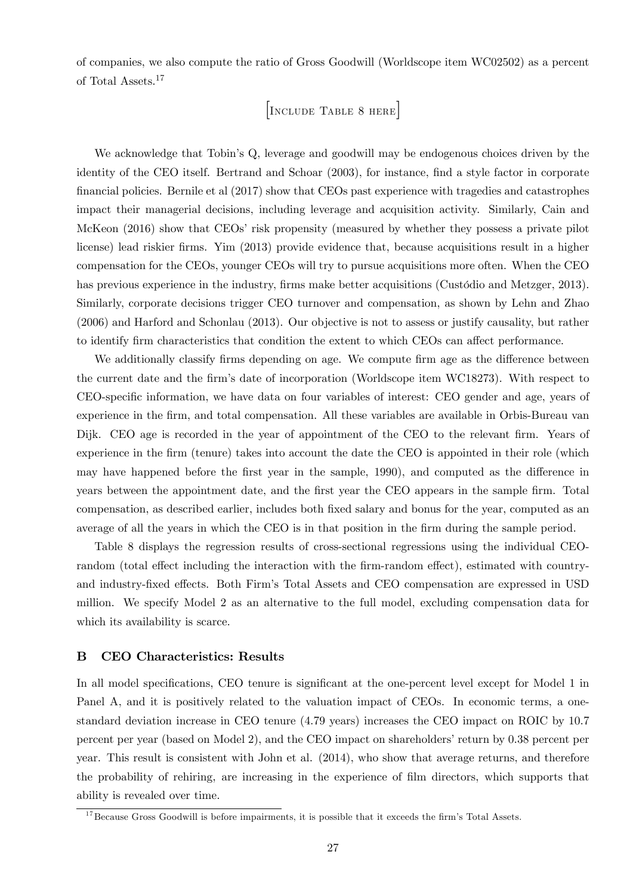of companies, we also compute the ratio of Gross Goodwill (Worldscope item WC02502) as a percent of Total Assets.[17]

[Include Table 8 here]

We acknowledge that Tobin's Q, leverage and goodwill may be endogenous choices driven by the identity of the CEO itself. Bertrand and Schoar (2003), for instance, find a style factor in corporate financial policies. Bernile et al (2017) show that CEOs past experience with tragedies and catastrophes impact their managerial decisions, including leverage and acquisition activity. Similarly, Cain and McKeon (2016) show that CEOs' risk propensity (measured by whether they possess a private pilot license) lead riskier firms. Yim (2013) provide evidence that, because acquisitions result in a higher compensation for the CEOs, younger CEOs will try to pursue acquisitions more often. When the CEO has previous experience in the industry, firms make better acquisitions (Custódio and Metzger, 2013). Similarly, corporate decisions trigger CEO turnover and compensation, as shown by Lehn and Zhao (2006) and Harford and Schonlau (2013). Our objective is not to assess or justify causality, but rather to identify firm characteristics that condition the extent to which CEOs can affect performance.

We additionally classify firms depending on age. We compute firm age as the difference between the current date and the firm's date of incorporation (Worldscope item WC18273). With respect to CEO-specific information, we have data on four variables of interest: CEO gender and age, years of experience in the firm, and total compensation. All these variables are available in Orbis-Bureau van Dijk. CEO age is recorded in the year of appointment of the CEO to the relevant firm. Years of experience in the firm (tenure) takes into account the date the CEO is appointed in their role (which may have happened before the first year in the sample, 1990), and computed as the difference in years between the appointment date, and the first year the CEO appears in the sample firm. Total compensation, as described earlier, includes both fixed salary and bonus for the year, computed as an average of all the years in which the CEO is in that position in the firm during the sample period.

Table 8 displays the regression results of cross-sectional regressions using the individual CEO-random (total effect including the interaction with the firm-random effect), estimated with country- and industry-fixed effects. Both Firm's Total Assets and CEO compensation are expressed in USD million. We specify Model 2 as an alternative to the full model, excluding compensation data for which its availability is scarce.

## B CEO Characteristics: Results

In all model specifications, CEO tenure is significant at the one-percent level except for Model 1 in Panel A, and it is positively related to the valuation impact of CEOs. In economic terms, a one-standard deviation increase in CEO tenure (4.79 years) increases the CEO impact on ROIC by 10.7 percent per year (based on Model 2), and the CEO impact on shareholders' return by 0.38 percent per year. This result is consistent with John et al. (2014), who show that average returns, and therefore the probability of rehiring, are increasing in the experience of film directors, which supports that ability is revealed over time.

[17] Because Gross Goodwill is before impairments, it is possible that it exceeds the firm's Total Assets.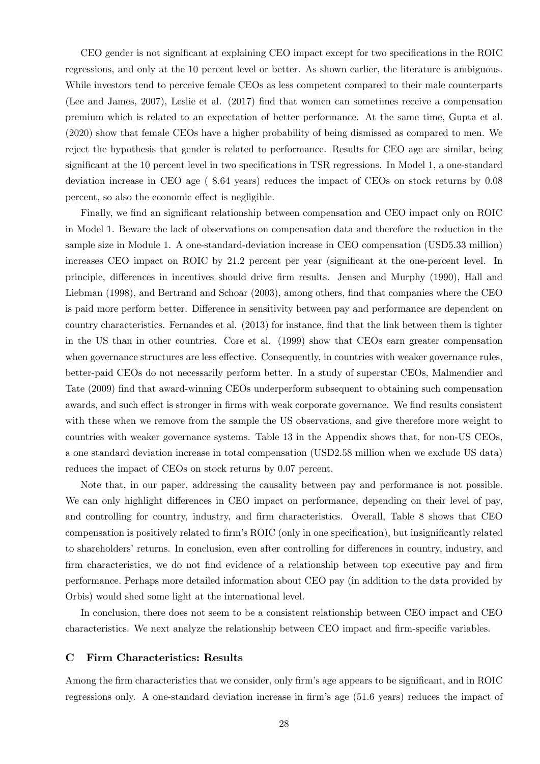CEO gender is not significant at explaining CEO impact except for two specifications in the ROIC regressions, and only at the 10 percent level or better. As shown earlier, the literature is ambiguous. While investors tend to perceive female CEOs as less competent compared to their male counterparts (Lee and James, 2007), Leslie et al. (2017) find that women can sometimes receive a compensation premium which is related to an expectation of better performance. At the same time, Gupta et al. (2020) show that female CEOs have a higher probability of being dismissed as compared to men. We reject the hypothesis that gender is related to performance. Results for CEO age are similar, being significant at the 10 percent level in two specifications in TSR regressions. In Model 1, a one-standard deviation increase in CEO age ( 8.64 years) reduces the impact of CEOs on stock returns by 0.08 percent, so also the economic effect is negligible.

Finally, we find an significant relationship between compensation and CEO impact only on ROIC in Model 1. Beware the lack of observations on compensation data and therefore the reduction in the sample size in Module 1. A one-standard-deviation increase in CEO compensation (USD5.33 million) increases CEO impact on ROIC by 21.2 percent per year (significant at the one-percent level. In principle, differences in incentives should drive firm results. Jensen and Murphy (1990), Hall and Liebman (1998), and Bertrand and Schoar (2003), among others, find that companies where the CEO is paid more perform better. Difference in sensitivity between pay and performance are dependent on country characteristics. Fernandes et al. (2013) for instance, find that the link between them is tighter in the US than in other countries. Core et al. (1999) show that CEOs earn greater compensation when governance structures are less effective. Consequently, in countries with weaker governance rules, better-paid CEOs do not necessarily perform better. In a study of superstar CEOs, Malmendier and Tate (2009) find that award-winning CEOs underperform subsequent to obtaining such compensation awards, and such effect is stronger in firms with weak corporate governance. We find results consistent with these when we remove from the sample the US observations, and give therefore more weight to countries with weaker governance systems. Table 13 in the Appendix shows that, for non-US CEOs, a one standard deviation increase in total compensation (USD2.58 million when we exclude US data) reduces the impact of CEOs on stock returns by 0.07 percent.

Note that, in our paper, addressing the causality between pay and performance is not possible. We can only highlight differences in CEO impact on performance, depending on their level of pay, and controlling for country, industry, and firm characteristics. Overall, Table 8 shows that CEO compensation is positively related to firm's ROIC (only in one specification), but insignificantly related to shareholders' returns. In conclusion, even after controlling for differences in country, industry, and firm characteristics, we do not find evidence of a relationship between top executive pay and firm performance. Perhaps more detailed information about CEO pay (in addition to the data provided by Orbis) would shed some light at the international level.

In conclusion, there does not seem to be a consistent relationship between CEO impact and CEO characteristics. We next analyze the relationship between CEO impact and firm-specific variables.

## C Firm Characteristics: Results

Among the firm characteristics that we consider, only firm's age appears to be significant, and in ROIC regressions only. A one-standard deviation increase in firm's age (51.6 years) reduces the impact of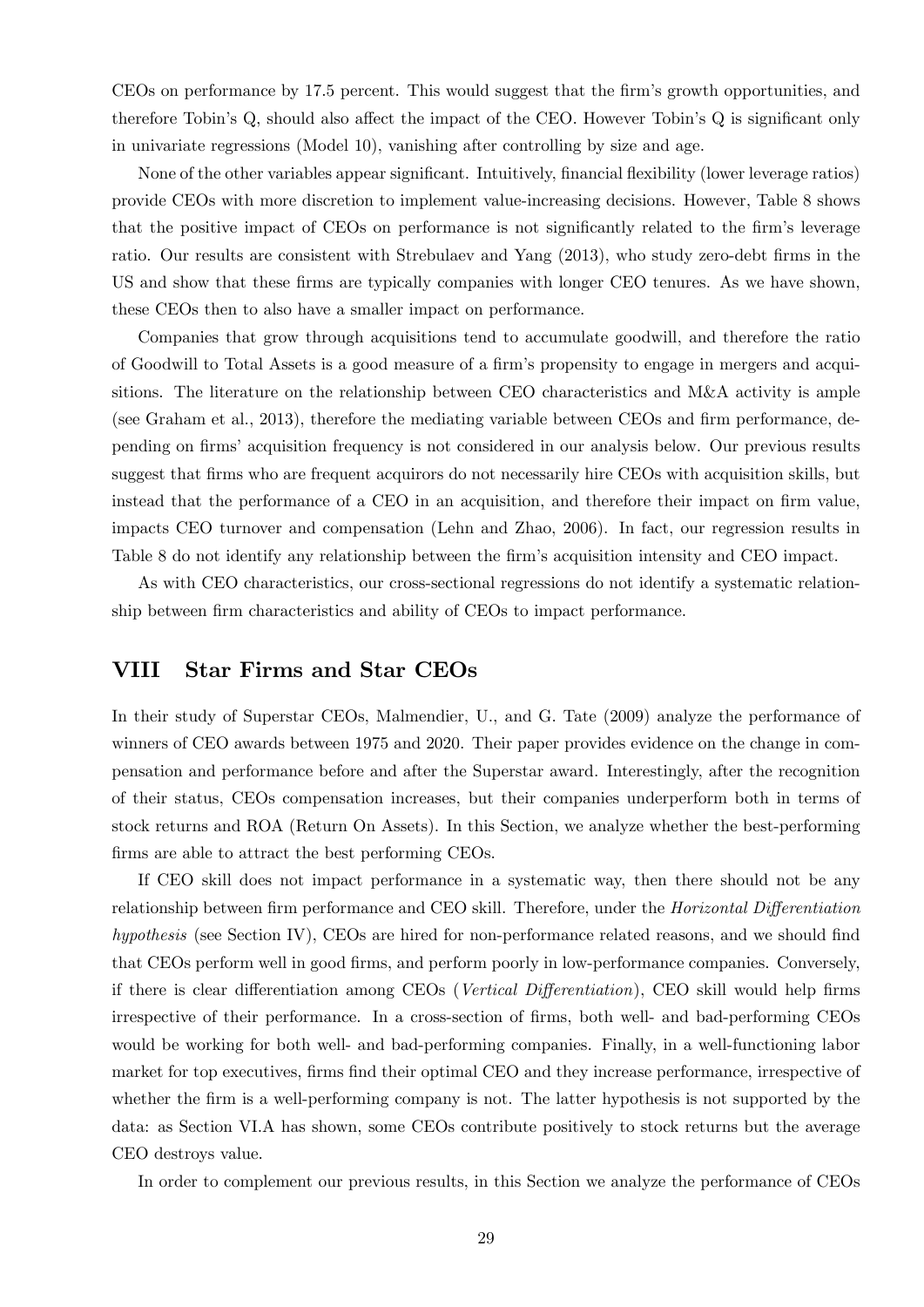CEOs on performance by 17.5 percent. This would suggest that the firm's growth opportunities, and therefore Tobin's Q, should also affect the impact of the CEO. However Tobin's Q is significant only in univariate regressions (Model 10), vanishing after controlling by size and age.

None of the other variables appear significant. Intuitively, financial flexibility (lower leverage ratios) provide CEOs with more discretion to implement value-increasing decisions. However, Table 8 shows that the positive impact of CEOs on performance is not significantly related to the firm's leverage ratio. Our results are consistent with Strebulaev and Yang (2013), who study zero-debt firms in the US and show that these firms are typically companies with longer CEO tenures. As we have shown, these CEOs then to also have a smaller impact on performance.

Companies that grow through acquisitions tend to accumulate goodwill, and therefore the ratio of Goodwill to Total Assets is a good measure of a firm's propensity to engage in mergers and acquisitions. The literature on the relationship between CEO characteristics and M&A activity is ample (see Graham et al., 2013), therefore the mediating variable between CEOs and firm performance, depending on firms' acquisition frequency is not considered in our analysis below. Our previous results suggest that firms who are frequent acquirors do not necessarily hire CEOs with acquisition skills, but instead that the performance of a CEO in an acquisition, and therefore their impact on firm value, impacts CEO turnover and compensation (Lehn and Zhao, 2006). In fact, our regression results in Table 8 do not identify any relationship between the firm's acquisition intensity and CEO impact.

As with CEO characteristics, our cross-sectional regressions do not identify a systematic relationship between firm characteristics and ability of CEOs to impact performance.

## VIII Star Firms and Star CEOs

In their study of Superstar CEOs, Malmendier, U., and G. Tate (2009) analyze the performance of winners of CEO awards between 1975 and 2020. Their paper provides evidence on the change in compensation and performance before and after the Superstar award. Interestingly, after the recognition of their status, CEOs compensation increases, but their companies underperform both in terms of stock returns and ROA (Return On Assets). In this Section, we analyze whether the best-performing firms are able to attract the best performing CEOs.

If CEO skill does not impact performance in a systematic way, then there should not be any relationship between firm performance and CEO skill. Therefore, under the *Horizontal Differentiation hypothesis* (see Section IV), CEOs are hired for non-performance related reasons, and we should find that CEOs perform well in good firms, and perform poorly in low-performance companies. Conversely, if there is clear differentiation among CEOs (*Vertical Differentiation*), CEO skill would help firms irrespective of their performance. In a cross-section of firms, both well- and bad-performing CEOs would be working for both well- and bad-performing companies. Finally, in a well-functioning labor market for top executives, firms find their optimal CEO and they increase performance, irrespective of whether the firm is a well-performing company is not. The latter hypothesis is not supported by the data: as Section VI.A has shown, some CEOs contribute positively to stock returns but the average CEO destroys value.

In order to complement our previous results, in this Section we analyze the performance of CEOs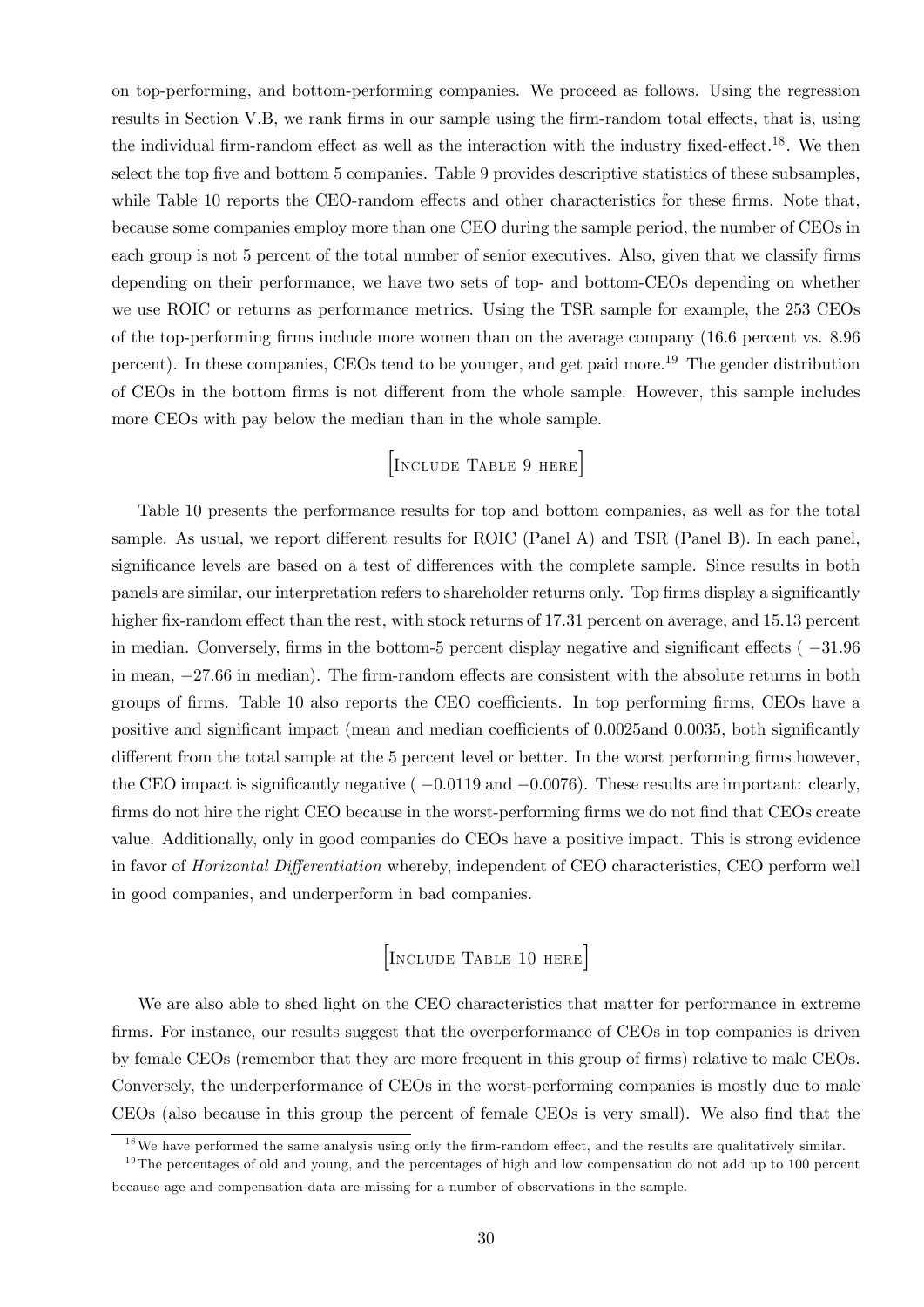on top-performing, and bottom-performing companies. We proceed as follows. Using the regression results in Section V.B, we rank firms in our sample using the firm-random total effects, that is, using the individual firm-random effect as well as the interaction with the industry fixed-effect.[18]. We then select the top five and bottom 5 companies. Table 9 provides descriptive statistics of these subsamples, while Table 10 reports the CEO-random effects and other characteristics for these firms. Note that, because some companies employ more than one CEO during the sample period, the number of CEOs in each group is not 5 percent of the total number of senior executives. Also, given that we classify firms depending on their performance, we have two sets of top- and bottom-CEOs depending on whether we use ROIC or returns as performance metrics. Using the TSR sample for example, the 253 CEOs of the top-performing firms include more women than on the average company (16.6 percent vs. 8.96 percent). In these companies, CEOs tend to be younger, and get paid more.[19] The gender distribution of CEOs in the bottom firms is not different from the whole sample. However, this sample includes more CEOs with pay below the median than in the whole sample.

[INCLUDE TABLE 9 HERE]

Table 10 presents the performance results for top and bottom companies, as well as for the total sample. As usual, we report different results for ROIC (Panel A) and TSR (Panel B). In each panel, significance levels are based on a test of differences with the complete sample. Since results in both panels are similar, our interpretation refers to shareholder returns only. Top firms display a significantly higher fix-random effect than the rest, with stock returns of 17.31 percent on average, and 15.13 percent in median. Conversely, firms in the bottom-5 percent display negative and significant effects ( $-31.96$ in mean, $-27.66$ in median). The firm-random effects are consistent with the absolute returns in both groups of firms. Table 10 also reports the CEO coefficients. In top performing firms, CEOs have a positive and significant impact (mean and median coefficients of 0.0025and 0.0035, both significantly different from the total sample at the 5 percent level or better. In the worst performing firms however, the CEO impact is significantly negative ( $-0.0119$ and $-0.0076$). These results are important: clearly, firms do not hire the right CEO because in the worst-performing firms we do not find that CEOs create value. Additionally, only in good companies do CEOs have a positive impact. This is strong evidence in favor of *Horizontal Differentiation* whereby, independent of CEO characteristics, CEO perform well in good companies, and underperform in bad companies.

[INCLUDE TABLE 10 HERE]

We are also able to shed light on the CEO characteristics that matter for performance in extreme firms. For instance, our results suggest that the overperformance of CEOs in top companies is driven by female CEOs (remember that they are more frequent in this group of firms) relative to male CEOs. Conversely, the underperformance of CEOs in the worst-performing companies is mostly due to male CEOs (also because in this group the percent of female CEOs is very small). We also find that the

[18] We have performed the same analysis using only the firm-random effect, and the results are qualitatively similar.

[19] The percentages of old and young, and the percentages of high and low compensation do not add up to 100 percent because age and compensation data are missing for a number of observations in the sample.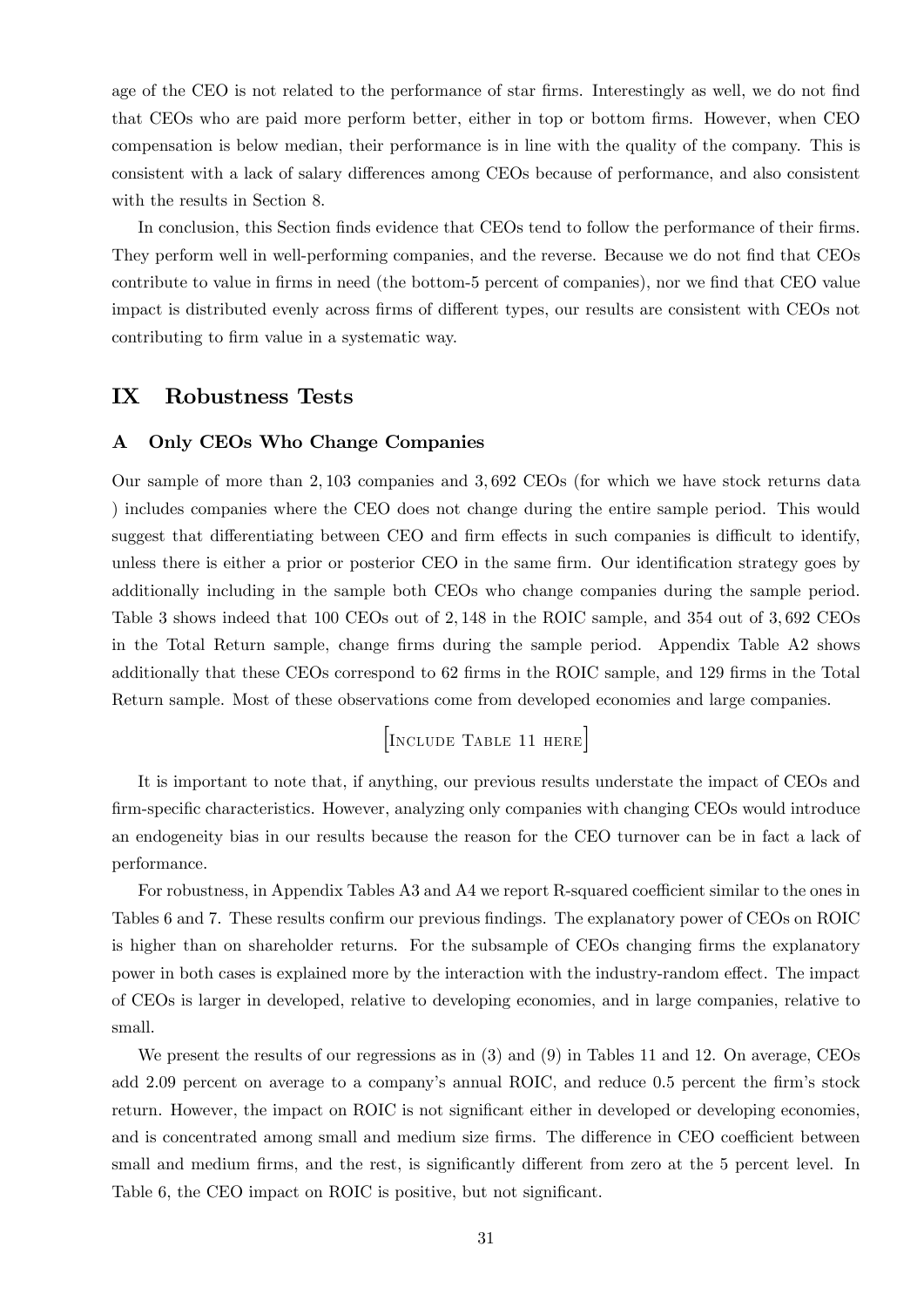age of the CEO is not related to the performance of star firms. Interestingly as well, we do not find that CEOs who are paid more perform better, either in top or bottom firms. However, when CEO compensation is below median, their performance is in line with the quality of the company. This is consistent with a lack of salary differences among CEOs because of performance, and also consistent with the results in Section 8.

In conclusion, this Section finds evidence that CEOs tend to follow the performance of their firms. They perform well in well-performing companies, and the reverse. Because we do not find that CEOs contribute to value in firms in need (the bottom-5 percent of companies), nor we find that CEO value impact is distributed evenly across firms of different types, our results are consistent with CEOs not contributing to firm value in a systematic way.

# IX Robustness Tests

## A Only CEOs Who Change Companies

Our sample of more than 2,103 companies and 3,692 CEOs (for which we have stock returns data ) includes companies where the CEO does not change during the entire sample period. This would suggest that differentiating between CEO and firm effects in such companies is difficult to identify, unless there is either a prior or posterior CEO in the same firm. Our identification strategy goes by additionally including in the sample both CEOs who change companies during the sample period. Table 3 shows indeed that 100 CEOs out of 2,148 in the ROIC sample, and 354 out of 3,692 CEOs in the Total Return sample, change firms during the sample period. Appendix Table A2 shows additionally that these CEOs correspond to 62 firms in the ROIC sample, and 129 firms in the Total Return sample. Most of these observations come from developed economies and large companies.

[Include Table 11 here]

It is important to note that, if anything, our previous results understate the impact of CEOs and firm-specific characteristics. However, analyzing only companies with changing CEOs would introduce an endogeneity bias in our results because the reason for the CEO turnover can be in fact a lack of performance.

For robustness, in Appendix Tables A3 and A4 we report R-squared coefficient similar to the ones in Tables 6 and 7. These results confirm our previous findings. The explanatory power of CEOs on ROIC is higher than on shareholder returns. For the subsample of CEOs changing firms the explanatory power in both cases is explained more by the interaction with the industry-random effect. The impact of CEOs is larger in developed, relative to developing economies, and in large companies, relative to small.

We present the results of our regressions as in (3) and (9) in Tables 11 and 12. On average, CEOs add 2.09 percent on average to a company's annual ROIC, and reduce 0.5 percent the firm's stock return. However, the impact on ROIC is not significant either in developed or developing economies, and is concentrated among small and medium size firms. The difference in CEO coefficient between small and medium firms, and the rest, is significantly different from zero at the 5 percent level. In Table 6, the CEO impact on ROIC is positive, but not significant.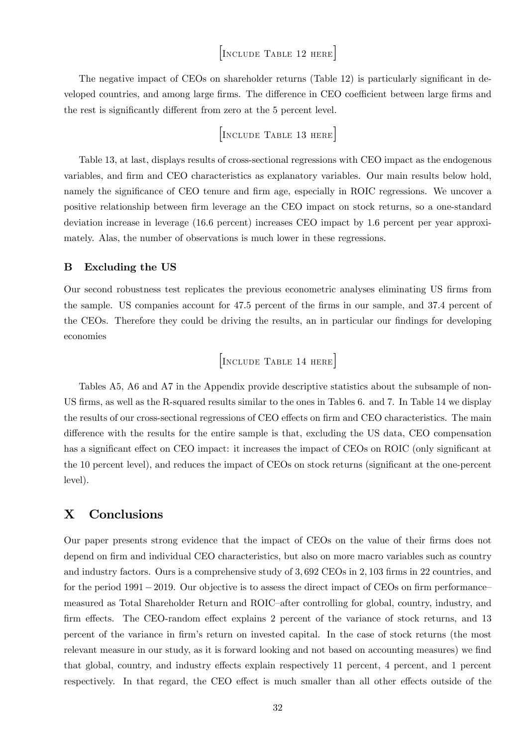[Include Table 12 here]

The negative impact of CEOs on shareholder returns (Table 12) is particularly significant in developed countries, and among large firms. The difference in CEO coefficient between large firms and the rest is significantly different from zero at the 5 percent level.

[Include Table 13 here]

Table 13, at last, displays results of cross-sectional regressions with CEO impact as the endogenous variables, and firm and CEO characteristics as explanatory variables. Our main results below hold, namely the significance of CEO tenure and firm age, especially in ROIC regressions. We uncover a positive relationship between firm leverage an the CEO impact on stock returns, so a one-standard deviation increase in leverage (16.6 percent) increases CEO impact by 1.6 percent per year approximately. Alas, the number of observations is much lower in these regressions.

### B Excluding the US

Our second robustness test replicates the previous econometric analyses eliminating US firms from the sample. US companies account for 47.5 percent of the firms in our sample, and 37.4 percent of the CEOs. Therefore they could be driving the results, an in particular our findings for developing economies

[Include Table 14 here]

Tables A5, A6 and A7 in the Appendix provide descriptive statistics about the subsample of non-US firms, as well as the R-squared results similar to the ones in Tables 6. and 7. In Table 14 we display the results of our cross-sectional regressions of CEO effects on firm and CEO characteristics. The main difference with the results for the entire sample is that, excluding the US data, CEO compensation has a significant effect on CEO impact: it increases the impact of CEOs on ROIC (only significant at the 10 percent level), and reduces the impact of CEOs on stock returns (significant at the one-percent level).

## X Conclusions

Our paper presents strong evidence that the impact of CEOs on the value of their firms does not depend on firm and individual CEO characteristics, but also on more macro variables such as country and industry factors. Ours is a comprehensive study of 3,692 CEOs in 2,103 firms in 22 countries, and for the period $1991-2019$. Our objective is to assess the direct impact of CEOs on firm performance–measured as Total Shareholder Return and ROIC–after controlling for global, country, industry, and firm effects. The CEO-random effect explains 2 percent of the variance of stock returns, and 13 percent of the variance in firm's return on invested capital. In the case of stock returns (the most relevant measure in our study, as it is forward looking and not based on accounting measures) we find that global, country, and industry effects explain respectively 11 percent, 4 percent, and 1 percent respectively. In that regard, the CEO effect is much smaller than all other effects outside of the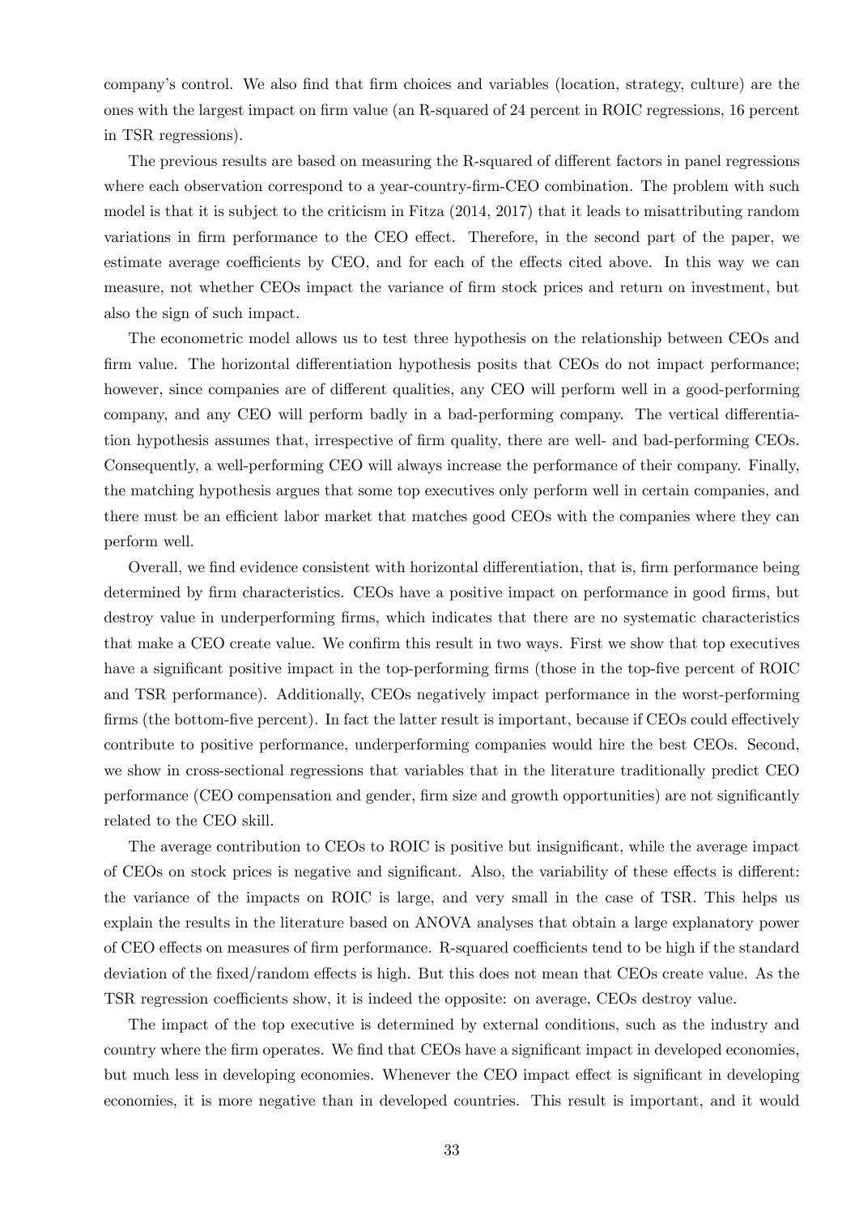company's control. We also find that firm choices and variables (location, strategy, culture) are the ones with the largest impact on firm value (an R-squared of 24 percent in ROIC regressions, 16 percent in TSR regressions).

The previous results are based on measuring the R-squared of different factors in panel regressions where each observation correspond to a year-country-firm-CEO combination. The problem with such model is that it is subject to the criticism in Fitza (2014, 2017) that it leads to misattributing random variations in firm performance to the CEO effect. Therefore, in the second part of the paper, we estimate average coefficients by CEO, and for each of the effects cited above. In this way we can measure, not whether CEOs impact the variance of firm stock prices and return on investment, but also the sign of such impact.

The econometric model allows us to test three hypothesis on the relationship between CEOs and firm value. The horizontal differentiation hypothesis posits that CEOs do not impact performance; however, since companies are of different qualities, any CEO will perform well in a good-performing company, and any CEO will perform badly in a bad-performing company. The vertical differentiation hypothesis assumes that, irrespective of firm quality, there are well- and bad-performing CEOs. Consequently, a well-performing CEO will always increase the performance of their company. Finally, the matching hypothesis argues that some top executives only perform well in certain companies, and there must be an efficient labor market that matches good CEOs with the companies where they can perform well.

Overall, we find evidence consistent with horizontal differentiation, that is, firm performance being determined by firm characteristics. CEOs have a positive impact on performance in good firms, but destroy value in underperforming firms, which indicates that there are no systematic characteristics that make a CEO create value. We confirm this result in two ways. First we show that top executives have a significant positive impact in the top-performing firms (those in the top-five percent of ROIC and TSR performance). Additionally, CEOs negatively impact performance in the worst-performing firms (the bottom-five percent). In fact the latter result is important, because if CEOs could effectively contribute to positive performance, underperforming companies would hire the best CEOs. Second, we show in cross-sectional regressions that variables that in the literature traditionally predict CEO performance (CEO compensation and gender, firm size and growth opportunities) are not significantly related to the CEO skill.

The average contribution to CEOs to ROIC is positive but insignificant, while the average impact of CEOs on stock prices is negative and significant. Also, the variability of these effects is different: the variance of the impacts on ROIC is large, and very small in the case of TSR. This helps us explain the results in the literature based on ANOVA analyses that obtain a large explanatory power of CEO effects on measures of firm performance. R-squared coefficients tend to be high if the standard deviation of the fixed/random effects is high. But this does not mean that CEOs create value. As the TSR regression coefficients show, it is indeed the opposite: on average, CEOs destroy value.

The impact of the top executive is determined by external conditions, such as the industry and country where the firm operates. We find that CEOs have a significant impact in developed economies, but much less in developing economies. Whenever the CEO impact effect is significant in developing economies, it is more negative than in developed countries. This result is important, and it would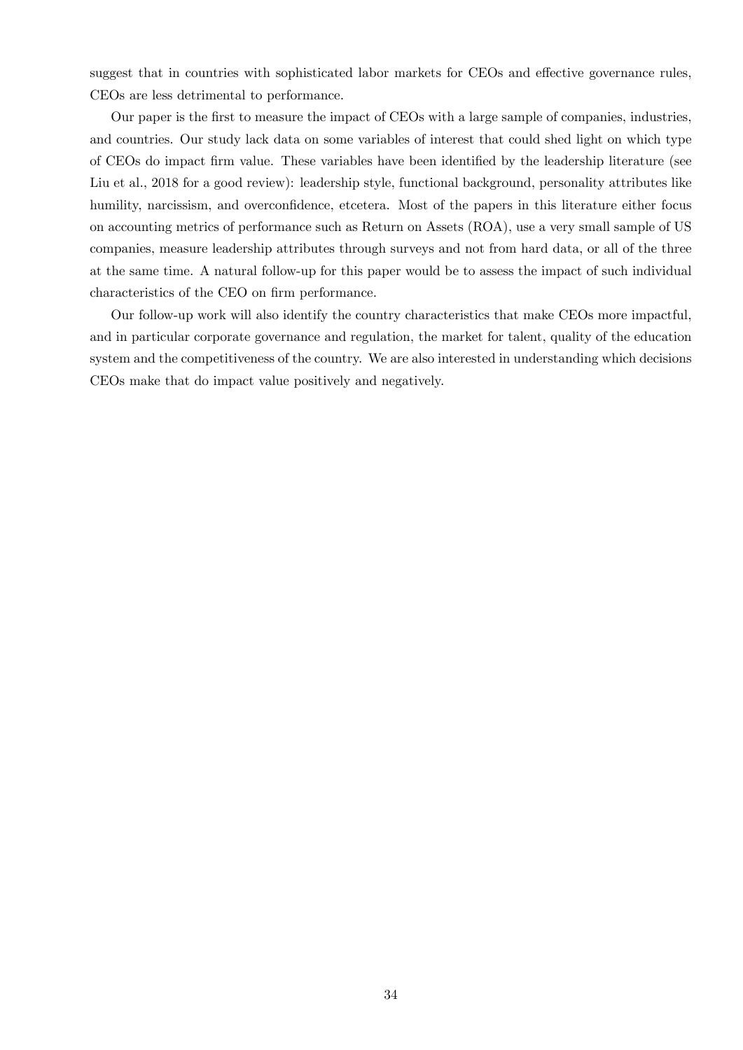suggest that in countries with sophisticated labor markets for CEOs and effective governance rules, CEOs are less detrimental to performance.

Our paper is the first to measure the impact of CEOs with a large sample of companies, industries, and countries. Our study lack data on some variables of interest that could shed light on which type of CEOs do impact firm value. These variables have been identified by the leadership literature (see Liu et al., 2018 for a good review): leadership style, functional background, personality attributes like humility, narcissism, and overconfidence, etcetera. Most of the papers in this literature either focus on accounting metrics of performance such as Return on Assets (ROA), use a very small sample of US companies, measure leadership attributes through surveys and not from hard data, or all of the three at the same time. A natural follow-up for this paper would be to assess the impact of such individual characteristics of the CEO on firm performance.

Our follow-up work will also identify the country characteristics that make CEOs more impactful, and in particular corporate governance and regulation, the market for talent, quality of the education system and the competitiveness of the country. We are also interested in understanding which decisions CEOs make that do impact value positively and negatively.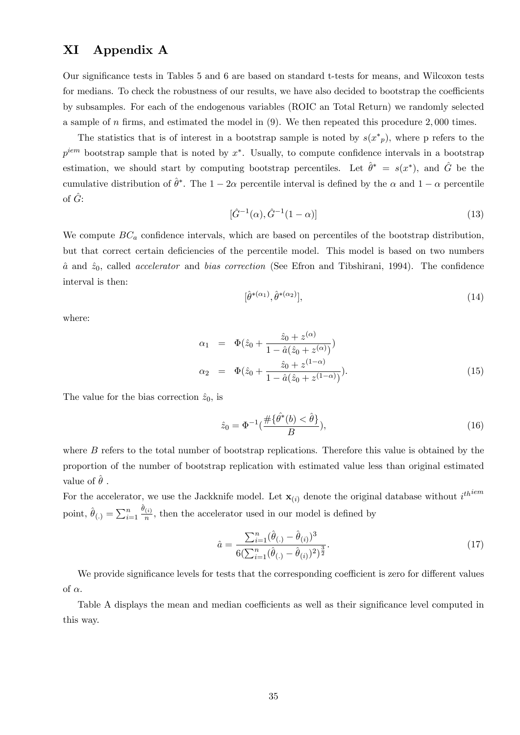# XI Appendix A

Our significance tests in Tables 5 and 6 are based on standard t-tests for means, and Wilcoxon tests for medians. To check the robustness of our results, we have also decided to bootstrap the coefficients by subsamples. For each of the endogenous variables (ROIC an Total Return) we randomly selected a sample of $n$ firms, and estimated the model in (9). We then repeated this procedure 2,000 times.

The statistics that is of interest in a bootstrap sample is noted by $s({x^*}_p)$, where p refers to the $p^{iem}$ bootstrap sample that is noted by $x^*$. Usually, to compute confidence intervals in a bootstrap estimation, we should start by computing bootstrap percentiles. Let $\hat{\theta}^* = s(x^*)$, and $\hat{G}$ be the cumulative distribution of $\hat{\theta}^*$. The $1 - 2\alpha$ percentile interval is defined by the $\alpha$ and $1 - \alpha$ percentile of $\hat{G}$:

$$[\hat{G}^{-1}(\alpha), \hat{G}^{-1}(1-\alpha)] \tag{13}$$

We compute $BC_a$ confidence intervals, which are based on percentiles of the bootstrap distribution, but that correct certain deficiencies of the percentile model. This model is based on two numbers $\hat{a}$ and $\hat{z}_0$, called *accelerator* and *bias correction* (See Efron and Tibshirani, 1994). The confidence interval is then:

$$[\hat{\theta}^{*(\alpha_1)}, \hat{\theta}^{*(\alpha_2)}], \tag{14}$$

where:

$$\begin{aligned} \alpha_1 &= \Phi(\hat{z}_0 + \frac{\hat{z}_0 + z^{(\alpha)}}{1 - \hat{a}(\hat{z}_0 + z^{(\alpha)})}) \\ \alpha_2 &= \Phi(\hat{z}_0 + \frac{\hat{z}_0 + z^{(1-\alpha)}}{1 - \hat{a}(\hat{z}_0 + z^{(1-\alpha)})}). \end{aligned} \tag{15}$$

The value for the bias correction $\hat{z}_0$, is

$$\hat{z}_0 = \Phi^{-1}(\frac{\#\{\hat{\theta^*}(b) < \hat{\theta}\}}{B}), \tag{16}$$

where $B$ refers to the total number of bootstrap replications. Therefore this value is obtained by the proportion of the number of bootstrap replication with estimated value less than original estimated value of $\hat{\theta}$ .

For the accelerator, we use the Jackknife model. Let $\mathbf{x}_{(i)}$ denote the original database without $i^{th^{iem}}$ point, $\hat{\theta}_{(.)} = \sum_{i=1}^{n} \frac{\hat{\theta}_{(i)}}{n}$, then the accelerator used in our model is defined by

$$\hat{a} = \frac{\sum_{i=1}^{n}(\hat{\theta}_{(.)} - \hat{\theta}_{(i)})^3}{6(\sum_{i=1}^{n}(\hat{\theta}_{(.)} - \hat{\theta}_{(i)})^2)^{\frac{3}{2}}}. \tag{17}$$

We provide significance levels for tests that the corresponding coefficient is zero for different values of $\alpha$.

Table A displays the mean and median coefficients as well as their significance level computed in this way.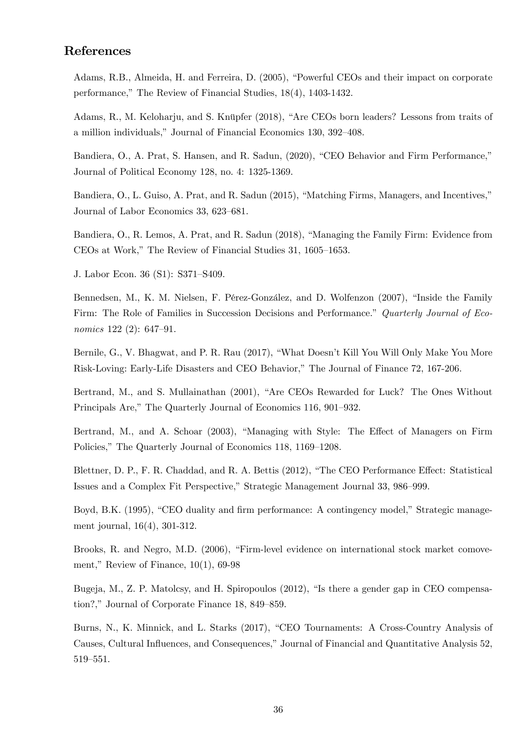## References

Adams, R.B., Almeida, H. and Ferreira, D. (2005), "Powerful CEOs and their impact on corporate performance," The Review of Financial Studies, 18(4), 1403-1432.

Adams, R., M. Keloharju, and S. Knüpfer (2018), "Are CEOs born leaders? Lessons from traits of a million individuals," Journal of Financial Economics 130, 392–408.

Bandiera, O., A. Prat, S. Hansen, and R. Sadun, (2020), "CEO Behavior and Firm Performance," Journal of Political Economy 128, no. 4: 1325-1369.

Bandiera, O., L. Guiso, A. Prat, and R. Sadun (2015), "Matching Firms, Managers, and Incentives," Journal of Labor Economics 33, 623–681.

Bandiera, O., R. Lemos, A. Prat, and R. Sadun (2018), "Managing the Family Firm: Evidence from CEOs at Work," The Review of Financial Studies 31, 1605–1653.

J. Labor Econ. 36 (S1): S371–S409.

Bennedsen, M., K. M. Nielsen, F. Pérez-González, and D. Wolfenzon (2007), "Inside the Family Firm: The Role of Families in Succession Decisions and Performance." *Quarterly Journal of Economics* 122 (2): 647–91.

Bernile, G., V. Bhagwat, and P. R. Rau (2017), "What Doesn't Kill You Will Only Make You More Risk-Loving: Early-Life Disasters and CEO Behavior," The Journal of Finance 72, 167-206.

Bertrand, M., and S. Mullainathan (2001), "Are CEOs Rewarded for Luck? The Ones Without Principals Are," The Quarterly Journal of Economics 116, 901–932.

Bertrand, M., and A. Schoar (2003), "Managing with Style: The Effect of Managers on Firm Policies," The Quarterly Journal of Economics 118, 1169–1208.

Blettner, D. P., F. R. Chaddad, and R. A. Bettis (2012), "The CEO Performance Effect: Statistical Issues and a Complex Fit Perspective," Strategic Management Journal 33, 986–999.

Boyd, B.K. (1995), "CEO duality and firm performance: A contingency model," Strategic management journal, 16(4), 301-312.

Brooks, R. and Negro, M.D. (2006), "Firm-level evidence on international stock market comovement," Review of Finance, 10(1), 69-98

Bugeja, M., Z. P. Matolcsy, and H. Spiropoulos (2012), "Is there a gender gap in CEO compensation?," Journal of Corporate Finance 18, 849–859.

Burns, N., K. Minnick, and L. Starks (2017), "CEO Tournaments: A Cross-Country Analysis of Causes, Cultural Influences, and Consequences," Journal of Financial and Quantitative Analysis 52, 519–551.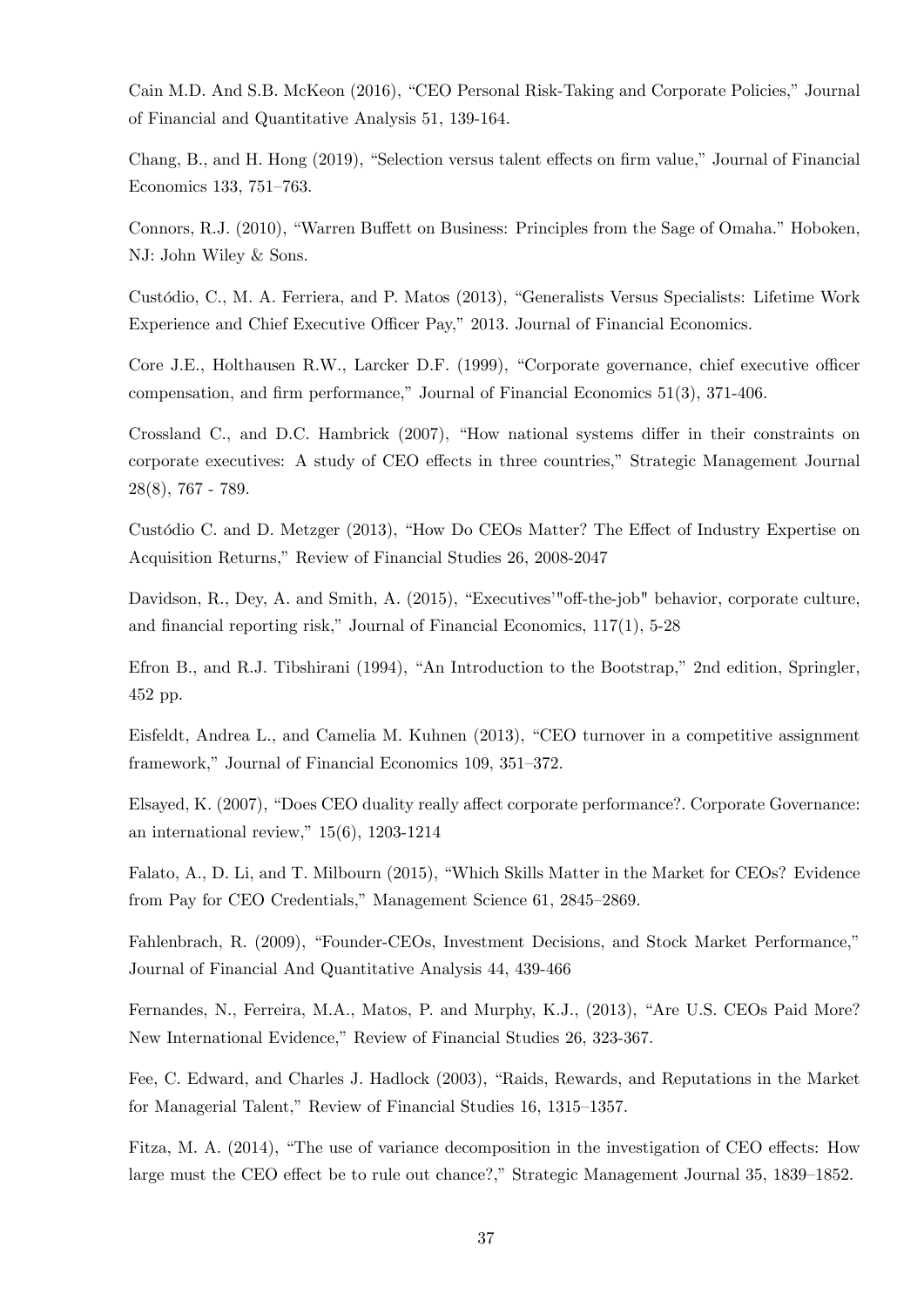Cain M.D. And S.B. McKeon (2016), "CEO Personal Risk-Taking and Corporate Policies," Journal of Financial and Quantitative Analysis 51, 139-164.

Chang, B., and H. Hong (2019), "Selection versus talent effects on firm value," Journal of Financial Economics 133, 751–763.

Connors, R.J. (2010), "Warren Buffett on Business: Principles from the Sage of Omaha." Hoboken, NJ: John Wiley & Sons.

Custódio, C., M. A. Ferriera, and P. Matos (2013), "Generalists Versus Specialists: Lifetime Work Experience and Chief Executive Officer Pay," 2013. Journal of Financial Economics.

Core J.E., Holthausen R.W., Larcker D.F. (1999), "Corporate governance, chief executive officer compensation, and firm performance," Journal of Financial Economics 51(3), 371-406.

Crossland C., and D.C. Hambrick (2007), "How national systems differ in their constraints on corporate executives: A study of CEO effects in three countries," Strategic Management Journal 28(8), 767 - 789.

Custódio C. and D. Metzger (2013), "How Do CEOs Matter? The Effect of Industry Expertise on Acquisition Returns," Review of Financial Studies 26, 2008-2047

Davidson, R., Dey, A. and Smith, A. (2015), "Executives'"off-the-job" behavior, corporate culture, and financial reporting risk," Journal of Financial Economics, 117(1), 5-28

Efron B., and R.J. Tibshirani (1994), "An Introduction to the Bootstrap," 2nd edition, Springler, 452 pp.

Eisfeldt, Andrea L., and Camelia M. Kuhnen (2013), "CEO turnover in a competitive assignment framework," Journal of Financial Economics 109, 351–372.

Elsayed, K. (2007), "Does CEO duality really affect corporate performance?. Corporate Governance: an international review," 15(6), 1203-1214

Falato, A., D. Li, and T. Milbourn (2015), "Which Skills Matter in the Market for CEOs? Evidence from Pay for CEO Credentials," Management Science 61, 2845–2869.

Fahlenbrach, R. (2009), "Founder-CEOs, Investment Decisions, and Stock Market Performance," Journal of Financial And Quantitative Analysis 44, 439-466

Fernandes, N., Ferreira, M.A., Matos, P. and Murphy, K.J., (2013), "Are U.S. CEOs Paid More? New International Evidence," Review of Financial Studies 26, 323-367.

Fee, C. Edward, and Charles J. Hadlock (2003), "Raids, Rewards, and Reputations in the Market for Managerial Talent," Review of Financial Studies 16, 1315–1357.

Fitza, M. A. (2014), "The use of variance decomposition in the investigation of CEO effects: How large must the CEO effect be to rule out chance?," Strategic Management Journal 35, 1839–1852.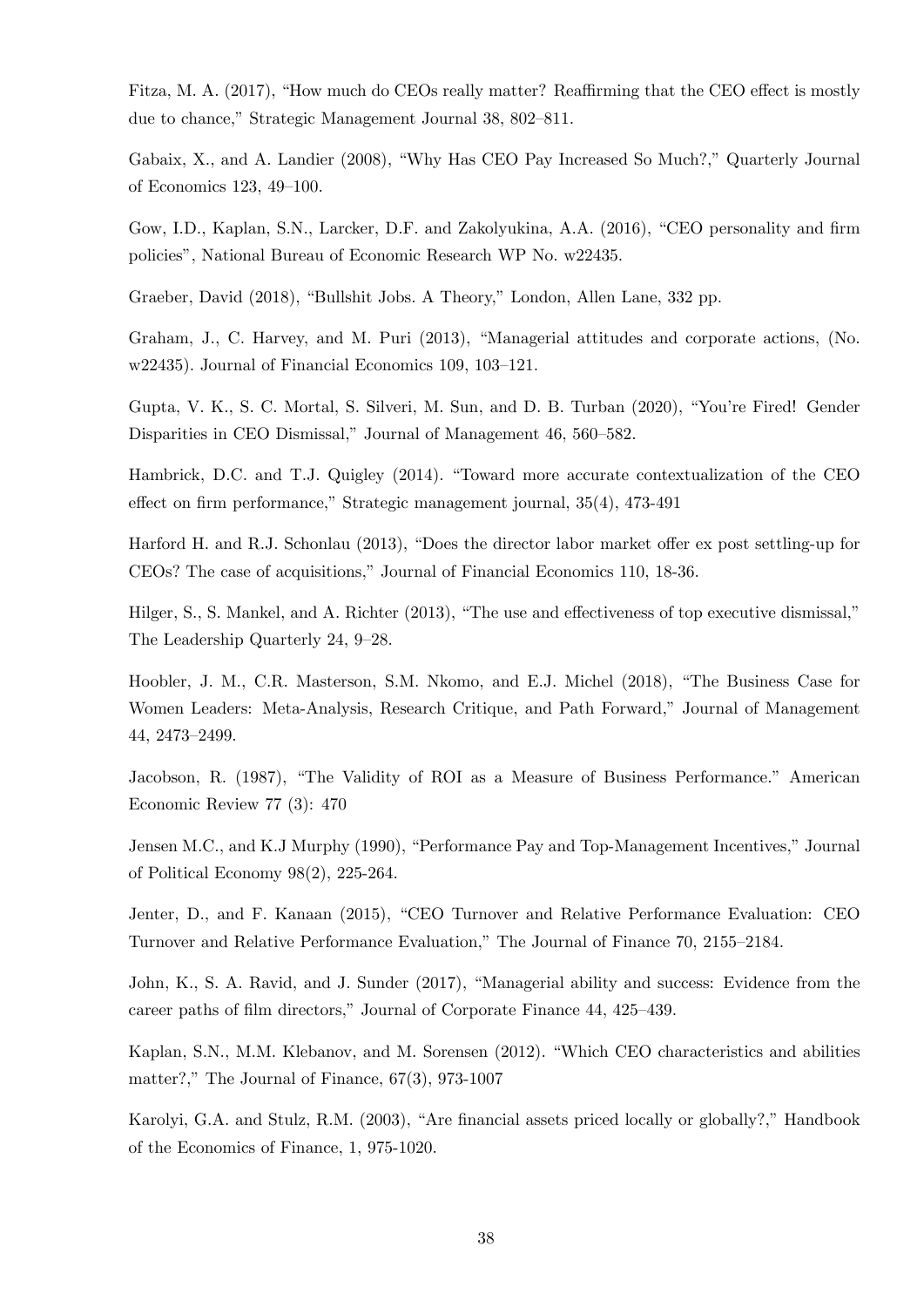Fitza, M. A. (2017), "How much do CEOs really matter? Reaffirming that the CEO effect is mostly due to chance," Strategic Management Journal 38, 802–811.

Gabaix, X., and A. Landier (2008), "Why Has CEO Pay Increased So Much?," Quarterly Journal of Economics 123, 49–100.

Gow, I.D., Kaplan, S.N., Larcker, D.F. and Zakolyukina, A.A. (2016), "CEO personality and firm policies", National Bureau of Economic Research WP No. w22435.

Graeber, David (2018), "Bullshit Jobs. A Theory," London, Allen Lane, 332 pp.

Graham, J., C. Harvey, and M. Puri (2013), "Managerial attitudes and corporate actions, (No. w22435). Journal of Financial Economics 109, 103–121.

Gupta, V. K., S. C. Mortal, S. Silveri, M. Sun, and D. B. Turban (2020), "You're Fired! Gender Disparities in CEO Dismissal," Journal of Management 46, 560–582.

Hambrick, D.C. and T.J. Quigley (2014). "Toward more accurate contextualization of the CEO effect on firm performance," Strategic management journal, 35(4), 473-491

Harford H. and R.J. Schonlau (2013), "Does the director labor market offer ex post settling-up for CEOs? The case of acquisitions," Journal of Financial Economics 110, 18-36.

Hilger, S., S. Mankel, and A. Richter (2013), "The use and effectiveness of top executive dismissal," The Leadership Quarterly 24, 9–28.

Hoobler, J. M., C.R. Masterson, S.M. Nkomo, and E.J. Michel (2018), "The Business Case for Women Leaders: Meta-Analysis, Research Critique, and Path Forward," Journal of Management 44, 2473–2499.

Jacobson, R. (1987), "The Validity of ROI as a Measure of Business Performance." American Economic Review 77 (3): 470

Jensen M.C., and K.J Murphy (1990), "Performance Pay and Top-Management Incentives," Journal of Political Economy 98(2), 225-264.

Jenter, D., and F. Kanaan (2015), "CEO Turnover and Relative Performance Evaluation: CEO Turnover and Relative Performance Evaluation," The Journal of Finance 70, 2155–2184.

John, K., S. A. Ravid, and J. Sunder (2017), "Managerial ability and success: Evidence from the career paths of film directors," Journal of Corporate Finance 44, 425–439.

Kaplan, S.N., M.M. Klebanov, and M. Sorensen (2012). "Which CEO characteristics and abilities matter?," The Journal of Finance, 67(3), 973-1007

Karolyi, G.A. and Stulz, R.M. (2003), "Are financial assets priced locally or globally?," Handbook of the Economics of Finance, 1, 975-1020.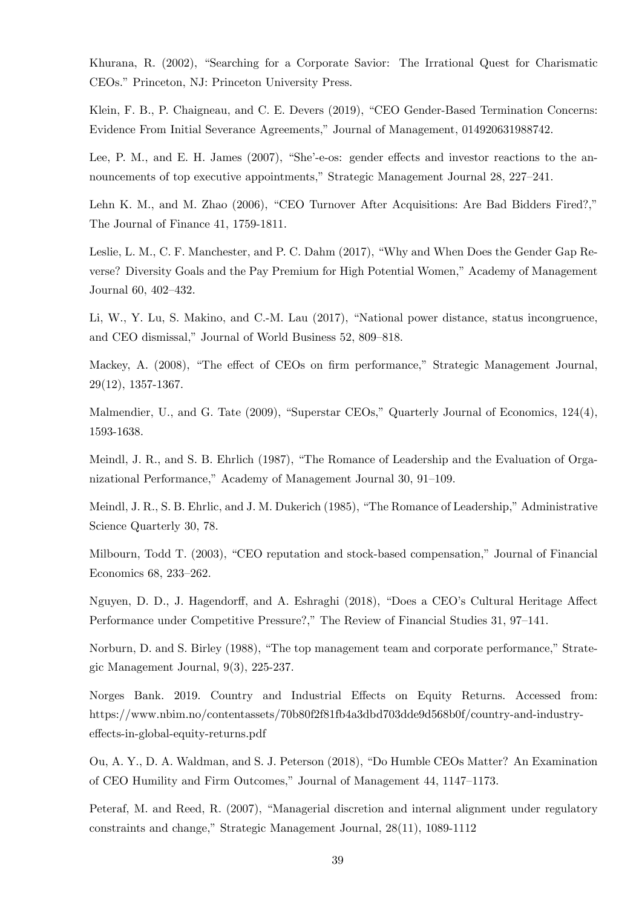Khurana, R. (2002), "Searching for a Corporate Savior: The Irrational Quest for Charismatic CEOs." Princeton, NJ: Princeton University Press.

Klein, F. B., P. Chaigneau, and C. E. Devers (2019), "CEO Gender-Based Termination Concerns: Evidence From Initial Severance Agreements," Journal of Management, 014920631988742.

Lee, P. M., and E. H. James (2007), "She'-e-os: gender effects and investor reactions to the announcements of top executive appointments," Strategic Management Journal 28, 227–241.

Lehn K. M., and M. Zhao (2006), "CEO Turnover After Acquisitions: Are Bad Bidders Fired?," The Journal of Finance 41, 1759-1811.

Leslie, L. M., C. F. Manchester, and P. C. Dahm (2017), "Why and When Does the Gender Gap Reverse? Diversity Goals and the Pay Premium for High Potential Women," Academy of Management Journal 60, 402–432.

Li, W., Y. Lu, S. Makino, and C.-M. Lau (2017), "National power distance, status incongruence, and CEO dismissal," Journal of World Business 52, 809–818.

Mackey, A. (2008), "The effect of CEOs on firm performance," Strategic Management Journal, 29(12), 1357-1367.

Malmendier, U., and G. Tate (2009), "Superstar CEOs," Quarterly Journal of Economics, 124(4), 1593-1638.

Meindl, J. R., and S. B. Ehrlich (1987), "The Romance of Leadership and the Evaluation of Organizational Performance," Academy of Management Journal 30, 91–109.

Meindl, J. R., S. B. Ehrlic, and J. M. Dukerich (1985), "The Romance of Leadership," Administrative Science Quarterly 30, 78.

Milbourn, Todd T. (2003), "CEO reputation and stock-based compensation," Journal of Financial Economics 68, 233–262.

Nguyen, D. D., J. Hagendorff, and A. Eshraghi (2018), "Does a CEO's Cultural Heritage Affect Performance under Competitive Pressure?," The Review of Financial Studies 31, 97–141.

Norburn, D. and S. Birley (1988), "The top management team and corporate performance," Strategic Management Journal, 9(3), 225-237.

Norges Bank. 2019. Country and Industrial Effects on Equity Returns. Accessed from: https://www.nbim.no/contentassets/70b80f2f81fb4a3dbd703dde9d568b0f/country-and-industry-effects-in-global-equity-returns.pdf

Ou, A. Y., D. A. Waldman, and S. J. Peterson (2018), "Do Humble CEOs Matter? An Examination of CEO Humility and Firm Outcomes," Journal of Management 44, 1147–1173.

Peteraf, M. and Reed, R. (2007), "Managerial discretion and internal alignment under regulatory constraints and change," Strategic Management Journal, 28(11), 1089-1112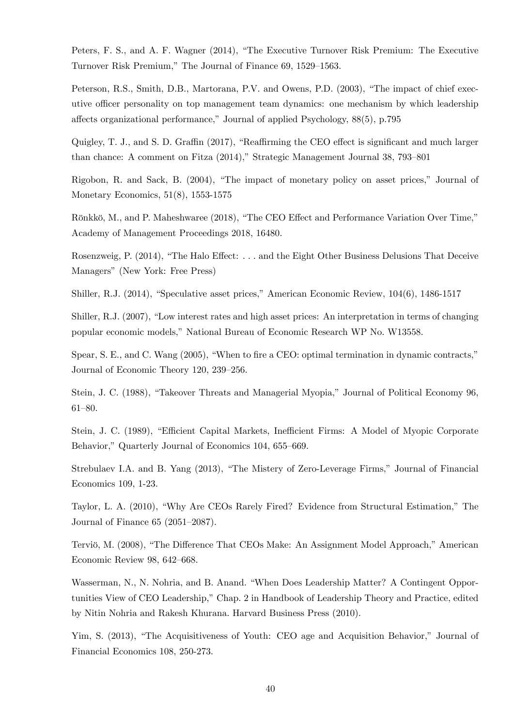Peters, F. S., and A. F. Wagner (2014), "The Executive Turnover Risk Premium: The Executive Turnover Risk Premium," The Journal of Finance 69, 1529–1563.

Peterson, R.S., Smith, D.B., Martorana, P.V. and Owens, P.D. (2003), "The impact of chief executive officer personality on top management team dynamics: one mechanism by which leadership affects organizational performance," Journal of applied Psychology, 88(5), p.795

Quigley, T. J., and S. D. Graffin (2017), "Reaffirming the CEO effect is significant and much larger than chance: A comment on Fitza (2014)," Strategic Management Journal 38, 793–801

Rigobon, R. and Sack, B. (2004), "The impact of monetary policy on asset prices," Journal of Monetary Economics, 51(8), 1553-1575

Rönkkö, M., and P. Maheshwaree (2018), "The CEO Effect and Performance Variation Over Time," Academy of Management Proceedings 2018, 16480.

Rosenzweig, P. (2014), "The Halo Effect: . . . and the Eight Other Business Delusions That Deceive Managers" (New York: Free Press)

Shiller, R.J. (2014), "Speculative asset prices," American Economic Review, 104(6), 1486-1517

Shiller, R.J. (2007), "Low interest rates and high asset prices: An interpretation in terms of changing popular economic models," National Bureau of Economic Research WP No. W13558.

Spear, S. E., and C. Wang (2005), "When to fire a CEO: optimal termination in dynamic contracts," Journal of Economic Theory 120, 239–256.

Stein, J. C. (1988), "Takeover Threats and Managerial Myopia," Journal of Political Economy 96, 61–80.

Stein, J. C. (1989), "Efficient Capital Markets, Inefficient Firms: A Model of Myopic Corporate Behavior," Quarterly Journal of Economics 104, 655–669.

Strebulaev I.A. and B. Yang (2013), "The Mistery of Zero-Leverage Firms," Journal of Financial Economics 109, 1-23.

Taylor, L. A. (2010), "Why Are CEOs Rarely Fired? Evidence from Structural Estimation," The Journal of Finance 65 (2051–2087).

Terviö, M. (2008), "The Difference That CEOs Make: An Assignment Model Approach," American Economic Review 98, 642–668.

Wasserman, N., N. Nohria, and B. Anand. "When Does Leadership Matter? A Contingent Opportunities View of CEO Leadership," Chap. 2 in Handbook of Leadership Theory and Practice, edited by Nitin Nohria and Rakesh Khurana. Harvard Business Press (2010).

Yim, S. (2013), "The Acquisitiveness of Youth: CEO age and Acquisition Behavior," Journal of Financial Economics 108, 250-273.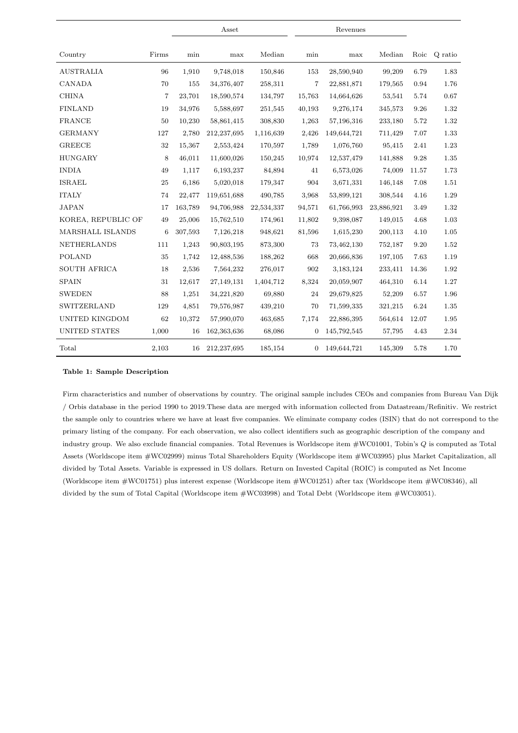| Country | Firms | Asset | | | Revenues | | | Roic | Q ratio |
|---|---|---|---|---|---|---|---|---|---|
| | | min | max | Median | min | max | Median | | |
| AUSTRALIA | 96 | 1,910 | 9,748,018 | 150,846 | 153 | 28,590,940 | 99,209 | 6.79 | 1.83 |
| CANADA | 70 | 155 | 34,376,407 | 258,311 | 7 | 22,881,871 | 179,565 | 0.94 | 1.76 |
| CHINA | 7 | 23,701 | 18,590,574 | 134,797 | 15,763 | 14,664,626 | 53,541 | 5.74 | 0.67 |
| FINLAND | 19 | 34,976 | 5,588,697 | 251,545 | 40,193 | 9,276,174 | 345,573 | 9.26 | 1.32 |
| FRANCE | 50 | 10,230 | 58,861,415 | 308,830 | 1,263 | 57,196,316 | 233,180 | 5.72 | 1.32 |
| GERMANY | 127 | 2,780 | 212,237,695 | 1,116,639 | 2,426 | 149,644,721 | 711,429 | 7.07 | 1.33 |
| GREECE | 32 | 15,367 | 2,553,424 | 170,597 | 1,789 | 1,076,760 | 95,415 | 2.41 | 1.23 |
| HUNGARY | 8 | 46,011 | 11,600,026 | 150,245 | 10,974 | 12,537,479 | 141,888 | 9.28 | 1.35 |
| INDIA | 49 | 1,117 | 6,193,237 | 84,894 | 41 | 6,573,026 | 74,009 | 11.57 | 1.73 |
| ISRAEL | 25 | 6,186 | 5,020,018 | 179,347 | 904 | 3,671,331 | 146,148 | 7.08 | 1.51 |
| ITALY | 74 | 22,477 | 119,651,688 | 490,785 | 3,968 | 53,899,121 | 308,544 | 4.16 | 1.29 |
| JAPAN | 17 | 163,789 | 94,706,988 | 22,534,337 | 94,571 | 61,766,993 | 23,886,921 | 3.49 | 1.32 |
| KOREA, REPUBLIC OF | 49 | 25,006 | 15,762,510 | 174,961 | 11,802 | 9,398,087 | 149,015 | 4.68 | 1.03 |
| MARSHALL ISLANDS | 6 | 307,593 | 7,126,218 | 948,621 | 81,596 | 1,615,230 | 200,113 | 4.10 | 1.05 |
| NETHERLANDS | 111 | 1,243 | 90,803,195 | 873,300 | 73 | 73,462,130 | 752,187 | 9.20 | 1.52 |
| POLAND | 35 | 1,742 | 12,488,536 | 188,262 | 668 | 20,666,836 | 197,105 | 7.63 | 1.19 |
| SOUTH AFRICA | 18 | 2,536 | 7,564,232 | 276,017 | 902 | 3,183,124 | 233,411 | 14.36 | 1.92 |
| SPAIN | 31 | 12,617 | 27,149,131 | 1,404,712 | 8,324 | 20,059,907 | 464,310 | 6.14 | 1.27 |
| SWEDEN | 88 | 1,251 | 34,221,820 | 69,880 | 24 | 29,679,825 | 52,209 | 6.57 | 1.96 |
| SWITZERLAND | 129 | 4,851 | 79,576,987 | 439,210 | 70 | 71,599,335 | 321,215 | 6.24 | 1.35 |
| UNITED KINGDOM | 62 | 10,372 | 57,990,070 | 463,685 | 7,174 | 22,886,395 | 564,614 | 12.07 | 1.95 |
| UNITED STATES | 1,000 | 16 | 162,363,636 | 68,086 | 0 | 145,792,545 | 57,795 | 4.43 | 2.34 |
| Total | 2,103 | 16 | 212,237,695 | 185,154 | 0 | 149,644,721 | 145,309 | 5.78 | 1.70 |

**Table 1: Sample Description**

Firm characteristics and number of observations by country. The original sample includes CEOs and companies from Bureau Van Dijk / Orbis database in the period 1990 to 2019.These data are merged with information collected from Datastream/Refinitiv. We restrict the sample only to countries where we have at least five companies. We eliminate company codes (ISIN) that do not correspond to the primary listing of the company. For each observation, we also collect identifiers such as geographic description of the company and industry group. We also exclude financial companies. Total Revenues is Worldscope item #WC01001, Tobin's $Q$ is computed as Total Assets (Worldscope item #WC02999) minus Total Shareholders Equity (Worldscope item #WC03995) plus Market Capitalization, all divided by Total Assets. Variable is expressed in US dollars. Return on Invested Capital (ROIC) is computed as Net Income (Worldscope item #WC01751) plus interest expense (Worldscope item #WC01251) after tax (Worldscope item #WC08346), all divided by the sum of Total Capital (Worldscope item #WC03998) and Total Debt (Worldscope item #WC03051).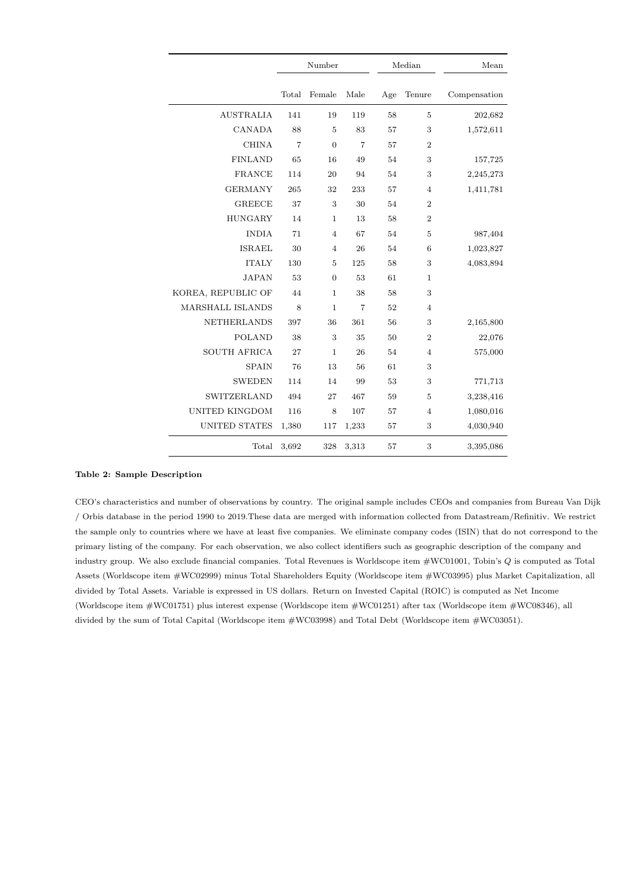| | Number | | | Median | | Mean |
|---|---|---|---|---|---|---|
| | Total | Female | Male | Age | Tenure | Compensation |
| AUSTRALIA | 141 | 19 | 119 | 58 | 5 | 202,682 |
| CANADA | 88 | 5 | 83 | 57 | 3 | 1,572,611 |
| CHINA | 7 | 0 | 7 | 57 | 2 | |
| FINLAND | 65 | 16 | 49 | 54 | 3 | 157,725 |
| FRANCE | 114 | 20 | 94 | 54 | 3 | 2,245,273 |
| GERMANY | 265 | 32 | 233 | 57 | 4 | 1,411,781 |
| GREECE | 37 | 3 | 30 | 54 | 2 | |
| HUNGARY | 14 | 1 | 13 | 58 | 2 | |
| INDIA | 71 | 4 | 67 | 54 | 5 | 987,404 |
| ISRAEL | 30 | 4 | 26 | 54 | 6 | 1,023,827 |
| ITALY | 130 | 5 | 125 | 58 | 3 | 4,083,894 |
| JAPAN | 53 | 0 | 53 | 61 | 1 | |
| KOREA, REPUBLIC OF | 44 | 1 | 38 | 58 | 3 | |
| MARSHALL ISLANDS | 8 | 1 | 7 | 52 | 4 | |
| NETHERLANDS | 397 | 36 | 361 | 56 | 3 | 2,165,800 |
| POLAND | 38 | 3 | 35 | 50 | 2 | 22,076 |
| SOUTH AFRICA | 27 | 1 | 26 | 54 | 4 | 575,000 |
| SPAIN | 76 | 13 | 56 | 61 | 3 | |
| SWEDEN | 114 | 14 | 99 | 53 | 3 | 771,713 |
| SWITZERLAND | 494 | 27 | 467 | 59 | 5 | 3,238,416 |
| UNITED KINGDOM | 116 | 8 | 107 | 57 | 4 | 1,080,016 |
| UNITED STATES | 1,380 | 117 | 1,233 | 57 | 3 | 4,030,940 |
| Total | 3,692 | 328 | 3,313 | 57 | 3 | 3,395,086 |

**Table 2: Sample Description**

CEO's characteristics and number of observations by country. The original sample includes CEOs and companies from Bureau Van Dijk / Orbis database in the period 1990 to 2019.These data are merged with information collected from Datastream/Refinitiv. We restrict the sample only to countries where we have at least five companies. We eliminate company codes (ISIN) that do not correspond to the primary listing of the company. For each observation, we also collect identifiers such as geographic description of the company and industry group. We also exclude financial companies. Total Revenues is Worldscope item #WC01001, Tobin's $Q$ is computed as Total Assets (Worldscope item #WC02999) minus Total Shareholders Equity (Worldscope item #WC03995) plus Market Capitalization, all divided by Total Assets. Variable is expressed in US dollars. Return on Invested Capital (ROIC) is computed as Net Income (Worldscope item #WC01751) plus interest expense (Worldscope item #WC01251) after tax (Worldscope item #WC08346), all divided by the sum of Total Capital (Worldscope item #WC03998) and Total Debt (Worldscope item #WC03051).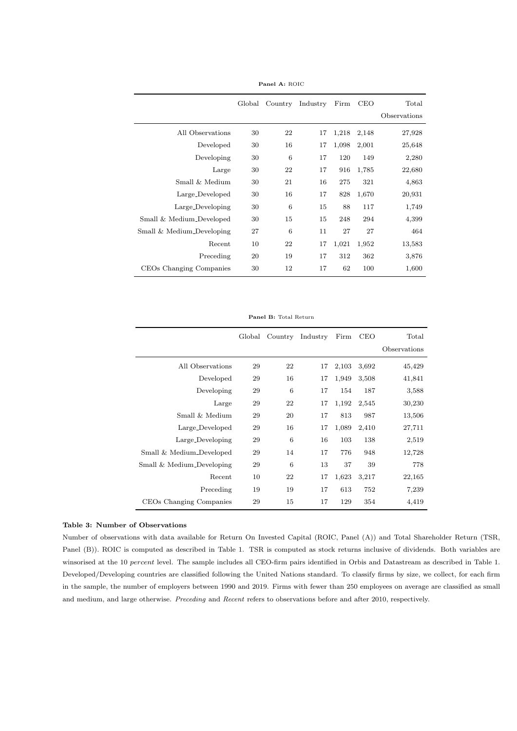**Panel A:** ROIC

| | Global | Country | Industry | Firm | CEO | Total Observations |
|---|---|---|---|---|---|---|
| All Observations | 30 | 22 | 17 | 1,218 | 2,148 | 27,928 |
| Developed | 30 | 16 | 17 | 1,098 | 2,001 | 25,648 |
| Developing | 30 | 6 | 17 | 120 | 149 | 2,280 |
| Large | 30 | 22 | 17 | 916 | 1,785 | 22,680 |
| Small & Medium | 30 | 21 | 16 | 275 | 321 | 4,863 |
| Large_Developed | 30 | 16 | 17 | 828 | 1,670 | 20,931 |
| Large_Developing | 30 | 6 | 15 | 88 | 117 | 1,749 |
| Small & Medium_Developed | 30 | 15 | 15 | 248 | 294 | 4,399 |
| Small & Medium_Developing | 27 | 6 | 11 | 27 | 27 | 464 |
| Recent | 10 | 22 | 17 | 1,021 | 1,952 | 13,583 |
| Preceding | 20 | 19 | 17 | 312 | 362 | 3,876 |
| CEOs Changing Companies | 30 | 12 | 17 | 62 | 100 | 1,600 |

**Panel B:** Total Return

| | Global | Country | Industry | Firm | CEO | Total Observations |
|---|---|---|---|---|---|---|
| All Observations | 29 | 22 | 17 | 2,103 | 3,692 | 45,429 |
| Developed | 29 | 16 | 17 | 1,949 | 3,508 | 41,841 |
| Developing | 29 | 6 | 17 | 154 | 187 | 3,588 |
| Large | 29 | 22 | 17 | 1,192 | 2,545 | 30,230 |
| Small & Medium | 29 | 20 | 17 | 813 | 987 | 13,506 |
| Large_Developed | 29 | 16 | 17 | 1,089 | 2,410 | 27,711 |
| Large_Developing | 29 | 6 | 16 | 103 | 138 | 2,519 |
| Small & Medium_Developed | 29 | 14 | 17 | 776 | 948 | 12,728 |
| Small & Medium_Developing | 29 | 6 | 13 | 37 | 39 | 778 |
| Recent | 10 | 22 | 17 | 1,623 | 3,217 | 22,165 |
| Preceding | 19 | 19 | 17 | 613 | 752 | 7,239 |
| CEOs Changing Companies | 29 | 15 | 17 | 129 | 354 | 4,419 |

**Table 3: Number of Observations**

Number of observations with data available for Return On Invested Capital (ROIC, Panel (A)) and Total Shareholder Return (TSR, Panel (B)). ROIC is computed as described in Table 1. TSR is computed as stock returns inclusive of dividends. Both variables are winsorised at the 10 *percent* level. The sample includes all CEO-firm pairs identified in Orbis and Datastream as described in Table 1. Developed/Developing countries are classified following the United Nations standard. To classify firms by size, we collect, for each firm in the sample, the number of employers between 1990 and 2019. Firms with fewer than 250 employees on average are classified as small and medium, and large otherwise. *Preceding* and *Recent* refers to observations before and after 2010, respectively.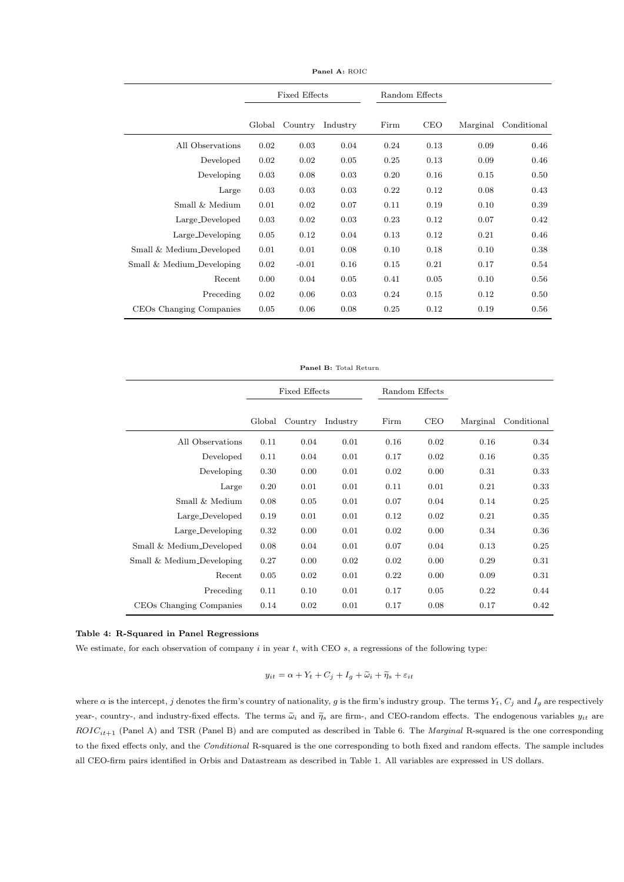**Panel A:** ROIC

| | Fixed Effects | | | Random Effects | | | |
|---|---|---|---|---|---|---|---|
| | Global | Country | Industry | Firm | CEO | Marginal | Conditional |
| All Observations | 0.02 | 0.03 | 0.04 | 0.24 | 0.13 | 0.09 | 0.46 |
| Developed | 0.02 | 0.02 | 0.05 | 0.25 | 0.13 | 0.09 | 0.46 |
| Developing | 0.03 | 0.08 | 0.03 | 0.20 | 0.16 | 0.15 | 0.50 |
| Large | 0.03 | 0.03 | 0.03 | 0.22 | 0.12 | 0.08 | 0.43 |
| Small & Medium | 0.01 | 0.02 | 0.07 | 0.11 | 0.19 | 0.10 | 0.39 |
| Large_Developed | 0.03 | 0.02 | 0.03 | 0.23 | 0.12 | 0.07 | 0.42 |
| Large_Developing | 0.05 | 0.12 | 0.04 | 0.13 | 0.12 | 0.21 | 0.46 |
| Small & Medium_Developed | 0.01 | 0.01 | 0.08 | 0.10 | 0.18 | 0.10 | 0.38 |
| Small & Medium_Developing | 0.02 | -0.01 | 0.16 | 0.15 | 0.21 | 0.17 | 0.54 |
| Recent | 0.00 | 0.04 | 0.05 | 0.41 | 0.05 | 0.10 | 0.56 |
| Preceding | 0.02 | 0.06 | 0.03 | 0.24 | 0.15 | 0.12 | 0.50 |
| CEOs Changing Companies | 0.05 | 0.06 | 0.08 | 0.25 | 0.12 | 0.19 | 0.56 |

**Panel B:** Total Return

| | Fixed Effects | | | Random Effects | | | |
|---|---|---|---|---|---|---|---|
| | Global | Country | Industry | Firm | CEO | Marginal | Conditional |
| All Observations | 0.11 | 0.04 | 0.01 | 0.16 | 0.02 | 0.16 | 0.34 |
| Developed | 0.11 | 0.04 | 0.01 | 0.17 | 0.02 | 0.16 | 0.35 |
| Developing | 0.30 | 0.00 | 0.01 | 0.02 | 0.00 | 0.31 | 0.33 |
| Large | 0.20 | 0.01 | 0.01 | 0.11 | 0.01 | 0.21 | 0.33 |
| Small & Medium | 0.08 | 0.05 | 0.01 | 0.07 | 0.04 | 0.14 | 0.25 |
| Large_Developed | 0.19 | 0.01 | 0.01 | 0.12 | 0.02 | 0.21 | 0.35 |
| Large_Developing | 0.32 | 0.00 | 0.01 | 0.02 | 0.00 | 0.34 | 0.36 |
| Small & Medium_Developed | 0.08 | 0.04 | 0.01 | 0.07 | 0.04 | 0.13 | 0.25 |
| Small & Medium_Developing | 0.27 | 0.00 | 0.02 | 0.02 | 0.00 | 0.29 | 0.31 |
| Recent | 0.05 | 0.02 | 0.01 | 0.22 | 0.00 | 0.09 | 0.31 |
| Preceding | 0.11 | 0.10 | 0.01 | 0.17 | 0.05 | 0.22 | 0.44 |
| CEOs Changing Companies | 0.14 | 0.02 | 0.01 | 0.17 | 0.08 | 0.17 | 0.42 |

**Table 4: R-Squared in Panel Regressions**

We estimate, for each observation of company $i$ in year $t$, with CEO $s$, a regressions of the following type:

$$y_{it} = \alpha + Y_t + C_j + I_g + \widetilde{\omega}_i + \widetilde{\eta}_s + \varepsilon_{it}$$

where $\alpha$ is the intercept, $j$ denotes the firm's country of nationality, $g$ is the firm's industry group. The terms $Y_t$, $C_j$ and $I_g$ are respectively year-, country-, and industry-fixed effects. The terms $\widetilde{\omega}_i$ and $\widetilde{\eta}_s$ are firm-, and CEO-random effects. The endogenous variables $y_{it}$ are $ROIC_{it+1}$ (Panel A) and TSR (Panel B) and are computed as described in Table 6. The *Marginal* R-squared is the one corresponding to the fixed effects only, and the *Conditional* R-squared is the one corresponding to both fixed and random effects. The sample includes all CEO-firm pairs identified in Orbis and Datastream as described in Table 1. All variables are expressed in US dollars.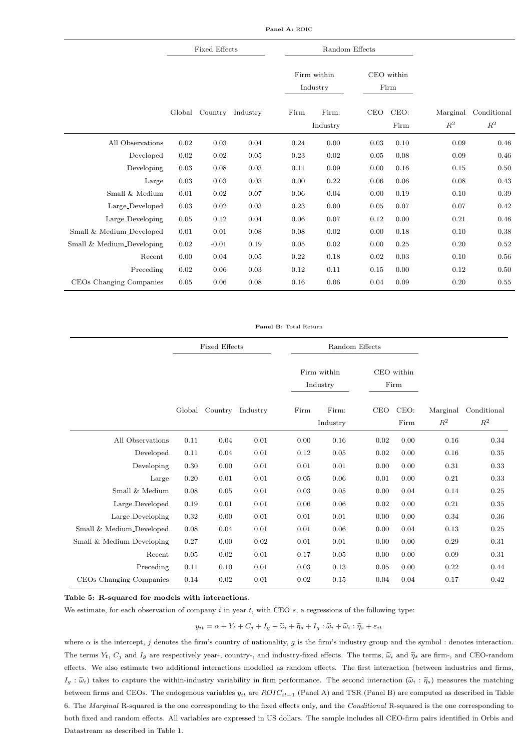**Panel A:** ROIC

| | Fixed Effects | | | Random Effects | | | | | |
|---|---|---|---|---|---|---|---|---|---|
| | | | | Firm within Industry | | CEO within Firm | | | |
| | Global | Country | Industry | Firm | Firm: Industry | CEO | CEO: Firm | Marginal $R^2$ | Conditional $R^2$ |
| All Observations | 0.02 | 0.03 | 0.04 | 0.24 | 0.00 | 0.03 | 0.10 | 0.09 | 0.46 |
| Developed | 0.02 | 0.02 | 0.05 | 0.23 | 0.02 | 0.05 | 0.08 | 0.09 | 0.46 |
| Developing | 0.03 | 0.08 | 0.03 | 0.11 | 0.09 | 0.00 | 0.16 | 0.15 | 0.50 |
| Large | 0.03 | 0.03 | 0.03 | 0.00 | 0.22 | 0.06 | 0.06 | 0.08 | 0.43 |
| Small & Medium | 0.01 | 0.02 | 0.07 | 0.06 | 0.04 | 0.00 | 0.19 | 0.10 | 0.39 |
| Large_Developed | 0.03 | 0.02 | 0.03 | 0.23 | 0.00 | 0.05 | 0.07 | 0.07 | 0.42 |
| Large_Developing | 0.05 | 0.12 | 0.04 | 0.06 | 0.07 | 0.12 | 0.00 | 0.21 | 0.46 |
| Small & Medium_Developed | 0.01 | 0.01 | 0.08 | 0.08 | 0.02 | 0.00 | 0.18 | 0.10 | 0.38 |
| Small & Medium_Developing | 0.02 | -0.01 | 0.19 | 0.05 | 0.02 | 0.00 | 0.25 | 0.20 | 0.52 |
| Recent | 0.00 | 0.04 | 0.05 | 0.22 | 0.18 | 0.02 | 0.03 | 0.10 | 0.56 |
| Preceding | 0.02 | 0.06 | 0.03 | 0.12 | 0.11 | 0.15 | 0.00 | 0.12 | 0.50 |
| CEOs Changing Companies | 0.05 | 0.06 | 0.08 | 0.16 | 0.06 | 0.04 | 0.09 | 0.20 | 0.55 |

**Panel B:** Total Return

| | Fixed Effects | | | Random Effects | | | | | |
|---|---|---|---|---|---|---|---|---|---|
| | | | | Firm within Industry | | CEO within Firm | | | |
| | Global | Country | Industry | Firm | Firm: Industry | CEO | CEO: Firm | Marginal $R^2$ | Conditional $R^2$ |
| All Observations | 0.11 | 0.04 | 0.01 | 0.00 | 0.16 | 0.02 | 0.00 | 0.16 | 0.34 |
| Developed | 0.11 | 0.04 | 0.01 | 0.12 | 0.05 | 0.02 | 0.00 | 0.16 | 0.35 |
| Developing | 0.30 | 0.00 | 0.01 | 0.01 | 0.01 | 0.00 | 0.00 | 0.31 | 0.33 |
| Large | 0.20 | 0.01 | 0.01 | 0.05 | 0.06 | 0.01 | 0.00 | 0.21 | 0.33 |
| Small & Medium | 0.08 | 0.05 | 0.01 | 0.03 | 0.05 | 0.00 | 0.04 | 0.14 | 0.25 |
| Large_Developed | 0.19 | 0.01 | 0.01 | 0.06 | 0.06 | 0.02 | 0.00 | 0.21 | 0.35 |
| Large_Developing | 0.32 | 0.00 | 0.01 | 0.01 | 0.01 | 0.00 | 0.00 | 0.34 | 0.36 |
| Small & Medium_Developed | 0.08 | 0.04 | 0.01 | 0.01 | 0.06 | 0.00 | 0.04 | 0.13 | 0.25 |
| Small & Medium_Developing | 0.27 | 0.00 | 0.02 | 0.01 | 0.01 | 0.00 | 0.00 | 0.29 | 0.31 |
| Recent | 0.05 | 0.02 | 0.01 | 0.17 | 0.05 | 0.00 | 0.00 | 0.09 | 0.31 |
| Preceding | 0.11 | 0.10 | 0.01 | 0.03 | 0.13 | 0.05 | 0.00 | 0.22 | 0.44 |
| CEOs Changing Companies | 0.14 | 0.02 | 0.01 | 0.02 | 0.15 | 0.04 | 0.04 | 0.17 | 0.42 |

**Table 5: R-squared for models with interactions.**

We estimate, for each observation of company $i$ in year $t$, with CEO $s$, a regressions of the following type:

$$y_{it} = \alpha + Y_t + C_j + I_g + \widetilde{\omega}_i + \widetilde{\eta}_s + I_g : \widetilde{\omega}_i + \widetilde{\omega}_i : \widetilde{\eta}_s + \varepsilon_{it}$$

where $\alpha$ is the intercept, $j$ denotes the firm's country of nationality, $g$ is the firm's industry group and the symbol : denotes interaction. The terms $Y_t$, $C_j$ and $I_g$ are respectively year-, country-, and industry-fixed effects. The terms, $\widetilde{\omega}_i$ and $\widetilde{\eta}_s$ are firm-, and CEO-random effects. We also estimate two additional interactions modelled as random effects. The first interaction (between industries and firms, $I_g : \widetilde{\omega}_i$) takes to capture the within-industry variability in firm performance. The second interaction ($\widetilde{\omega}_i : \widetilde{\eta}_s$) measures the matching between firms and CEOs. The endogenous variables $y_{it}$ are $ROIC_{it+1}$ (Panel A) and TSR (Panel B) are computed as described in Table 6. The *Marginal* R-squared is the one corresponding to the fixed effects only, and the *Conditional* R-squared is the one corresponding to both fixed and random effects. All variables are expressed in US dollars. The sample includes all CEO-firm pairs identified in Orbis and Datastream as described in Table 1.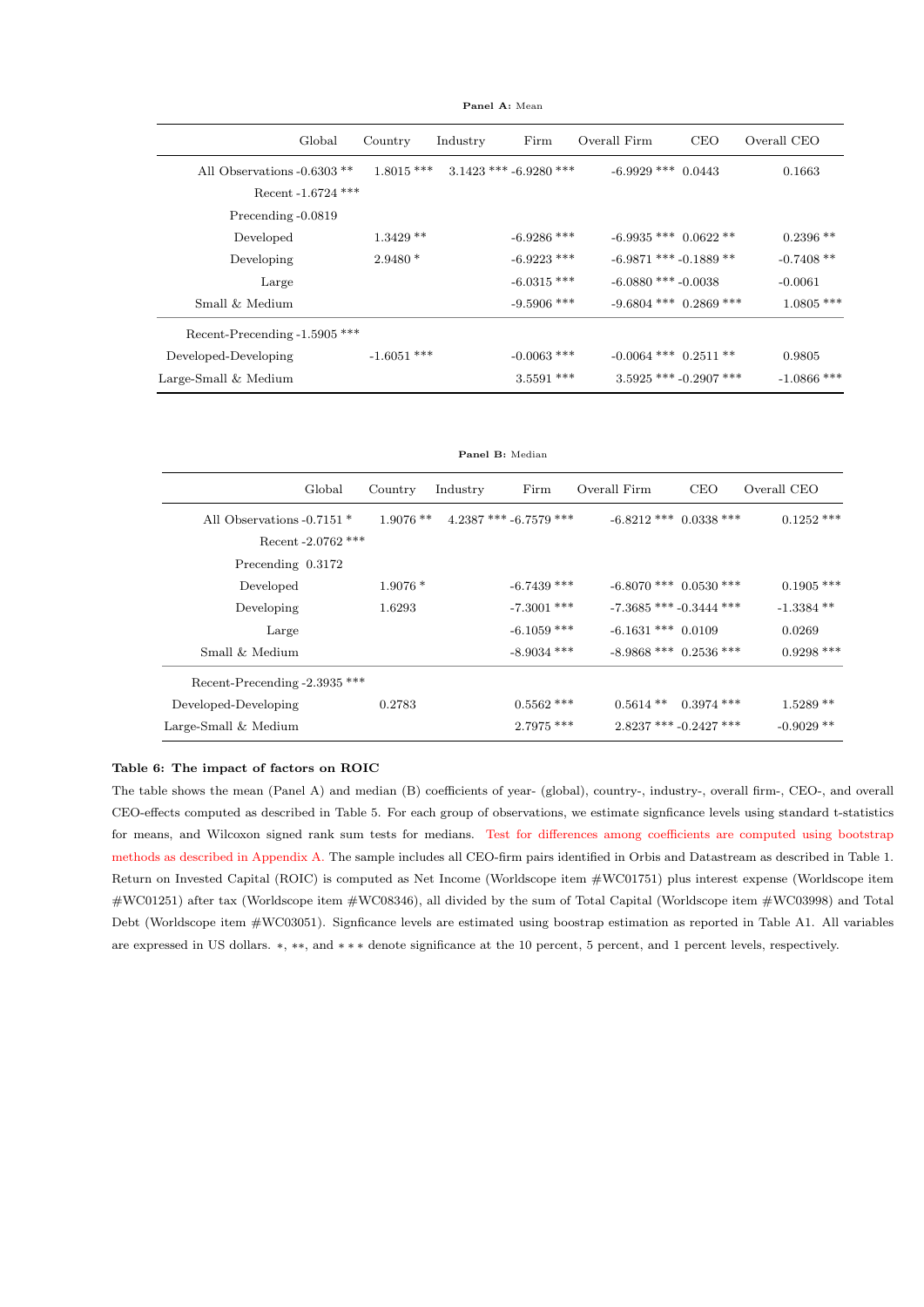**Panel A:** Mean

| | Global | Country | Industry | Firm | Overall Firm | CEO | Overall CEO |
|---|---|---|---|---|---|---|---|
| All Observations | -0.6303 ** | 1.8015 *** | 3.1423 *** | -6.9280 *** | -6.9929 *** | 0.0443 | 0.1663 |
| Recent | -1.6724 *** | | | | | | |
| Precending | -0.0819 | | | | | | |
| Developed | | 1.3429 ** | | -6.9286 *** | -6.9935 *** | 0.0622 ** | 0.2396 ** |
| Developing | | 2.9480 * | | -6.9223 *** | -6.9871 *** | -0.1889 ** | -0.7408 ** |
| Large | | | | -6.0315 *** | -6.0880 *** | -0.0038 | -0.0061 |
| Small & Medium | | | | -9.5906 *** | -9.6804 *** | 0.2869 *** | 1.0805 *** |
| Recent-Precending | -1.5905 *** | | | | | | |
| Developed-Developing | | -1.6051 *** | | -0.0063 *** | -0.0064 *** | 0.2511 ** | 0.9805 |
| Large-Small & Medium | | | | 3.5591 *** | 3.5925 *** | -0.2907 *** | -1.0866 *** |

**Panel B:** Median

| | Global | Country | Industry | Firm | Overall Firm | CEO | Overall CEO |
|---|---|---|---|---|---|---|---|
| All Observations | -0.7151 * | 1.9076 ** | 4.2387 *** | -6.7579 *** | -6.8212 *** | 0.0338 *** | 0.1252 *** |
| Recent | -2.0762 *** | | | | | | |
| Precending | 0.3172 | | | | | | |
| Developed | | 1.9076 * | | -6.7439 *** | -6.8070 *** | 0.0530 *** | 0.1905 *** |
| Developing | | 1.6293 | | -7.3001 *** | -7.3685 *** | -0.3444 *** | -1.3384 ** |
| Large | | | | -6.1059 *** | -6.1631 *** | 0.0109 | 0.0269 |
| Small & Medium | | | | -8.9034 *** | -8.9868 *** | 0.2536 *** | 0.9298 *** |
| Recent-Precending | -2.3935 *** | | | | | | |
| Developed-Developing | | 0.2783 | | 0.5562 *** | 0.5614 ** | 0.3974 *** | 1.5289 ** |
| Large-Small & Medium | | | | 2.7975 *** | 2.8237 *** | -0.2427 *** | -0.9029 ** |

**Table 6: The impact of factors on ROIC**

The table shows the mean (Panel A) and median (B) coefficients of year- (global), country-, industry-, overall firm-, CEO-, and overall CEO-effects computed as described in Table 5. For each group of observations, we estimate signficance levels using standard t-statistics for means, and Wilcoxon signed rank sum tests for medians. Test for differences among coefficients are computed using bootstrap methods as described in Appendix A. The sample includes all CEO-firm pairs identified in Orbis and Datastream as described in Table 1. Return on Invested Capital (ROIC) is computed as Net Income (Worldscope item #WC01751) plus interest expense (Worldscope item #WC01251) after tax (Worldscope item #WC08346), all divided by the sum of Total Capital (Worldscope item #WC03998) and Total Debt (Worldscope item #WC03051). Signficance levels are estimated using boostrap estimation as reported in Table A1. All variables are expressed in US dollars. $*$, $**$, and $***$ denote significance at the 10 percent, 5 percent, and 1 percent levels, respectively.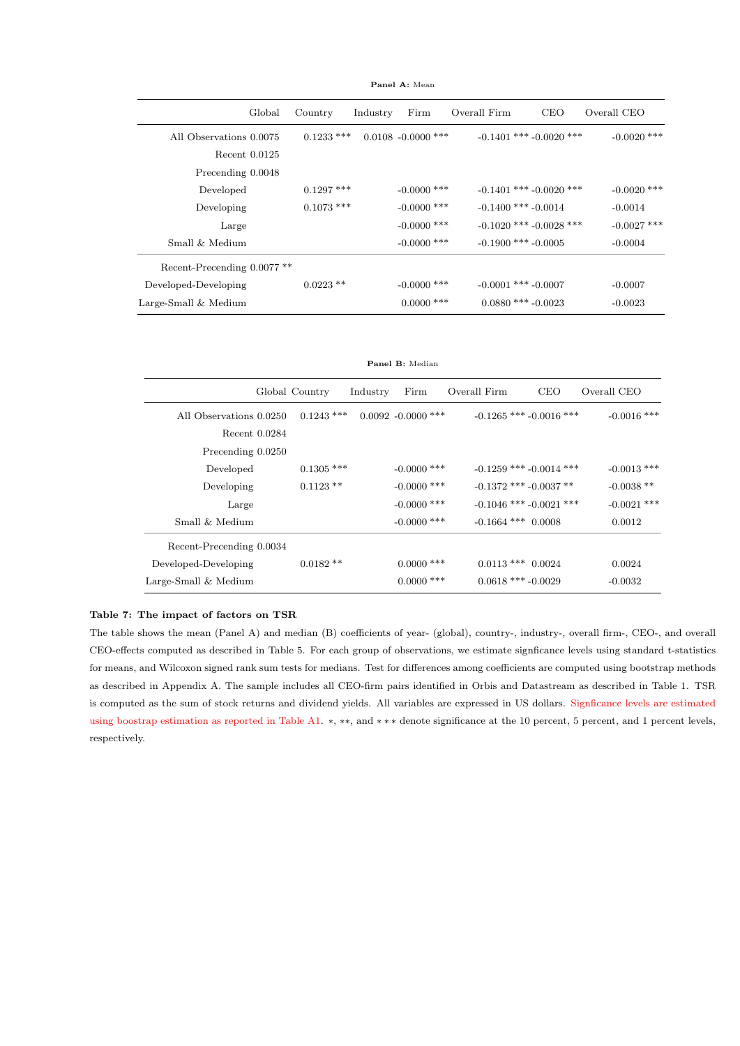**Panel A:** Mean

| | Global | Country | Industry | Firm | Overall Firm | CEO | Overall CEO |
|---|---|---|---|---|---|---|---|
| All Observations | 0.0075 | 0.1233 *** | 0.0108 | -0.0000 *** | -0.1401 *** | -0.0020 *** | -0.0020 *** |
| Recent | 0.0125 | | | | | | |
| Precending | 0.0048 | | | | | | |
| Developed | | 0.1297 *** | | -0.0000 *** | -0.1401 *** | -0.0020 *** | -0.0020 *** |
| Developing | | 0.1073 *** | | -0.0000 *** | -0.1400 *** | -0.0014 | -0.0014 |
| Large | | | | -0.0000 *** | -0.1020 *** | -0.0028 *** | -0.0027 *** |
| Small & Medium | | | | -0.0000 *** | -0.1900 *** | -0.0005 | -0.0004 |
| Recent-Precending | 0.0077 ** | | | | | | |
| Developed-Developing | | 0.0223 ** | | -0.0000 *** | -0.0001 *** | -0.0007 | -0.0007 |
| Large-Small & Medium | | | | 0.0000 *** | 0.0880 *** | -0.0023 | -0.0023 |

**Panel B:** Median

| | Global | Country | Industry | Firm | Overall Firm | CEO | Overall CEO |
|---|---|---|---|---|---|---|---|
| All Observations | 0.0250 | 0.1243 *** | 0.0092 | -0.0000 *** | -0.1265 *** | -0.0016 *** | -0.0016 *** |
| Recent | 0.0284 | | | | | | |
| Precending | 0.0250 | | | | | | |
| Developed | | 0.1305 *** | | -0.0000 *** | -0.1259 *** | -0.0014 *** | -0.0013 *** |
| Developing | | 0.1123 ** | | -0.0000 *** | -0.1372 *** | -0.0037 ** | -0.0038 ** |
| Large | | | | -0.0000 *** | -0.1046 *** | -0.0021 *** | -0.0021 *** |
| Small & Medium | | | | -0.0000 *** | -0.1664 *** | 0.0008 | 0.0012 |
| Recent-Precending | 0.0034 | | | | | | |
| Developed-Developing | | 0.0182 ** | | 0.0000 *** | 0.0113 *** | 0.0024 | 0.0024 |
| Large-Small & Medium | | | | 0.0000 *** | 0.0618 *** | -0.0029 | -0.0032 |

**Table 7: The impact of factors on TSR**

The table shows the mean (Panel A) and median (B) coefficients of year- (global), country-, industry-, overall firm-, CEO-, and overall CEO-effects computed as described in Table 5. For each group of observations, we estimate signficance levels using standard t-statistics for means, and Wilcoxon signed rank sum tests for medians. Test for differences among coefficients are computed using bootstrap methods as described in Appendix A. The sample includes all CEO-firm pairs identified in Orbis and Datastream as described in Table 1. TSR is computed as the sum of stock returns and dividend yields. All variables are expressed in US dollars. Signficance levels are estimated using boostrap estimation as reported in Table A1. *, **, and *** denote significance at the 10 percent, 5 percent, and 1 percent levels, respectively.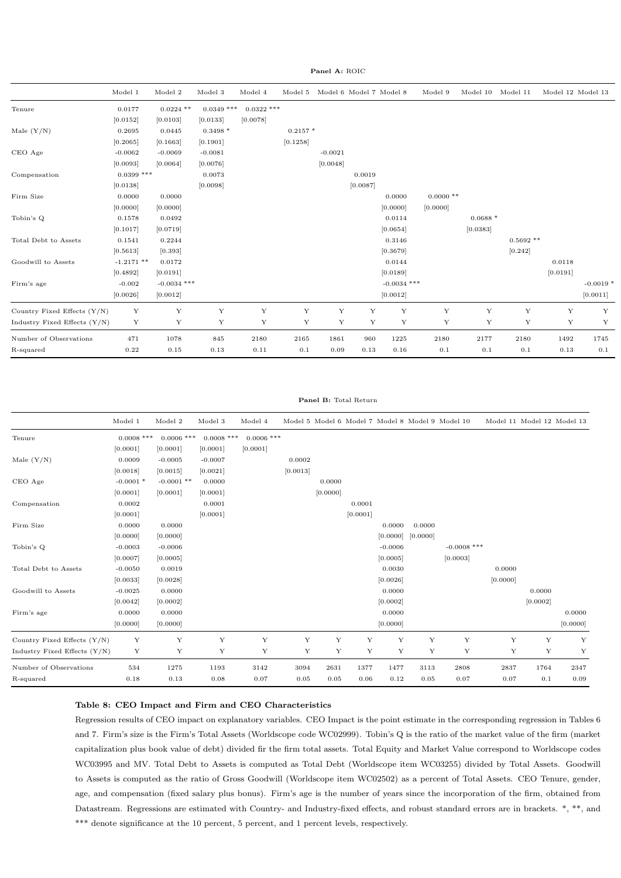**Panel A:** ROIC

| | Model 1 | Model 2 | Model 3 | Model 4 | Model 5 | Model 6 | Model 7 | Model 8 | Model 9 | Model 10 | Model 11 | Model 12 | Model 13 |
|---|---|---|---|---|---|---|---|---|---|---|---|---|---|
| Tenure | 0.0177 | 0.0224 ** | 0.0349 *** | 0.0322 *** | | | | | | | | | |
| | [0.0152] | [0.0103] | [0.0133] | [0.0078] | | | | | | | | | |
| Male (Y/N) | 0.2695 | 0.0445 | 0.3498 * | | 0.2157 * | | | | | | | | |
| | [0.2065] | [0.1663] | [0.1901] | | [0.1258] | | | | | | | | |
| CEO Age | -0.0062 | -0.0069 | -0.0081 | | | -0.0021 | | | | | | | |
| | [0.0093] | [0.0064] | [0.0076] | | | [0.0048] | | | | | | | |
| Compensation | 0.0399 *** | | 0.0073 | | | | 0.0019 | | | | | | |
| | [0.0138] | | [0.0098] | | | | [0.0087] | | | | | | |
| Firm Size | 0.0000 | 0.0000 | | | | | | 0.0000 | 0.0000 ** | | | | |
| | [0.0000] | [0.0000] | | | | | | [0.0000] | [0.0000] | | | | |
| Tobin's Q | 0.1578 | 0.0492 | | | | | | 0.0114 | | 0.0688 * | | | |
| | [0.1017] | [0.0719] | | | | | | [0.0654] | | [0.0383] | | | |
| Total Debt to Assets | 0.1541 | 0.2244 | | | | | | 0.3146 | | | 0.5692 ** | | |
| | [0.5613] | [0.393] | | | | | | [0.3679] | | | [0.242] | | |
| Goodwill to Assets | -1.2171 ** | 0.0172 | | | | | | 0.0144 | | | | 0.0118 | |
| | [0.4892] | [0.0191] | | | | | | [0.0189] | | | | [0.0191] | |
| Firm's age | -0.002 | -0.0034 *** | | | | | | -0.0034 *** | | | | | -0.0019 * |
| | [0.0026] | [0.0012] | | | | | | [0.0012] | | | | | [0.0011] |
| Country Fixed Effects (Y/N) | Y | Y | Y | Y | Y | Y | Y | Y | Y | Y | Y | Y | Y |
| Industry Fixed Effects (Y/N) | Y | Y | Y | Y | Y | Y | Y | Y | Y | Y | Y | Y | Y |
| Number of Observations | 471 | 1078 | 845 | 2180 | 2165 | 1861 | 960 | 1225 | 2180 | 2177 | 2180 | 1492 | 1745 |
| R-squared | 0.22 | 0.15 | 0.13 | 0.11 | 0.1 | 0.09 | 0.13 | 0.16 | 0.1 | 0.1 | 0.1 | 0.13 | 0.1 |

**Panel B:** Total Return

| | Model 1 | Model 2 | Model 3 | Model 4 | Model 5 | Model 6 | Model 7 | Model 8 | Model 9 | Model 10 | Model 11 | Model 12 | Model 13 |
|---|---|---|---|---|---|---|---|---|---|---|---|---|---|
| Tenure | 0.0008 *** | 0.0006 *** | 0.0008 *** | 0.0006 *** | | | | | | | | | |
| | [0.0001] | [0.0001] | [0.0001] | [0.0001] | | | | | | | | | |
| Male (Y/N) | 0.0009 | -0.0005 | -0.0007 | | 0.0002 | | | | | | | | |
| | [0.0018] | [0.0015] | [0.0021] | | [0.0013] | | | | | | | | |
| CEO Age | -0.0001 * | -0.0001 ** | 0.0000 | | | 0.0000 | | | | | | | |
| | [0.0001] | [0.0001] | [0.0001] | | | [0.0000] | | | | | | | |
| Compensation | 0.0002 | | 0.0001 | | | | 0.0001 | | | | | | |
| | [0.0001] | | [0.0001] | | | | [0.0001] | | | | | | |
| Firm Size | 0.0000 | 0.0000 | | | | | | 0.0000 | 0.0000 | | | | |
| | [0.0000] | [0.0000] | | | | | | [0.0000] | [0.0000] | | | | |
| Tobin's Q | -0.0003 | -0.0006 | | | | | | -0.0006 | | -0.0008 *** | | | |
| | [0.0007] | [0.0005] | | | | | | [0.0005] | | [0.0003] | | | |
| Total Debt to Assets | -0.0050 | 0.0019 | | | | | | 0.0030 | | | 0.0000 | | |
| | [0.0033] | [0.0028] | | | | | | [0.0026] | | | [0.0000] | | |
| Goodwill to Assets | -0.0025 | 0.0000 | | | | | | 0.0000 | | | | 0.0000 | |
| | [0.0042] | [0.0002] | | | | | | [0.0002] | | | | [0.0002] | |
| Firm's age | 0.0000 | 0.0000 | | | | | | 0.0000 | | | | | 0.0000 |
| | [0.0000] | [0.0000] | | | | | | [0.0000] | | | | | [0.0000] |
| Country Fixed Effects (Y/N) | Y | Y | Y | Y | Y | Y | Y | Y | Y | Y | Y | Y | Y |
| Industry Fixed Effects (Y/N) | Y | Y | Y | Y | Y | Y | Y | Y | Y | Y | Y | Y | Y |
| Number of Observations | 534 | 1275 | 1193 | 3142 | 3094 | 2631 | 1377 | 1477 | 3113 | 2808 | 2837 | 1764 | 2347 |
| R-squared | 0.18 | 0.13 | 0.08 | 0.07 | 0.05 | 0.05 | 0.06 | 0.12 | 0.05 | 0.07 | 0.07 | 0.1 | 0.09 |

**Table 8: CEO Impact and Firm and CEO Characteristics**

Regression results of CEO impact on explanatory variables. CEO Impact is the point estimate in the corresponding regression in Tables 6 and 7. Firm's size is the Firm's Total Assets (Worldscope code WC02999). Tobin's Q is the ratio of the market value of the firm (market capitalization plus book value of debt) divided fir the firm total assets. Total Equity and Market Value correspond to Worldscope codes WC03995 and MV. Total Debt to Assets is computed as Total Debt (Worldscope item WC03255) divided by Total Assets. Goodwill to Assets is computed as the ratio of Gross Goodwill (Worldscope item WC02502) as a percent of Total Assets. CEO Tenure, gender, age, and compensation (fixed salary plus bonus). Firm's age is the number of years since the incorporation of the firm, obtained from Datastream. Regressions are estimated with Country- and Industry-fixed effects, and robust standard errors are in brackets. *, **, and *** denote significance at the 10 percent, 5 percent, and 1 percent levels, respectively.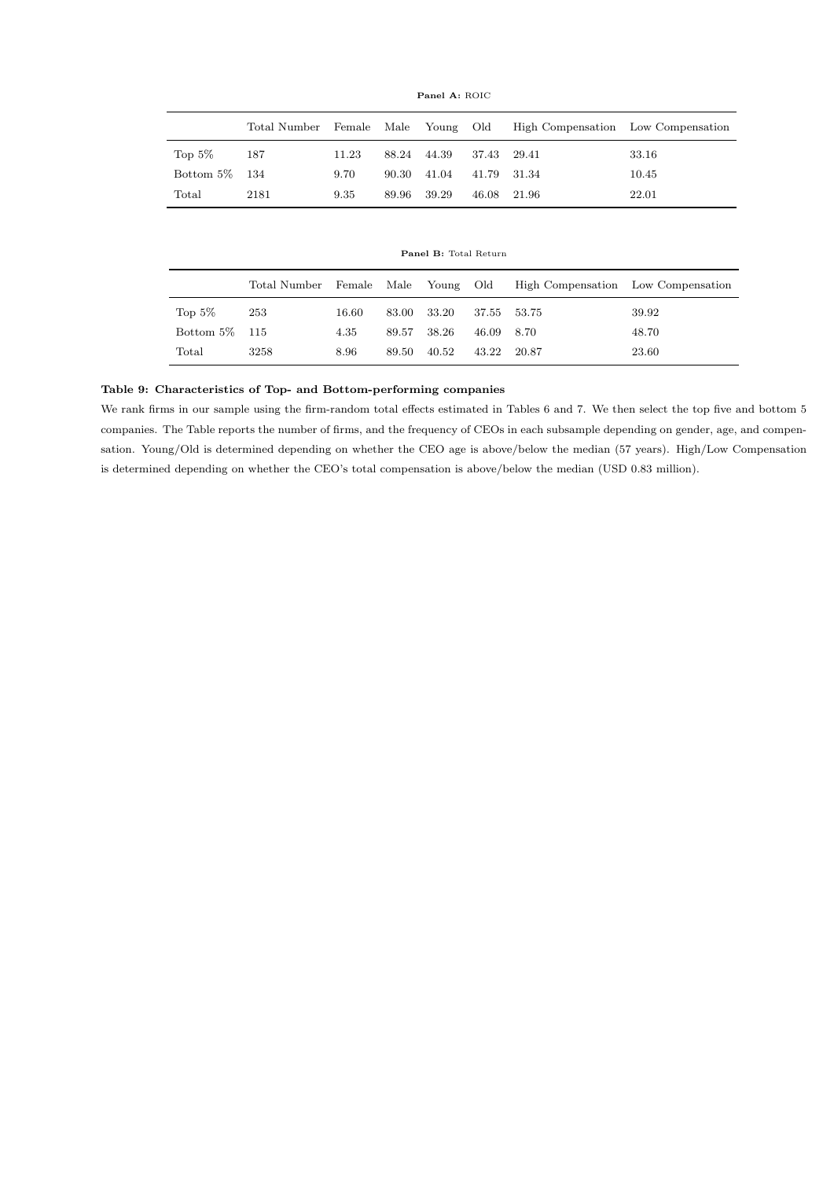**Panel A:** ROIC

| | Total Number | Female | Male | Young | Old | High Compensation | Low Compensation |
|---|---|---|---|---|---|---|---|
| Top 5% | 187 | 11.23 | 88.24 | 44.39 | 37.43 | 29.41 | 33.16 |
| Bottom 5% | 134 | 9.70 | 90.30 | 41.04 | 41.79 | 31.34 | 10.45 |
| Total | 2181 | 9.35 | 89.96 | 39.29 | 46.08 | 21.96 | 22.01 |

**Panel B:** Total Return

| | Total Number | Female | Male | Young | Old | High Compensation | Low Compensation |
|---|---|---|---|---|---|---|---|
| Top 5% | 253 | 16.60 | 83.00 | 33.20 | 37.55 | 53.75 | 39.92 |
| Bottom 5% | 115 | 4.35 | 89.57 | 38.26 | 46.09 | 8.70 | 48.70 |
| Total | 3258 | 8.96 | 89.50 | 40.52 | 43.22 | 20.87 | 23.60 |

**Table 9: Characteristics of Top- and Bottom-performing companies**

We rank firms in our sample using the firm-random total effects estimated in Tables 6 and 7. We then select the top five and bottom 5 companies. The Table reports the number of firms, and the frequency of CEOs in each subsample depending on gender, age, and compensation. Young/Old is determined depending on whether the CEO age is above/below the median (57 years). High/Low Compensation is determined depending on whether the CEO's total compensation is above/below the median (USD 0.83 million).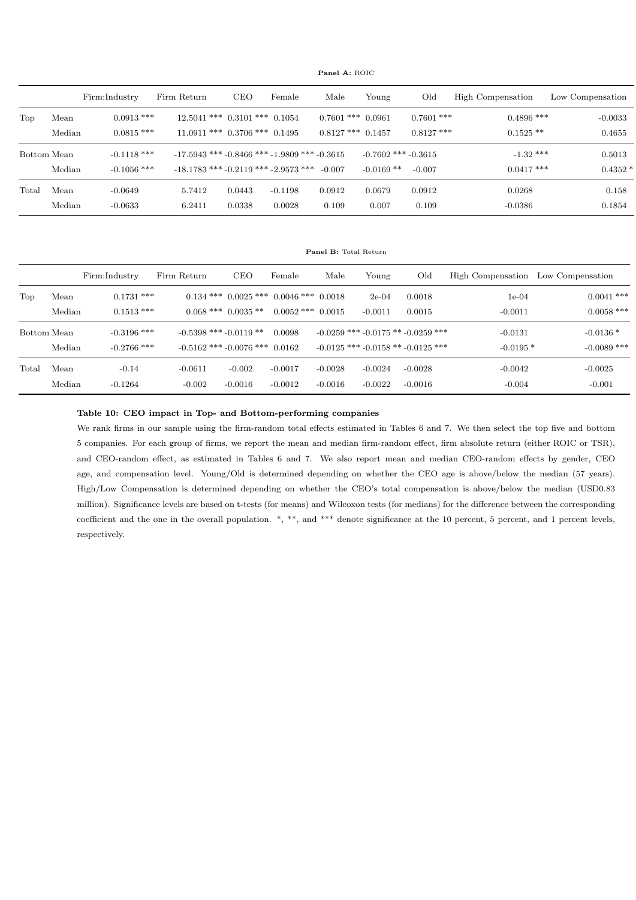**Panel A:** ROIC

| | | Firm:Industry | Firm Return | CEO | Female | Male | Young | Old | High Compensation | Low Compensation |
|---|---|---|---|---|---|---|---|---|---|---|
| Top | Mean | 0.0913 *** | 12.5041 *** | 0.3101 *** | 0.1054 | 0.7601 *** | 0.0961 | 0.7601 *** | 0.4896 *** | -0.0033 |
| | Median | 0.0815 *** | 11.0911 *** | 0.3706 *** | 0.1495 | 0.8127 *** | 0.1457 | 0.8127 *** | 0.1525 ** | 0.4655 |
| Bottom | Mean | -0.1118 *** | -17.5943 *** | -0.8466 *** | -1.9809 *** | -0.3615 | -0.7602 *** | -0.3615 | -1.32 *** | 0.5013 |
| | Median | -0.1056 *** | -18.1783 *** | -0.2119 *** | -2.9573 *** | -0.007 | -0.0169 ** | -0.007 | 0.0417 *** | 0.4352 * |
| Total | Mean | -0.0649 | 5.7412 | 0.0443 | -0.1198 | 0.0912 | 0.0679 | 0.0912 | 0.0268 | 0.158 |
| | Median | -0.0633 | 6.2411 | 0.0338 | 0.0028 | 0.109 | 0.007 | 0.109 | -0.0386 | 0.1854 |

**Panel B:** Total Return

| | | Firm:Industry | Firm Return | CEO | Female | Male | Young | Old | High Compensation | Low Compensation |
|---|---|---|---|---|---|---|---|---|---|---|
| Top | Mean | 0.1731 *** | 0.134 *** | 0.0025 *** | 0.0046 *** | 0.0018 | 2e-04 | 0.0018 | 1e-04 | 0.0041 *** |
| | Median | 0.1513 *** | 0.068 *** | 0.0035 ** | 0.0052 *** | 0.0015 | -0.0011 | 0.0015 | -0.0011 | 0.0058 *** |
| Bottom | Mean | -0.3196 *** | -0.5398 *** | -0.0119 ** | 0.0098 | -0.0259 *** | -0.0175 ** | -0.0259 *** | -0.0131 | -0.0136 * |
| | Median | -0.2766 *** | -0.5162 *** | -0.0076 *** | 0.0162 | -0.0125 *** | -0.0158 ** | -0.0125 *** | -0.0195 * | -0.0089 *** |
| Total | Mean | -0.14 | -0.0611 | -0.002 | -0.0017 | -0.0028 | -0.0024 | -0.0028 | -0.0042 | -0.0025 |
| | Median | -0.1264 | -0.002 | -0.0016 | -0.0012 | -0.0016 | -0.0022 | -0.0016 | -0.004 | -0.001 |

**Table 10: CEO impact in Top- and Bottom-performing companies**

We rank firms in our sample using the firm-random total effects estimated in Tables 6 and 7. We then select the top five and bottom 5 companies. For each group of firms, we report the mean and median firm-random effect, firm absolute return (either ROIC or TSR), and CEO-random effect, as estimated in Tables 6 and 7. We also report mean and median CEO-random effects by gender, CEO age, and compensation level. Young/Old is determined depending on whether the CEO age is above/below the median (57 years). High/Low Compensation is determined depending on whether the CEO's total compensation is above/below the median (USD0.83 million). Significance levels are based on t-tests (for means) and Wilcoxon tests (for medians) for the difference between the corresponding coefficient and the one in the overall population. *, **, and *** denote significance at the 10 percent, 5 percent, and 1 percent levels, respectively.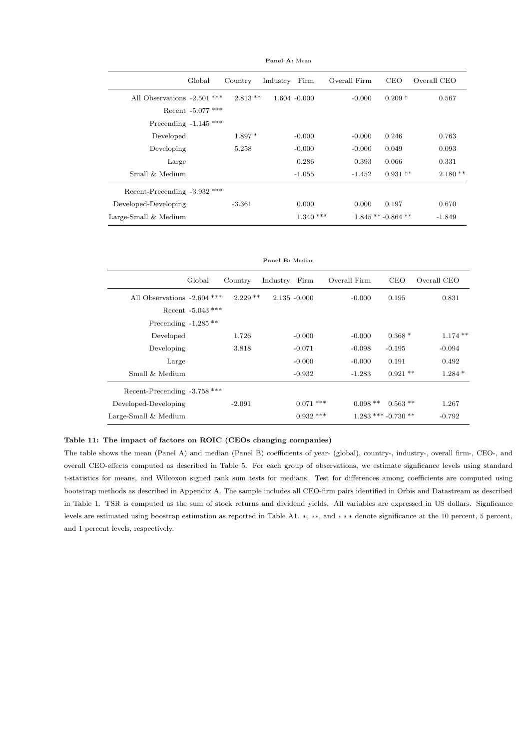**Panel A:** Mean

| | Global | Country | Industry | Firm | Overall Firm | CEO | Overall CEO |
|---|---|---|---|---|---|---|---|
| All Observations | -2.501 *** | 2.813 ** | 1.604 | -0.000 | -0.000 | 0.209 * | 0.567 |
| Recent | -5.077 *** | | | | | | |
| Precending | -1.145 *** | | | | | | |
| Developed | | 1.897 * | | -0.000 | -0.000 | 0.246 | 0.763 |
| Developing | | 5.258 | | -0.000 | -0.000 | 0.049 | 0.093 |
| Large | | | | 0.286 | 0.393 | 0.066 | 0.331 |
| Small & Medium | | | | -1.055 | -1.452 | 0.931 ** | 2.180 ** |
| Recent-Precending | -3.932 *** | | | | | | |
| Developed-Developing | | -3.361 | | 0.000 | 0.000 | 0.197 | 0.670 |
| Large-Small & Medium | | | | 1.340 *** | 1.845 ** | -0.864 ** | -1.849 |

**Panel B:** Median

| | Global | Country | Industry | Firm | Overall Firm | CEO | Overall CEO |
|---|---|---|---|---|---|---|---|
| All Observations | -2.604 *** | 2.229 ** | 2.135 | -0.000 | -0.000 | 0.195 | 0.831 |
| Recent | -5.043 *** | | | | | | |
| Precending | -1.285 ** | | | | | | |
| Developed | | 1.726 | | -0.000 | -0.000 | 0.368 * | 1.174 ** |
| Developing | | 3.818 | | -0.071 | -0.098 | -0.195 | -0.094 |
| Large | | | | -0.000 | -0.000 | 0.191 | 0.492 |
| Small & Medium | | | | -0.932 | -1.283 | 0.921 ** | 1.284 * |
| Recent-Precending | -3.758 *** | | | | | | |
| Developed-Developing | | -2.091 | | 0.071 *** | 0.098 ** | 0.563 ** | 1.267 |
| Large-Small & Medium | | | | 0.932 *** | 1.283 *** | -0.730 ** | -0.792 |

**Table 11: The impact of factors on ROIC (CEOs changing companies)**

The table shows the mean (Panel A) and median (Panel B) coefficients of year- (global), country-, industry-, overall firm-, CEO-, and overall CEO-effects computed as described in Table 5. For each group of observations, we estimate signficance levels using standard t-statistics for means, and Wilcoxon signed rank sum tests for medians. Test for differences among coefficients are computed using bootstrap methods as described in Appendix A. The sample includes all CEO-firm pairs identified in Orbis and Datastream as described in Table 1. TSR is computed as the sum of stock returns and dividend yields. All variables are expressed in US dollars. Signficance levels are estimated using boostrap estimation as reported in Table A1. *, **, and *** denote significance at the 10 percent, 5 percent, and 1 percent levels, respectively.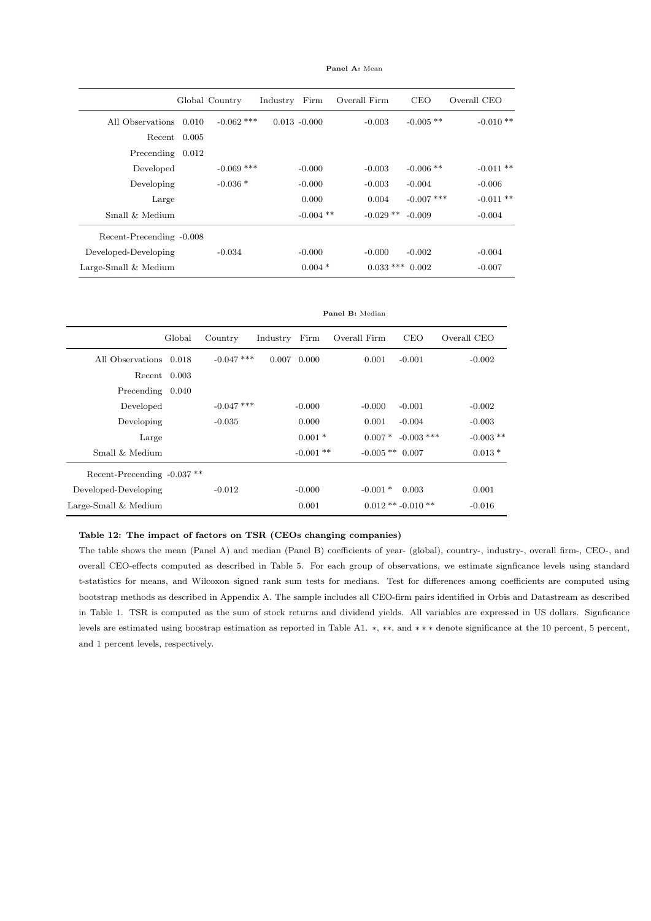**Panel A:** Mean

| | Global | Country | Industry | Firm | Overall Firm | CEO | Overall CEO |
|---|---|---|---|---|---|---|---|
| All Observations | 0.010 | -0.062 *** | 0.013 | -0.000 | -0.003 | -0.005 ** | -0.010 ** |
| Recent | 0.005 | | | | | | |
| Precending | 0.012 | | | | | | |
| Developed | | -0.069 *** | | -0.000 | -0.003 | -0.006 ** | -0.011 ** |
| Developing | | -0.036 * | | -0.000 | -0.003 | -0.004 | -0.006 |
| Large | | | | 0.000 | 0.004 | -0.007 *** | -0.011 ** |
| Small & Medium | | | | -0.004 ** | -0.029 ** | -0.009 | -0.004 |
| Recent-Precending | -0.008 | | | | | | |
| Developed-Developing | | -0.034 | | -0.000 | -0.000 | -0.002 | -0.004 |
| Large-Small & Medium | | | | 0.004 * | 0.033 *** | 0.002 | -0.007 |

**Panel B:** Median

| | Global | Country | Industry | Firm | Overall Firm | CEO | Overall CEO |
|---|---|---|---|---|---|---|---|
| All Observations | 0.018 | -0.047 *** | 0.007 | 0.000 | 0.001 | -0.001 | -0.002 |
| Recent | 0.003 | | | | | | |
| Precending | 0.040 | | | | | | |
| Developed | | -0.047 *** | | -0.000 | -0.000 | -0.001 | -0.002 |
| Developing | | -0.035 | | 0.000 | 0.001 | -0.004 | -0.003 |
| Large | | | | 0.001 * | 0.007 * | -0.003 *** | -0.003 ** |
| Small & Medium | | | | -0.001 ** | -0.005 ** | 0.007 | 0.013 * |
| Recent-Precending | -0.037 ** | | | | | | |
| Developed-Developing | | -0.012 | | -0.000 | -0.001 * | 0.003 | 0.001 |
| Large-Small & Medium | | | | 0.001 | 0.012 ** | -0.010 ** | -0.016 |

**Table 12: The impact of factors on TSR (CEOs changing companies)**

The table shows the mean (Panel A) and median (Panel B) coefficients of year- (global), country-, industry-, overall firm-, CEO-, and overall CEO-effects computed as described in Table 5. For each group of observations, we estimate signficance levels using standard t-statistics for means, and Wilcoxon signed rank sum tests for medians. Test for differences among coefficients are computed using bootstrap methods as described in Appendix A. The sample includes all CEO-firm pairs identified in Orbis and Datastream as described in Table 1. TSR is computed as the sum of stock returns and dividend yields. All variables are expressed in US dollars. Signficance levels are estimated using boostrap estimation as reported in Table A1. ∗, ∗∗, and ∗∗∗ denote significance at the 10 percent, 5 percent, and 1 percent levels, respectively.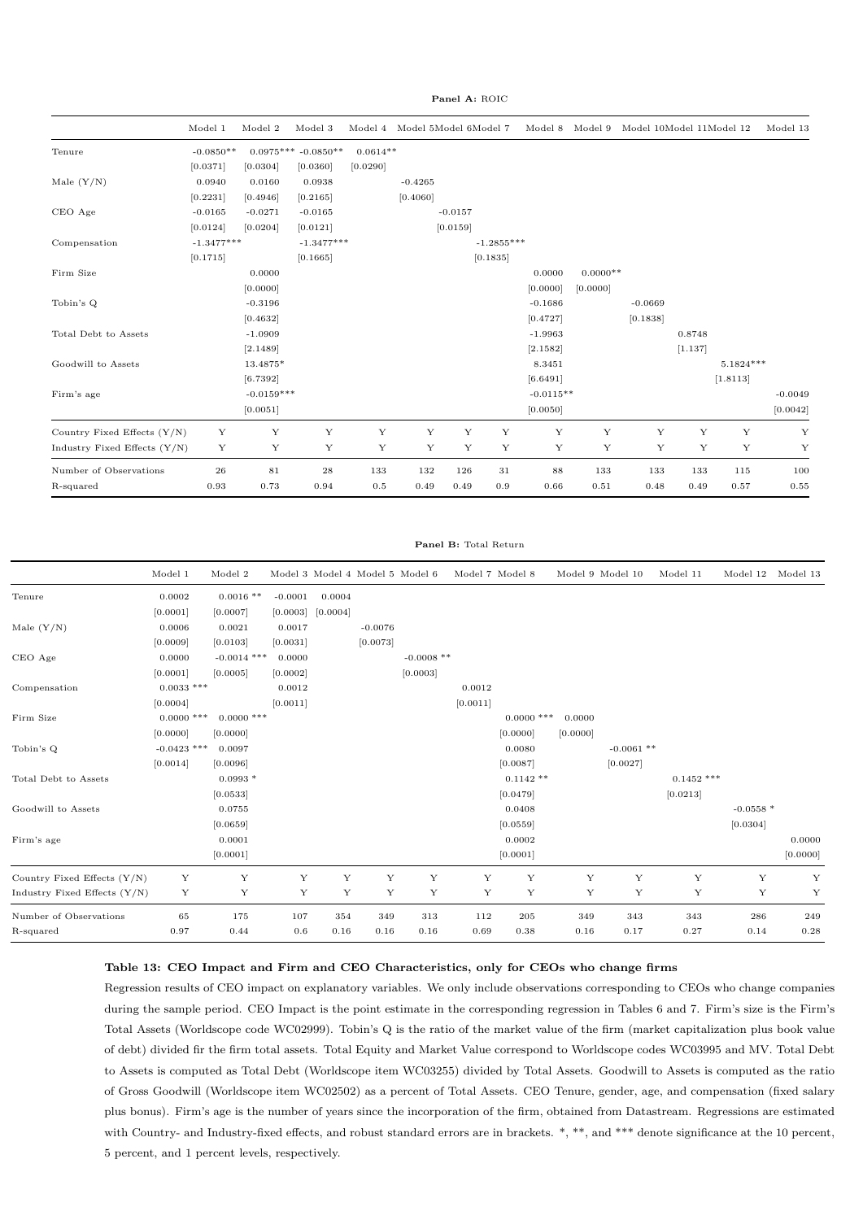**Panel A:** ROIC

| | Model 1 | Model 2 | Model 3 | Model 4 | Model 5 | Model 6 | Model 7 | Model 8 | Model 9 | Model 10 | Model 11 | Model 12 | Model 13 |
|---|---|---|---|---|---|---|---|---|---|---|---|---|---|
| Tenure | -0.0850** | 0.0975*** | -0.0850** | 0.0614** | | | | | | | | | |
| | [0.0371] | [0.0304] | [0.0360] | [0.0290] | | | | | | | | | |
| Male (Y/N) | 0.0940 | 0.0160 | 0.0938 | | -0.4265 | | | | | | | | |
| | [0.2231] | [0.4946] | [0.2165] | | [0.4060] | | | | | | | | |
| CEO Age | -0.0165 | -0.0271 | -0.0165 | | | -0.0157 | | | | | | | |
| | [0.0124] | [0.0204] | [0.0121] | | | [0.0159] | | | | | | | |
| Compensation | -1.3477*** | | -1.3477*** | | | | -1.2855*** | | | | | | |
| | [0.1715] | | [0.1665] | | | | [0.1835] | | | | | | |
| Firm Size | | 0.0000 | | | | | | 0.0000 | 0.0000** | | | | |
| | | [0.0000] | | | | | | [0.0000] | [0.0000] | | | | |
| Tobin's Q | | -0.3196 | | | | | | -0.1686 | | -0.0669 | | | |
| | | [0.4632] | | | | | | [0.4727] | | [0.1838] | | | |
| Total Debt to Assets | | -1.0909 | | | | | | -1.9963 | | | 0.8748 | | |
| | | [2.1489] | | | | | | [2.1582] | | | [1.137] | | |
| Goodwill to Assets | | 13.4875* | | | | | | 8.3451 | | | | 5.1824*** | |
| | | [6.7392] | | | | | | [6.6491] | | | | [1.8113] | |
| Firm's age | | -0.0159*** | | | | | | -0.0115** | | | | | -0.0049 |
| | | [0.0051] | | | | | | [0.0050] | | | | | [0.0042] |
| Country Fixed Effects (Y/N) | Y | Y | Y | Y | Y | Y | Y | Y | Y | Y | Y | Y | Y |
| Industry Fixed Effects (Y/N) | Y | Y | Y | Y | Y | Y | Y | Y | Y | Y | Y | Y | Y |
| Number of Observations | 26 | 81 | 28 | 133 | 132 | 126 | 31 | 88 | 133 | 133 | 133 | 115 | 100 |
| R-squared | 0.93 | 0.73 | 0.94 | 0.5 | 0.49 | 0.49 | 0.9 | 0.66 | 0.51 | 0.48 | 0.49 | 0.57 | 0.55 |

**Panel B:** Total Return

| | Model 1 | Model 2 | Model 3 | Model 4 | Model 5 | Model 6 | Model 7 | Model 8 | Model 9 | Model 10 | Model 11 | Model 12 | Model 13 |
|---|---|---|---|---|---|---|---|---|---|---|---|---|---|
| Tenure | 0.0002 | 0.0016 ** | -0.0001 | 0.0004 | | | | | | | | | |
| | [0.0001] | [0.0007] | [0.0003] | [0.0004] | | | | | | | | | |
| Male (Y/N) | 0.0006 | 0.0021 | 0.0017 | | -0.0076 | | | | | | | | |
| | [0.0009] | [0.0103] | [0.0031] | | [0.0073] | | | | | | | | |
| CEO Age | 0.0000 | -0.0014 *** | 0.0000 | | | -0.0008 ** | | | | | | | |
| | [0.0001] | [0.0005] | [0.0002] | | | [0.0003] | | | | | | | |
| Compensation | 0.0033 *** | | 0.0012 | | | | 0.0012 | | | | | | |
| | [0.0004] | | [0.0011] | | | | [0.0011] | | | | | | |
| Firm Size | 0.0000 *** | 0.0000 *** | | | | | | 0.0000 *** | 0.0000 | | | | |
| | [0.0000] | [0.0000] | | | | | | [0.0000] | [0.0000] | | | | |
| Tobin's Q | -0.0423 *** | 0.0097 | | | | | | 0.0080 | | -0.0061 ** | | | |
| | [0.0014] | [0.0096] | | | | | | [0.0087] | | [0.0027] | | | |
| Total Debt to Assets | | 0.0993 * | | | | | | 0.1142 ** | | | 0.1452 *** | | |
| | | [0.0533] | | | | | | [0.0479] | | | [0.0213] | | |
| Goodwill to Assets | | 0.0755 | | | | | | 0.0408 | | | | -0.0558 * | |
| | | [0.0659] | | | | | | [0.0559] | | | | [0.0304] | |
| Firm's age | | 0.0001 | | | | | | 0.0002 | | | | | 0.0000 |
| | | [0.0001] | | | | | | [0.0001] | | | | | [0.0000] |
| Country Fixed Effects (Y/N) | Y | Y | Y | Y | Y | Y | Y | Y | Y | Y | Y | Y | Y |
| Industry Fixed Effects (Y/N) | Y | Y | Y | Y | Y | Y | Y | Y | Y | Y | Y | Y | Y |
| Number of Observations | 65 | 175 | 107 | 354 | 349 | 313 | 112 | 205 | 349 | 343 | 343 | 286 | 249 |
| R-squared | 0.97 | 0.44 | 0.6 | 0.16 | 0.16 | 0.16 | 0.69 | 0.38 | 0.16 | 0.17 | 0.27 | 0.14 | 0.28 |

**Table 13: CEO Impact and Firm and CEO Characteristics, only for CEOs who change firms**

Regression results of CEO impact on explanatory variables. We only include observations corresponding to CEOs who change companies during the sample period. CEO Impact is the point estimate in the corresponding regression in Tables 6 and 7. Firm's size is the Firm's Total Assets (Worldscope code WC02999). Tobin's Q is the ratio of the market value of the firm (market capitalization plus book value of debt) divided fir the firm total assets. Total Equity and Market Value correspond to Worldscope codes WC03995 and MV. Total Debt to Assets is computed as Total Debt (Worldscope item WC03255) divided by Total Assets. Goodwill to Assets is computed as the ratio of Gross Goodwill (Worldscope item WC02502) as a percent of Total Assets. CEO Tenure, gender, age, and compensation (fixed salary plus bonus). Firm's age is the number of years since the incorporation of the firm, obtained from Datastream. Regressions are estimated with Country- and Industry-fixed effects, and robust standard errors are in brackets. *, **, and *** denote significance at the 10 percent, 5 percent, and 1 percent levels, respectively.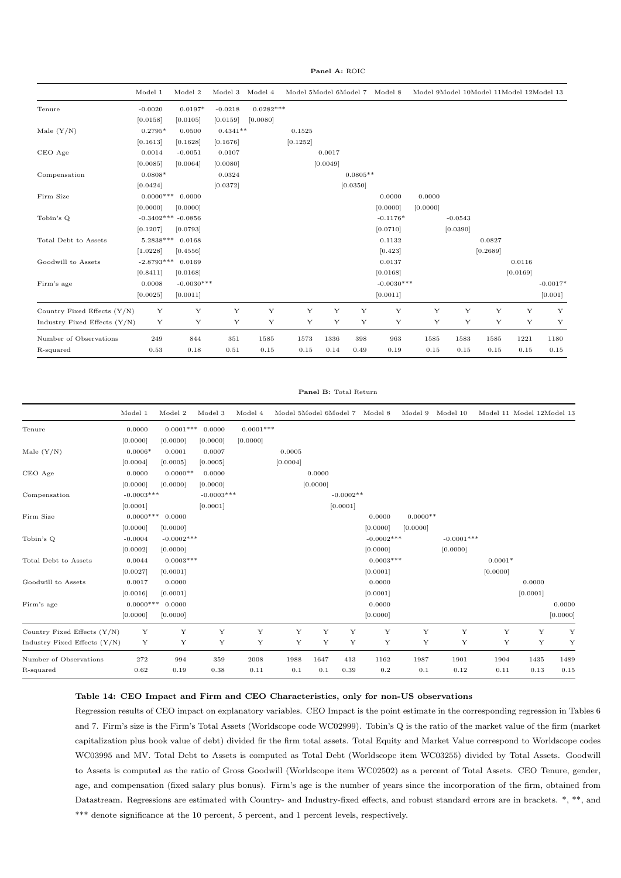**Panel A:** ROIC

| | Model 1 | Model 2 | Model 3 | Model 4 | Model 5 | Model 6 | Model 7 | Model 8 | Model 9 | Model 10 | Model 11 | Model 12 | Model 13 |
|---|---|---|---|---|---|---|---|---|---|---|---|---|---|
| Tenure | -0.0020 | 0.0197* | -0.0218 | 0.0282*** | | | | | | | | | |
| | [0.0158] | [0.0105] | [0.0159] | [0.0080] | | | | | | | | | |
| Male (Y/N) | 0.2795* | 0.0500 | 0.4341** | | 0.1525 | | | | | | | | |
| | [0.1613] | [0.1628] | [0.1676] | | [0.1252] | | | | | | | | |
| CEO Age | 0.0014 | -0.0051 | 0.0107 | | | 0.0017 | | | | | | | |
| | [0.0085] | [0.0064] | [0.0080] | | | [0.0049] | | | | | | | |
| Compensation | 0.0808* | | 0.0324 | | | | 0.0805** | | | | | | |
| | [0.0424] | | [0.0372] | | | | [0.0350] | | | | | | |
| Firm Size | 0.0000*** | 0.0000 | | | | | | 0.0000 | 0.0000 | | | | |
| | [0.0000] | [0.0000] | | | | | | [0.0000] | [0.0000] | | | | |
| Tobin's Q | -0.3402*** | -0.0856 | | | | | | -0.1176* | | -0.0543 | | | |
| | [0.1207] | [0.0793] | | | | | | [0.0710] | | [0.0390] | | | |
| Total Debt to Assets | 5.2838*** | 0.0168 | | | | | | 0.1132 | | | 0.0827 | | |
| | [1.0228] | [0.4556] | | | | | | [0.423] | | | [0.2689] | | |
| Goodwill to Assets | -2.8793*** | 0.0169 | | | | | | 0.0137 | | | | 0.0116 | |
| | [0.8411] | [0.0168] | | | | | | [0.0168] | | | | [0.0169] | |
| Firm's age | 0.0008 | -0.0030*** | | | | | | -0.0030*** | | | | | -0.0017* |
| | [0.0025] | [0.0011] | | | | | | [0.0011] | | | | | [0.001] |
| Country Fixed Effects (Y/N) | Y | Y | Y | Y | Y | Y | Y | Y | Y | Y | Y | Y | Y |
| Industry Fixed Effects (Y/N) | Y | Y | Y | Y | Y | Y | Y | Y | Y | Y | Y | Y | Y |
| Number of Observations | 249 | 844 | 351 | 1585 | 1573 | 1336 | 398 | 963 | 1585 | 1583 | 1585 | 1221 | 1180 |
| R-squared | 0.53 | 0.18 | 0.51 | 0.15 | 0.15 | 0.14 | 0.49 | 0.19 | 0.15 | 0.15 | 0.15 | 0.15 | 0.15 |

**Panel B:** Total Return

| | Model 1 | Model 2 | Model 3 | Model 4 | Model 5 | Model 6 | Model 7 | Model 8 | Model 9 | Model 10 | Model 11 | Model 12 | Model 13 |
|---|---|---|---|---|---|---|---|---|---|---|---|---|---|
| Tenure | 0.0000 | 0.0001*** | 0.0000 | 0.0001*** | | | | | | | | | |
| | [0.0000] | [0.0000] | [0.0000] | [0.0000] | | | | | | | | | |
| Male (Y/N) | 0.0006* | 0.0001 | 0.0007 | | 0.0005 | | | | | | | | |
| | [0.0004] | [0.0005] | [0.0005] | | [0.0004] | | | | | | | | |
| CEO Age | 0.0000 | 0.0000** | 0.0000 | | | 0.0000 | | | | | | | |
| | [0.0000] | [0.0000] | [0.0000] | | | [0.0000] | | | | | | | |
| Compensation | -0.0003*** | | -0.0003*** | | | | -0.0002** | | | | | | |
| | [0.0001] | | [0.0001] | | | | [0.0001] | | | | | | |
| Firm Size | 0.0000*** | 0.0000 | | | | | | 0.0000 | 0.0000** | | | | |
| | [0.0000] | [0.0000] | | | | | | [0.0000] | [0.0000] | | | | |
| Tobin's Q | -0.0004 | -0.0002*** | | | | | | -0.0002*** | | -0.0001*** | | | |
| | [0.0002] | [0.0000] | | | | | | [0.0000] | | [0.0000] | | | |
| Total Debt to Assets | 0.0044 | 0.0003*** | | | | | | 0.0003*** | | | 0.0001* | | |
| | [0.0027] | [0.0001] | | | | | | [0.0001] | | | [0.0000] | | |
| Goodwill to Assets | 0.0017 | 0.0000 | | | | | | 0.0000 | | | | 0.0000 | |
| | [0.0016] | [0.0001] | | | | | | [0.0001] | | | | [0.0001] | |
| Firm's age | 0.0000*** | 0.0000 | | | | | | 0.0000 | | | | | 0.0000 |
| | [0.0000] | [0.0000] | | | | | | [0.0000] | | | | | [0.0000] |
| Country Fixed Effects (Y/N) | Y | Y | Y | Y | Y | Y | Y | Y | Y | Y | Y | Y | Y |
| Industry Fixed Effects (Y/N) | Y | Y | Y | Y | Y | Y | Y | Y | Y | Y | Y | Y | Y |
| Number of Observations | 272 | 994 | 359 | 2008 | 1988 | 1647 | 413 | 1162 | 1987 | 1901 | 1904 | 1435 | 1489 |
| R-squared | 0.62 | 0.19 | 0.38 | 0.11 | 0.1 | 0.1 | 0.39 | 0.2 | 0.1 | 0.12 | 0.11 | 0.13 | 0.15 |

**Table 14: CEO Impact and Firm and CEO Characteristics, only for non-US observations**

Regression results of CEO impact on explanatory variables. CEO Impact is the point estimate in the corresponding regression in Tables 6 and 7. Firm's size is the Firm's Total Assets (Worldscope code WC02999). Tobin's Q is the ratio of the market value of the firm (market capitalization plus book value of debt) divided fir the firm total assets. Total Equity and Market Value correspond to Worldscope codes WC03995 and MV. Total Debt to Assets is computed as Total Debt (Worldscope item WC03255) divided by Total Assets. Goodwill to Assets is computed as the ratio of Gross Goodwill (Worldscope item WC02502) as a percent of Total Assets. CEO Tenure, gender, age, and compensation (fixed salary plus bonus). Firm's age is the number of years since the incorporation of the firm, obtained from Datastream. Regressions are estimated with Country- and Industry-fixed effects, and robust standard errors are in brackets. *, **, and *** denote significance at the 10 percent, 5 percent, and 1 percent levels, respectively.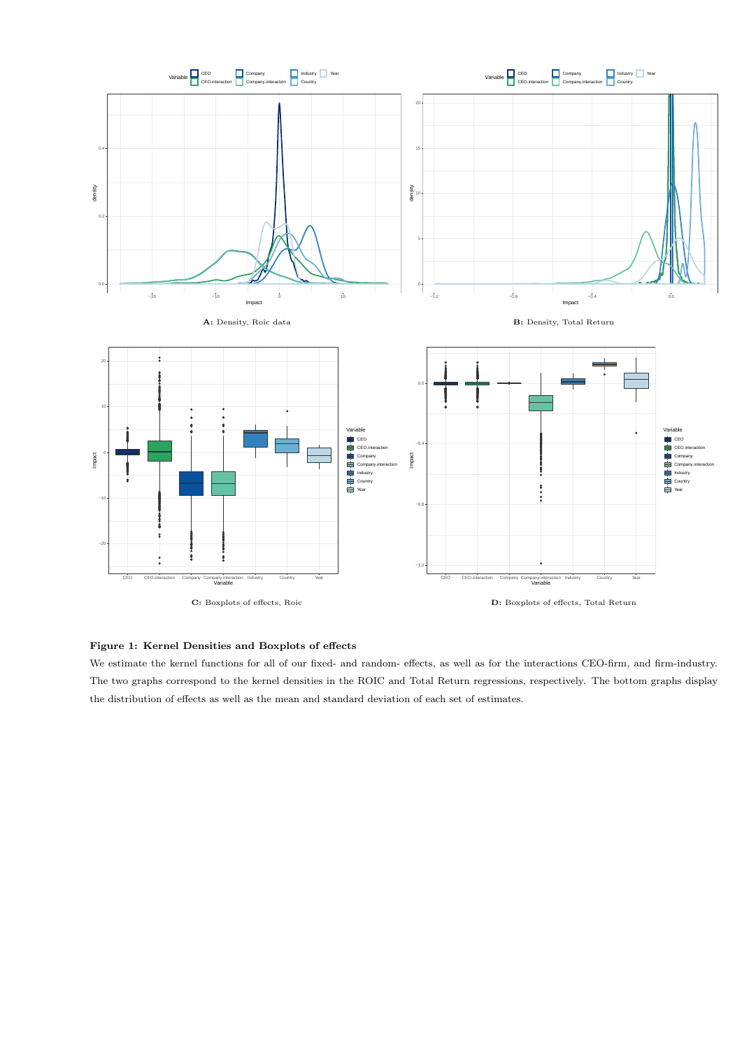**A:** Density, Roic data

**B:** Density, Total Return

**C:** Boxplots of effects, Roic

**D:** Boxplots of effects, Total Return

**Figure 1: Kernel Densities and Boxplots of effects**

We estimate the kernel functions for all of our fixed- and random- effects, as well as for the interactions CEO-firm, and firm-industry. The two graphs correspond to the kernel densities in the ROIC and Total Return regressions, respectively. The bottom graphs display the distribution of effects as well as the mean and standard deviation of each set of estimates.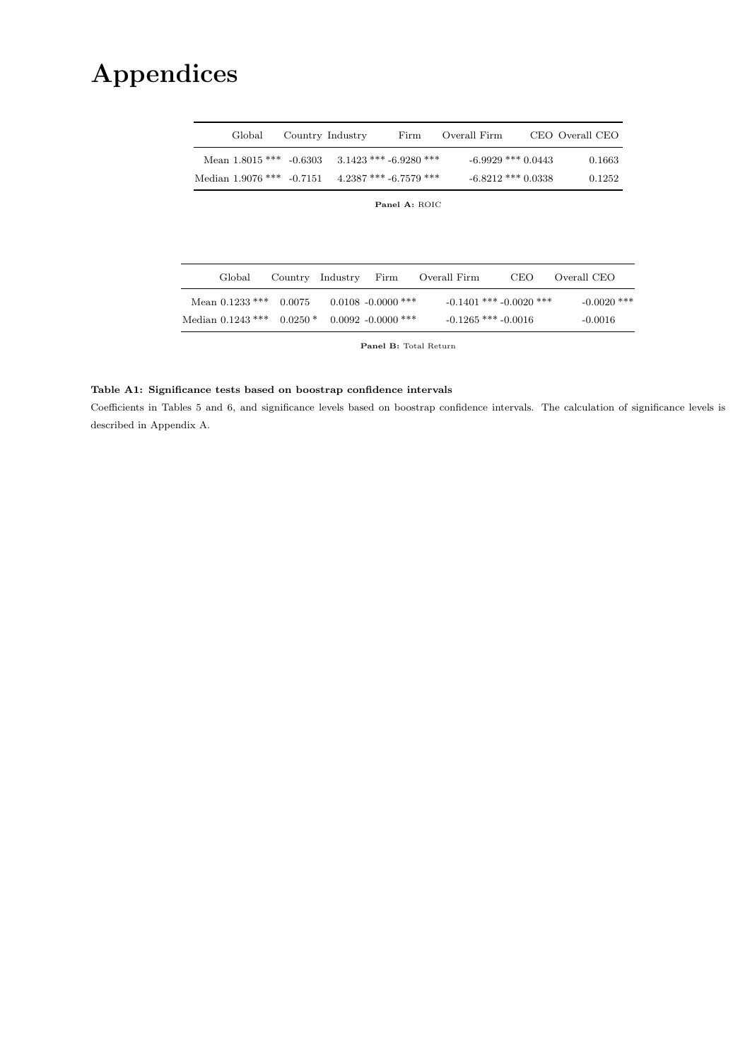# Appendices

| | Global | Country | Industry | Firm | Overall Firm | CEO | Overall CEO |
|---|---|---|---|---|---|---|---|
| Mean | 1.8015 *** | -0.6303 | 3.1423 *** | -6.9280 *** | -6.9929 *** | 0.0443 | 0.1663 |
| Median | 1.9076 *** | -0.7151 | 4.2387 *** | -6.7579 *** | -6.8212 *** | 0.0338 | 0.1252 |

**Panel A:** ROIC

| | Global | Country | Industry | Firm | Overall Firm | CEO | Overall CEO |
|---|---|---|---|---|---|---|---|
| Mean | 0.1233 *** | 0.0075 | 0.0108 | -0.0000 *** | -0.1401 *** | -0.0020 *** | -0.0020 *** |
| Median | 0.1243 *** | 0.0250 * | 0.0092 | -0.0000 *** | -0.1265 *** | -0.0016 | -0.0016 |

**Panel B:** Total Return

**Table A1: Significance tests based on boostrap confidence intervals**

Coefficients in Tables 5 and 6, and significance levels based on boostrap confidence intervals. The calculation of significance levels is described in Appendix A.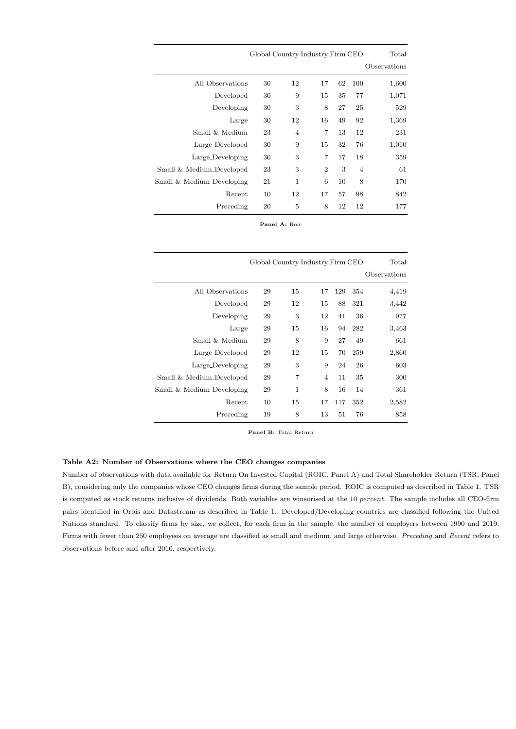|  | Global | Country | Industry | Firm | CEO | Total Observations |
|---|---|---|---|---|---|---|
| All Observations | 30 | 12 | 17 | 62 | 100 | 1,600 |
| Developed | 30 | 9 | 15 | 35 | 77 | 1,071 |
| Developing | 30 | 3 | 8 | 27 | 25 | 529 |
| Large | 30 | 12 | 16 | 49 | 92 | 1,369 |
| Small & Medium | 23 | 4 | 7 | 13 | 12 | 231 |
| Large_Developed | 30 | 9 | 15 | 32 | 76 | 1,010 |
| Large_Developing | 30 | 3 | 7 | 17 | 18 | 359 |
| Small & Medium_Developed | 23 | 3 | 2 | 3 | 4 | 61 |
| Small & Medium_Developing | 21 | 1 | 6 | 10 | 8 | 170 |
| Recent | 10 | 12 | 17 | 57 | 98 | 842 |
| Preceding | 20 | 5 | 8 | 12 | 12 | 177 |

**Panel A:** Roic

|  | Global | Country | Industry | Firm | CEO | Total Observations |
|---|---|---|---|---|---|---|
| All Observations | 29 | 15 | 17 | 129 | 354 | 4,419 |
| Developed | 29 | 12 | 15 | 88 | 321 | 3,442 |
| Developing | 29 | 3 | 12 | 41 | 36 | 977 |
| Large | 29 | 15 | 16 | 94 | 282 | 3,463 |
| Small & Medium | 29 | 8 | 9 | 27 | 49 | 661 |
| Large_Developed | 29 | 12 | 15 | 70 | 259 | 2,860 |
| Large_Developing | 29 | 3 | 9 | 24 | 26 | 603 |
| Small & Medium_Developed | 29 | 7 | 4 | 11 | 35 | 300 |
| Small & Medium_Developing | 29 | 1 | 8 | 16 | 14 | 361 |
| Recent | 10 | 15 | 17 | 117 | 352 | 2,582 |
| Preceding | 19 | 8 | 13 | 51 | 76 | 858 |

**Panel B:** Total Return

**Table A2: Number of Observations where the CEO changes companies**

Number of observations with data available for Return On Invested Capital (ROIC, Panel A) and Total Shareholder Return (TSR, Panel B), considering only the companies whose CEO changes firms during the sample period. ROIC is computed as described in Table 1. TSR is computed as stock returns inclusive of dividends. Both variables are winsorised at the 10 *percent*. The sample includes all CEO-firm pairs identified in Orbis and Datastream as described in Table 1. Developed/Developing countries are classified following the United Nations standard. To classify firms by size, we collect, for each firm in the sample, the number of employers between 1990 and 2019. Firms with fewer than 250 employees on average are classified as small and medium, and large otherwise. *Preceding* and *Recent* refers to observations before and after 2010, respectively.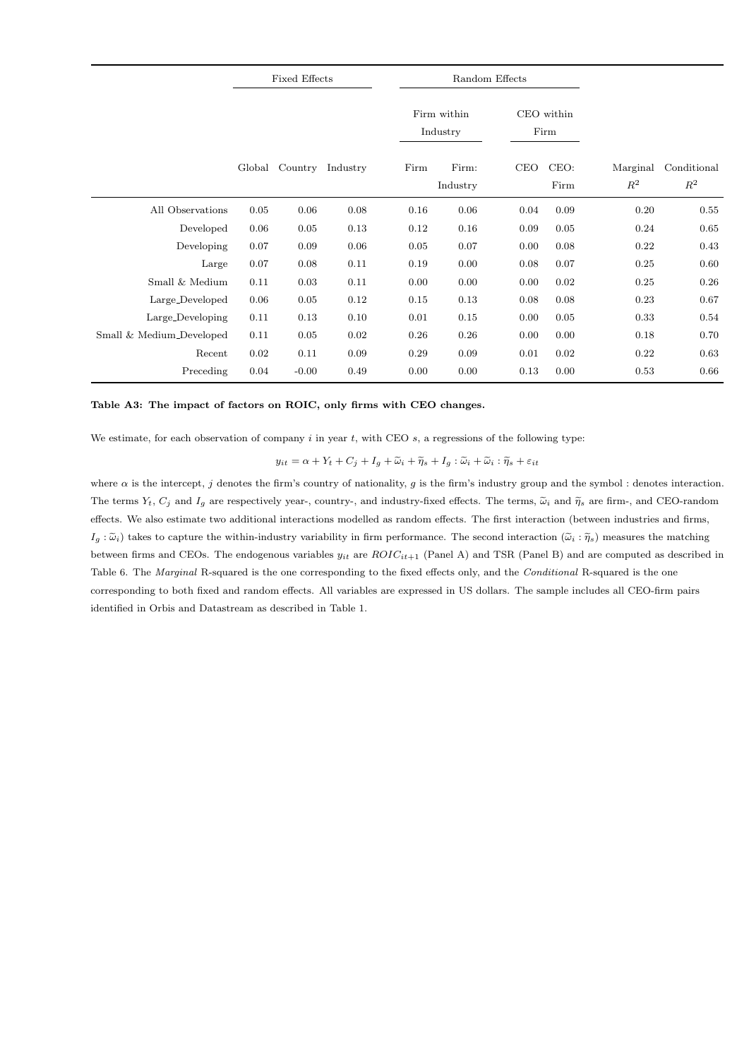| | Fixed Effects | | | Random Effects | | | | | |
|---|---|---|---|---|---|---|---|---|---|
| | | | | Firm within Industry | | CEO within Firm | | | |
| | Global | Country | Industry | Firm | Firm: Industry | CEO | CEO: Firm | Marginal $R^2$ | Conditional $R^2$ |
| All Observations | 0.05 | 0.06 | 0.08 | 0.16 | 0.06 | 0.04 | 0.09 | 0.20 | 0.55 |
| Developed | 0.06 | 0.05 | 0.13 | 0.12 | 0.16 | 0.09 | 0.05 | 0.24 | 0.65 |
| Developing | 0.07 | 0.09 | 0.06 | 0.05 | 0.07 | 0.00 | 0.08 | 0.22 | 0.43 |
| Large | 0.07 | 0.08 | 0.11 | 0.19 | 0.00 | 0.08 | 0.07 | 0.25 | 0.60 |
| Small & Medium | 0.11 | 0.03 | 0.11 | 0.00 | 0.00 | 0.00 | 0.02 | 0.25 | 0.26 |
| Large_Developed | 0.06 | 0.05 | 0.12 | 0.15 | 0.13 | 0.08 | 0.08 | 0.23 | 0.67 |
| Large_Developing | 0.11 | 0.13 | 0.10 | 0.01 | 0.15 | 0.00 | 0.05 | 0.33 | 0.54 |
| Small & Medium_Developed | 0.11 | 0.05 | 0.02 | 0.26 | 0.26 | 0.00 | 0.00 | 0.18 | 0.70 |
| Recent | 0.02 | 0.11 | 0.09 | 0.29 | 0.09 | 0.01 | 0.02 | 0.22 | 0.63 |
| Preceding | 0.04 | -0.00 | 0.49 | 0.00 | 0.00 | 0.13 | 0.00 | 0.53 | 0.66 |

**Table A3: The impact of factors on ROIC, only firms with CEO changes.**

We estimate, for each observation of company $i$ in year $t$, with CEO $s$, a regressions of the following type:

$$y_{it} = \alpha + Y_t + C_j + I_g + \widetilde{\omega}_i + \widetilde{\eta}_s + I_g : \widetilde{\omega}_i + \widetilde{\omega}_i : \widetilde{\eta}_s + \varepsilon_{it}$$

where $\alpha$ is the intercept, $j$ denotes the firm's country of nationality, $g$ is the firm's industry group and the symbol : denotes interaction. The terms $Y_t$, $C_j$ and $I_g$ are respectively year-, country-, and industry-fixed effects. The terms, $\widetilde{\omega}_i$ and $\widetilde{\eta}_s$ are firm-, and CEO-random effects. We also estimate two additional interactions modelled as random effects. The first interaction (between industries and firms, $I_g : \widetilde{\omega}_i$) takes to capture the within-industry variability in firm performance. The second interaction ($\widetilde{\omega}_i : \widetilde{\eta}_s$) measures the matching between firms and CEOs. The endogenous variables $y_{it}$ are $ROIC_{it+1}$ (Panel A) and TSR (Panel B) and are computed as described in Table 6. The *Marginal* R-squared is the one corresponding to the fixed effects only, and the *Conditional* R-squared is the one corresponding to both fixed and random effects. All variables are expressed in US dollars. The sample includes all CEO-firm pairs identified in Orbis and Datastream as described in Table 1.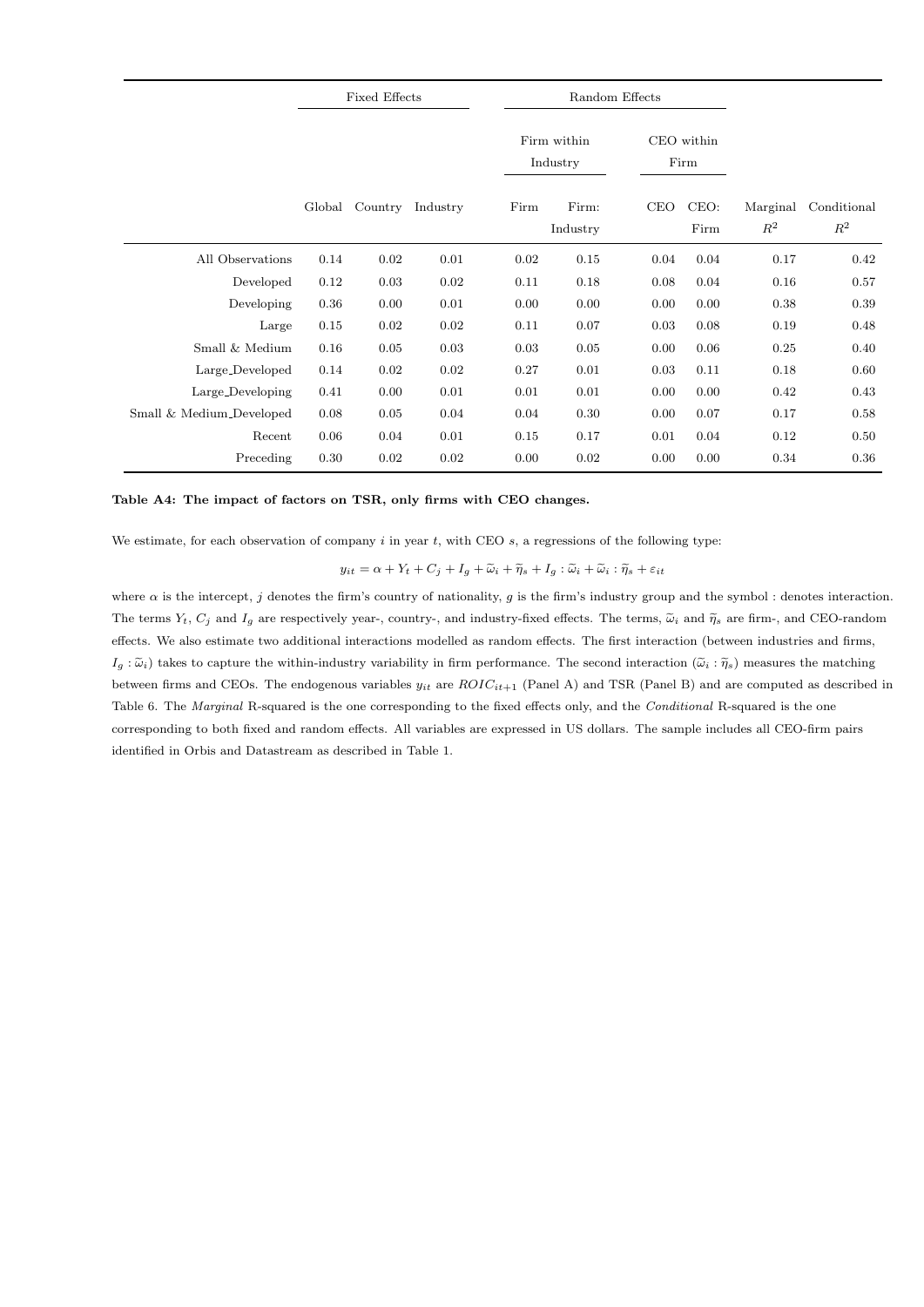| | Fixed Effects | | | Random Effects | | | | | |
|---|---|---|---|---|---|---|---|---|---|
| | | | | Firm within Industry | | CEO within Firm | | | |
| | Global | Country | Industry | Firm | Firm: Industry | CEO | CEO: Firm | Marginal $R^2$ | Conditional $R^2$ |
| All Observations | 0.14 | 0.02 | 0.01 | 0.02 | 0.15 | 0.04 | 0.04 | 0.17 | 0.42 |
| Developed | 0.12 | 0.03 | 0.02 | 0.11 | 0.18 | 0.08 | 0.04 | 0.16 | 0.57 |
| Developing | 0.36 | 0.00 | 0.01 | 0.00 | 0.00 | 0.00 | 0.00 | 0.38 | 0.39 |
| Large | 0.15 | 0.02 | 0.02 | 0.11 | 0.07 | 0.03 | 0.08 | 0.19 | 0.48 |
| Small & Medium | 0.16 | 0.05 | 0.03 | 0.03 | 0.05 | 0.00 | 0.06 | 0.25 | 0.40 |
| Large_Developed | 0.14 | 0.02 | 0.02 | 0.27 | 0.01 | 0.03 | 0.11 | 0.18 | 0.60 |
| Large_Developing | 0.41 | 0.00 | 0.01 | 0.01 | 0.01 | 0.00 | 0.00 | 0.42 | 0.43 |
| Small & Medium_Developed | 0.08 | 0.05 | 0.04 | 0.04 | 0.30 | 0.00 | 0.07 | 0.17 | 0.58 |
| Recent | 0.06 | 0.04 | 0.01 | 0.15 | 0.17 | 0.01 | 0.04 | 0.12 | 0.50 |
| Preceding | 0.30 | 0.02 | 0.02 | 0.00 | 0.02 | 0.00 | 0.00 | 0.34 | 0.36 |

**Table A4: The impact of factors on TSR, only firms with CEO changes.**

We estimate, for each observation of company $i$ in year $t$, with CEO $s$, a regressions of the following type:

$$y_{it} = \alpha + Y_t + C_j + I_g + \widetilde{\omega}_i + \widetilde{\eta}_s + I_g : \widetilde{\omega}_i + \widetilde{\omega}_i : \widetilde{\eta}_s + \varepsilon_{it}$$

where $\alpha$ is the intercept, $j$ denotes the firm's country of nationality, $g$ is the firm's industry group and the symbol : denotes interaction. The terms $Y_t$, $C_j$ and $I_g$ are respectively year-, country-, and industry-fixed effects. The terms, $\widetilde{\omega}_i$ and $\widetilde{\eta}_s$ are firm-, and CEO-random effects. We also estimate two additional interactions modelled as random effects. The first interaction (between industries and firms, $I_g : \widetilde{\omega}_i$) takes to capture the within-industry variability in firm performance. The second interaction ($\widetilde{\omega}_i : \widetilde{\eta}_s$) measures the matching between firms and CEOs. The endogenous variables $y_{it}$ are $ROIC_{it+1}$ (Panel A) and TSR (Panel B) and are computed as described in Table 6. The *Marginal* R-squared is the one corresponding to the fixed effects only, and the *Conditional* R-squared is the one corresponding to both fixed and random effects. All variables are expressed in US dollars. The sample includes all CEO-firm pairs identified in Orbis and Datastream as described in Table 1.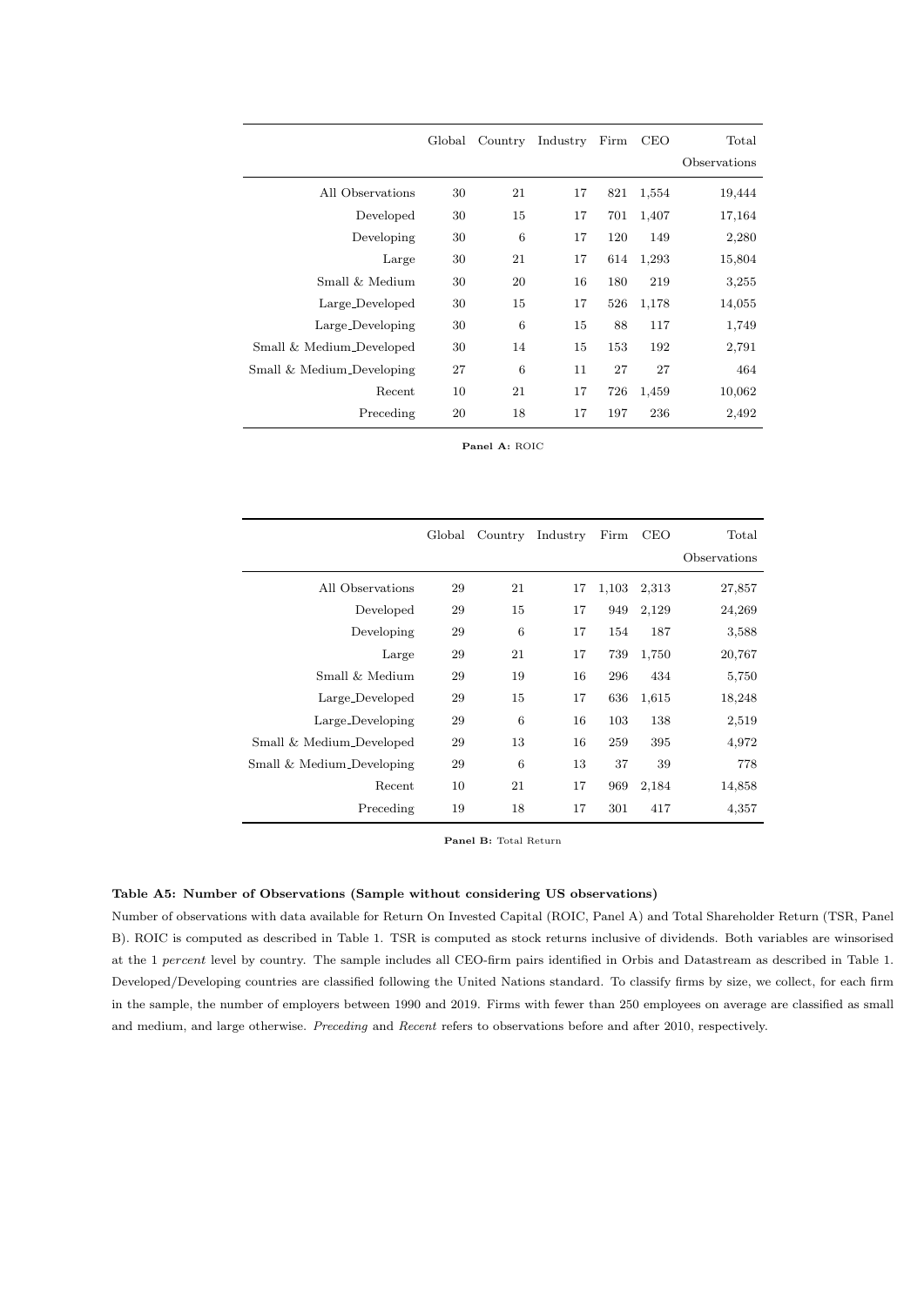| | Global | Country | Industry | Firm | CEO | Total Observations |
|---|---|---|---|---|---|---|
| All Observations | 30 | 21 | 17 | 821 | 1,554 | 19,444 |
| Developed | 30 | 15 | 17 | 701 | 1,407 | 17,164 |
| Developing | 30 | 6 | 17 | 120 | 149 | 2,280 |
| Large | 30 | 21 | 17 | 614 | 1,293 | 15,804 |
| Small & Medium | 30 | 20 | 16 | 180 | 219 | 3,255 |
| Large_Developed | 30 | 15 | 17 | 526 | 1,178 | 14,055 |
| Large_Developing | 30 | 6 | 15 | 88 | 117 | 1,749 |
| Small & Medium_Developed | 30 | 14 | 15 | 153 | 192 | 2,791 |
| Small & Medium_Developing | 27 | 6 | 11 | 27 | 27 | 464 |
| Recent | 10 | 21 | 17 | 726 | 1,459 | 10,062 |
| Preceding | 20 | 18 | 17 | 197 | 236 | 2,492 |

**Panel A:** ROIC

| | Global | Country | Industry | Firm | CEO | Total Observations |
|---|---|---|---|---|---|---|
| All Observations | 29 | 21 | 17 | 1,103 | 2,313 | 27,857 |
| Developed | 29 | 15 | 17 | 949 | 2,129 | 24,269 |
| Developing | 29 | 6 | 17 | 154 | 187 | 3,588 |
| Large | 29 | 21 | 17 | 739 | 1,750 | 20,767 |
| Small & Medium | 29 | 19 | 16 | 296 | 434 | 5,750 |
| Large_Developed | 29 | 15 | 17 | 636 | 1,615 | 18,248 |
| Large_Developing | 29 | 6 | 16 | 103 | 138 | 2,519 |
| Small & Medium_Developed | 29 | 13 | 16 | 259 | 395 | 4,972 |
| Small & Medium_Developing | 29 | 6 | 13 | 37 | 39 | 778 |
| Recent | 10 | 21 | 17 | 969 | 2,184 | 14,858 |
| Preceding | 19 | 18 | 17 | 301 | 417 | 4,357 |

**Panel B:** Total Return

**Table A5: Number of Observations (Sample without considering US observations)**

Number of observations with data available for Return On Invested Capital (ROIC, Panel A) and Total Shareholder Return (TSR, Panel B). ROIC is computed as described in Table 1. TSR is computed as stock returns inclusive of dividends. Both variables are winsorised at the 1 *percent* level by country. The sample includes all CEO-firm pairs identified in Orbis and Datastream as described in Table 1. Developed/Developing countries are classified following the United Nations standard. To classify firms by size, we collect, for each firm in the sample, the number of employers between 1990 and 2019. Firms with fewer than 250 employees on average are classified as small and medium, and large otherwise. *Preceding* and *Recent* refers to observations before and after 2010, respectively.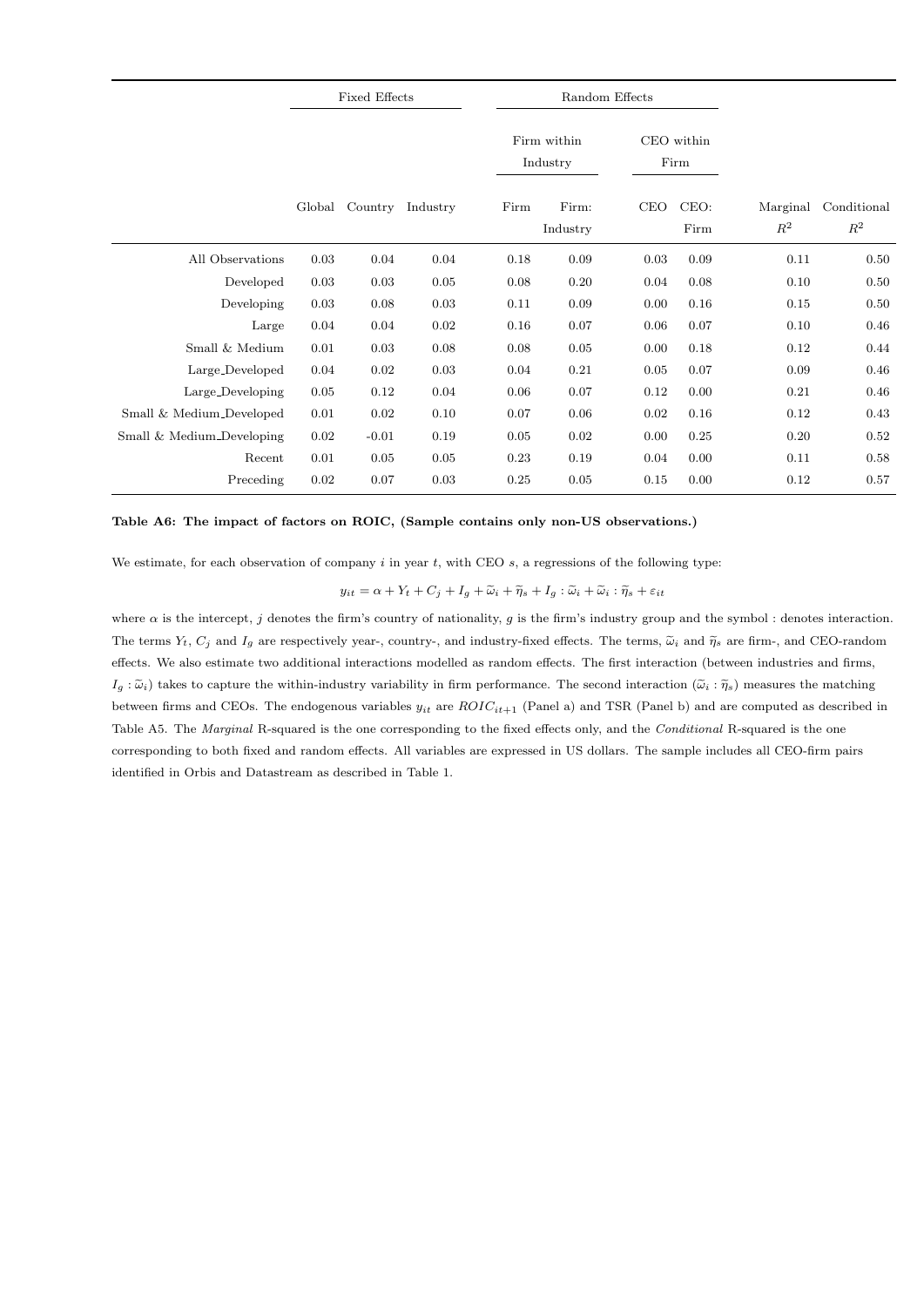| | Fixed Effects | | | Random Effects | | | | | |
|---|---|---|---|---|---|---|---|---|---|
| | | | | Firm within Industry | | CEO within Firm | | | |
| | Global | Country | Industry | Firm | Firm: Industry | CEO | CEO: Firm | Marginal $R^2$ | Conditional $R^2$ |
| All Observations | 0.03 | 0.04 | 0.04 | 0.18 | 0.09 | 0.03 | 0.09 | 0.11 | 0.50 |
| Developed | 0.03 | 0.03 | 0.05 | 0.08 | 0.20 | 0.04 | 0.08 | 0.10 | 0.50 |
| Developing | 0.03 | 0.08 | 0.03 | 0.11 | 0.09 | 0.00 | 0.16 | 0.15 | 0.50 |
| Large | 0.04 | 0.04 | 0.02 | 0.16 | 0.07 | 0.06 | 0.07 | 0.10 | 0.46 |
| Small & Medium | 0.01 | 0.03 | 0.08 | 0.08 | 0.05 | 0.00 | 0.18 | 0.12 | 0.44 |
| Large_Developed | 0.04 | 0.02 | 0.03 | 0.04 | 0.21 | 0.05 | 0.07 | 0.09 | 0.46 |
| Large_Developing | 0.05 | 0.12 | 0.04 | 0.06 | 0.07 | 0.12 | 0.00 | 0.21 | 0.46 |
| Small & Medium_Developed | 0.01 | 0.02 | 0.10 | 0.07 | 0.06 | 0.02 | 0.16 | 0.12 | 0.43 |
| Small & Medium_Developing | 0.02 | -0.01 | 0.19 | 0.05 | 0.02 | 0.00 | 0.25 | 0.20 | 0.52 |
| Recent | 0.01 | 0.05 | 0.05 | 0.23 | 0.19 | 0.04 | 0.00 | 0.11 | 0.58 |
| Preceding | 0.02 | 0.07 | 0.03 | 0.25 | 0.05 | 0.15 | 0.00 | 0.12 | 0.57 |

**Table A6: The impact of factors on ROIC, (Sample contains only non-US observations.)**

We estimate, for each observation of company $i$ in year $t$, with CEO $s$, a regressions of the following type:

$$y_{it} = \alpha + Y_t + C_j + I_g + \widetilde{\omega}_i + \widetilde{\eta}_s + I_g : \widetilde{\omega}_i + \widetilde{\omega}_i : \widetilde{\eta}_s + \varepsilon_{it}$$

where $\alpha$ is the intercept, $j$ denotes the firm's country of nationality, $g$ is the firm's industry group and the symbol : denotes interaction. The terms $Y_t$, $C_j$ and $I_g$ are respectively year-, country-, and industry-fixed effects. The terms, $\widetilde{\omega}_i$ and $\widetilde{\eta}_s$ are firm-, and CEO-random effects. We also estimate two additional interactions modelled as random effects. The first interaction (between industries and firms, $I_g : \widetilde{\omega}_i$) takes to capture the within-industry variability in firm performance. The second interaction ($\widetilde{\omega}_i : \widetilde{\eta}_s$) measures the matching between firms and CEOs. The endogenous variables $y_{it}$ are $ROIC_{it+1}$ (Panel a) and TSR (Panel b) and are computed as described in Table A5. The *Marginal* R-squared is the one corresponding to the fixed effects only, and the *Conditional* R-squared is the one corresponding to both fixed and random effects. All variables are expressed in US dollars. The sample includes all CEO-firm pairs identified in Orbis and Datastream as described in Table 1.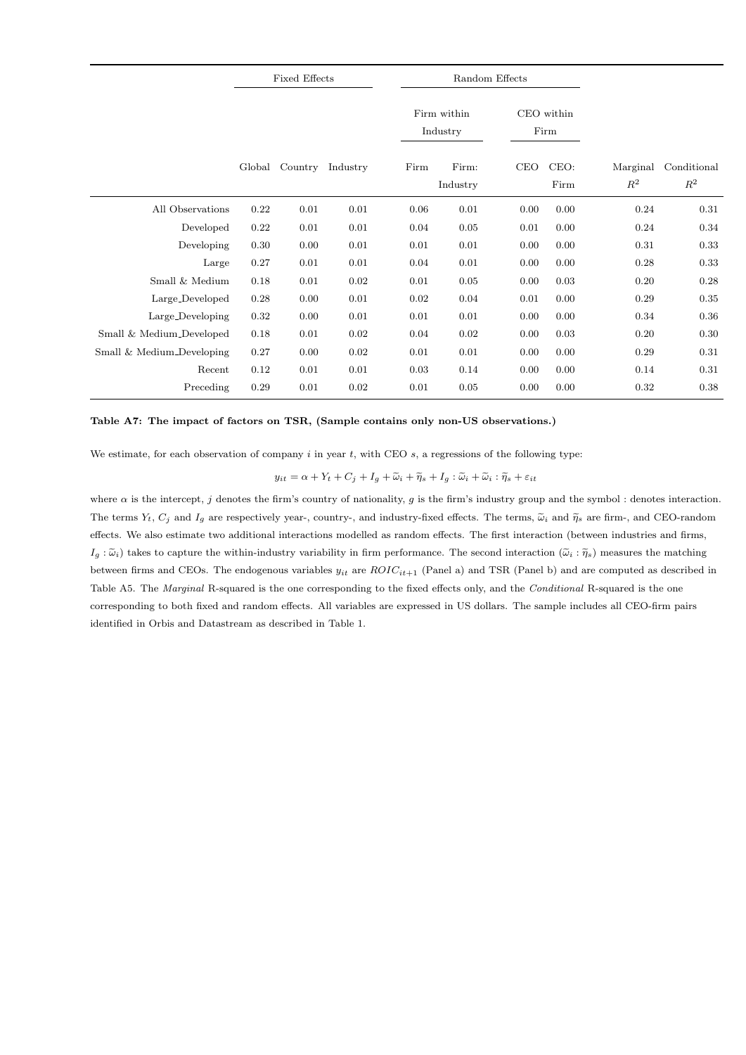| | Fixed Effects | | | Random Effects | | | | | |
|---|---|---|---|---|---|---|---|---|---|
| | | | | Firm within Industry | | CEO within Firm | | | |
| | Global | Country | Industry | Firm | Firm: Industry | CEO | CEO: Firm | Marginal $R^2$ | Conditional $R^2$ |
| All Observations | 0.22 | 0.01 | 0.01 | 0.06 | 0.01 | 0.00 | 0.00 | 0.24 | 0.31 |
| Developed | 0.22 | 0.01 | 0.01 | 0.04 | 0.05 | 0.01 | 0.00 | 0.24 | 0.34 |
| Developing | 0.30 | 0.00 | 0.01 | 0.01 | 0.01 | 0.00 | 0.00 | 0.31 | 0.33 |
| Large | 0.27 | 0.01 | 0.01 | 0.04 | 0.01 | 0.00 | 0.00 | 0.28 | 0.33 |
| Small & Medium | 0.18 | 0.01 | 0.02 | 0.01 | 0.05 | 0.00 | 0.03 | 0.20 | 0.28 |
| Large_Developed | 0.28 | 0.00 | 0.01 | 0.02 | 0.04 | 0.01 | 0.00 | 0.29 | 0.35 |
| Large_Developing | 0.32 | 0.00 | 0.01 | 0.01 | 0.01 | 0.00 | 0.00 | 0.34 | 0.36 |
| Small & Medium_Developed | 0.18 | 0.01 | 0.02 | 0.04 | 0.02 | 0.00 | 0.03 | 0.20 | 0.30 |
| Small & Medium_Developing | 0.27 | 0.00 | 0.02 | 0.01 | 0.01 | 0.00 | 0.00 | 0.29 | 0.31 |
| Recent | 0.12 | 0.01 | 0.01 | 0.03 | 0.14 | 0.00 | 0.00 | 0.14 | 0.31 |
| Preceding | 0.29 | 0.01 | 0.02 | 0.01 | 0.05 | 0.00 | 0.00 | 0.32 | 0.38 |

**Table A7: The impact of factors on TSR, (Sample contains only non-US observations.)**

We estimate, for each observation of company $i$ in year $t$, with CEO $s$, a regressions of the following type:

$$y_{it} = \alpha + Y_t + C_j + I_g + \widetilde{\omega}_i + \widetilde{\eta}_s + I_g : \widetilde{\omega}_i + \widetilde{\omega}_i : \widetilde{\eta}_s + \varepsilon_{it}$$

where $\alpha$ is the intercept, $j$ denotes the firm's country of nationality, $g$ is the firm's industry group and the symbol : denotes interaction. The terms $Y_t$, $C_j$ and $I_g$ are respectively year-, country-, and industry-fixed effects. The terms, $\widetilde{\omega}_i$ and $\widetilde{\eta}_s$ are firm-, and CEO-random effects. We also estimate two additional interactions modelled as random effects. The first interaction (between industries and firms, $I_g : \widetilde{\omega}_i$) takes to capture the within-industry variability in firm performance. The second interaction ($\widetilde{\omega}_i : \widetilde{\eta}_s$) measures the matching between firms and CEOs. The endogenous variables $y_{it}$ are $ROIC_{it+1}$ (Panel a) and TSR (Panel b) and are computed as described in Table A5. The *Marginal* R-squared is the one corresponding to the fixed effects only, and the *Conditional* R-squared is the one corresponding to both fixed and random effects. All variables are expressed in US dollars. The sample includes all CEO-firm pairs identified in Orbis and Datastream as described in Table 1.